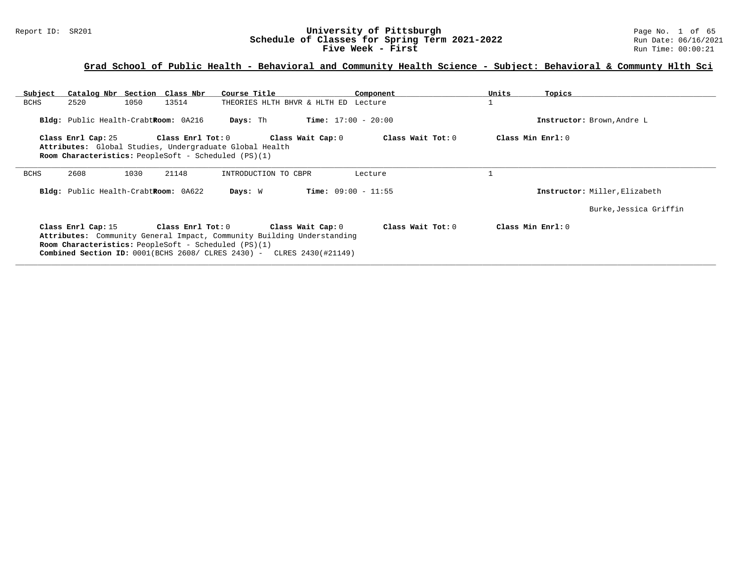# University of Pittsburgh
## Schedule of Classes for Spring Term 2021-2022
### Five Week - First

Report ID: SR201

Run Date: 06/16/2021
Run Time: 00:00:21

## Grad School of Public Health - Behavioral and Community Health Science - Subject: Behavioral & Communty Hlth Sci

| Subject | Catalog Nbr | Section | Class Nbr | Course Title | Component | Units | Topics |
|---|---|---|---|---|---|---|---|
| BCHS | 2520 | 1050 | 13514 | THEORIES HLTH BHVR & HLTH ED | Lecture | 1 | |

**Bldg:** Public Health-Crabt **Room:** 0A216 **Days:** Th **Time:** 17:00 - 20:00 **Instructor:** Brown,Andre L

**Class Enrl Cap:** 25 **Class Enrl Tot:** 0 **Class Wait Cap:** 0 **Class Wait Tot:** 0 **Class Min Enrl:** 0

**Attributes:** Global Studies, Undergraduate Global Health

**Room Characteristics:** PeopleSoft - Scheduled (PS)(1)

---

| Subject | Catalog Nbr | Section | Class Nbr | Course Title | Component | Units | Topics |
|---|---|---|---|---|---|---|---|
| BCHS | 2608 | 1030 | 21148 | INTRODUCTION TO CBPR | Lecture | 1 | |

**Bldg:** Public Health-Crabt **Room:** 0A622 **Days:** W **Time:** 09:00 - 11:55 **Instructor:** Miller,Elizabeth; Burke,Jessica Griffin

**Class Enrl Cap:** 15 **Class Enrl Tot:** 0 **Class Wait Cap:** 0 **Class Wait Tot:** 0 **Class Min Enrl:** 0

**Attributes:** Community General Impact, Community Building Understanding

**Room Characteristics:** PeopleSoft - Scheduled (PS)(1)

**Combined Section ID:** 0001(BCHS 2608/ CLRES 2430) - CLRES 2430(#21149)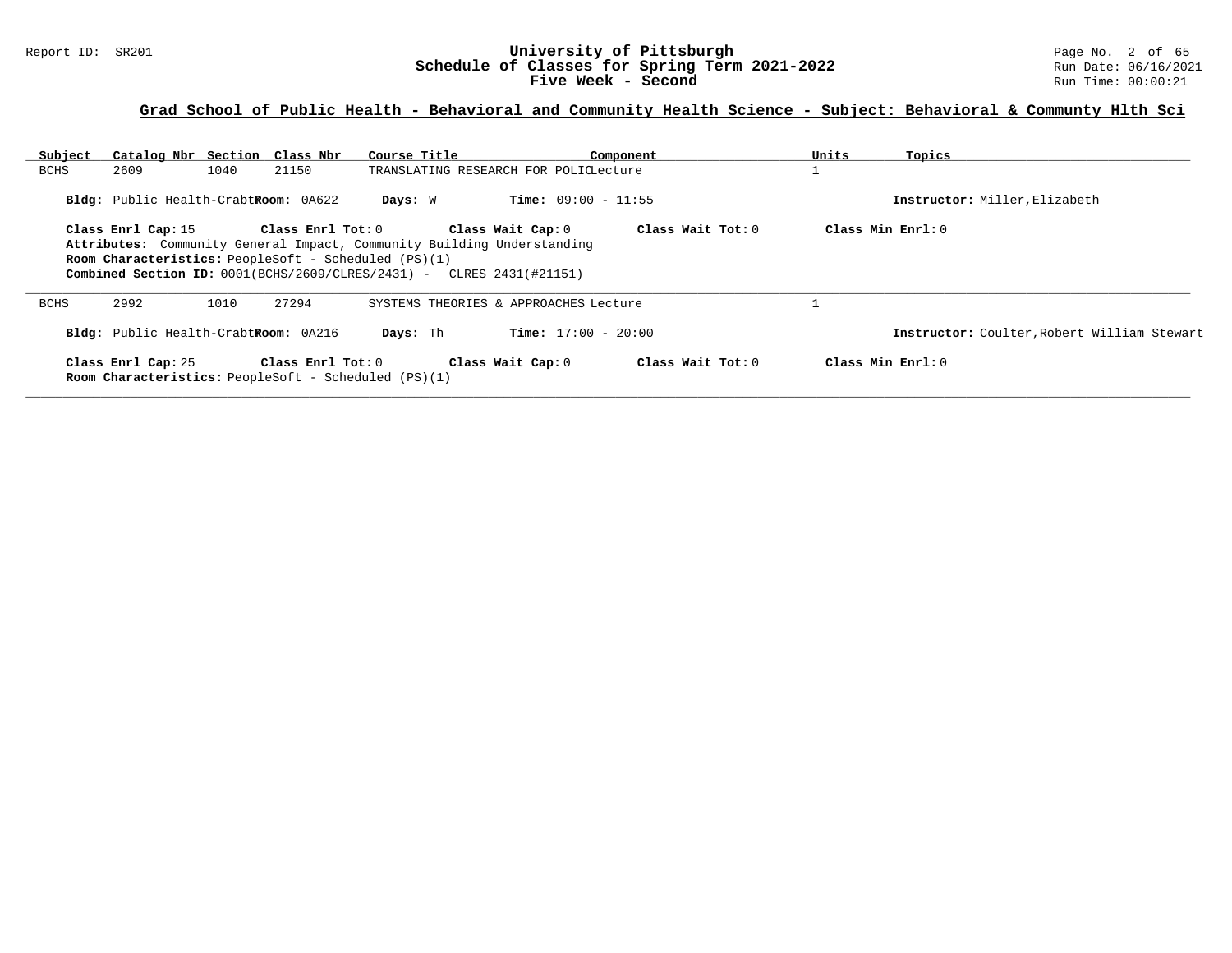## Grad School of Public Health - Behavioral and Community Health Science - Subject: Behavioral & Communty Hlth Sci

| Subject | Catalog Nbr | Section | Class Nbr | Course Title | Component | Units | Topics |
|---|---|---|---|---|---|---|---|
| BCHS | 2609 | 1040 | 21150 | TRANSLATING RESEARCH FOR POLIC | Lecture | 1 | |

**Bldg:** Public Health-Crabtr **Room:** 0A622 **Days:** W **Time:** 09:00 - 11:55 **Instructor:** Miller,Elizabeth

**Class Enrl Cap:** 15 **Class Enrl Tot:** 0 **Class Wait Cap:** 0 **Class Wait Tot:** 0 **Class Min Enrl:** 0

**Attributes:** Community General Impact, Community Building Understanding

**Room Characteristics:** PeopleSoft - Scheduled (PS)(1)

**Combined Section ID:** 0001(BCHS/2609/CLRES/2431) - CLRES 2431(#21151)

---

| Subject | Catalog Nbr | Section | Class Nbr | Course Title | Component | Units | Topics |
|---|---|---|---|---|---|---|---|
| BCHS | 2992 | 1010 | 27294 | SYSTEMS THEORIES & APPROACHES | Lecture | 1 | |

**Bldg:** Public Health-Crabtr **Room:** 0A216 **Days:** Th **Time:** 17:00 - 20:00 **Instructor:** Coulter,Robert William Stewart

**Class Enrl Cap:** 25 **Class Enrl Tot:** 0 **Class Wait Cap:** 0 **Class Wait Tot:** 0 **Class Min Enrl:** 0

**Room Characteristics:** PeopleSoft - Scheduled (PS)(1)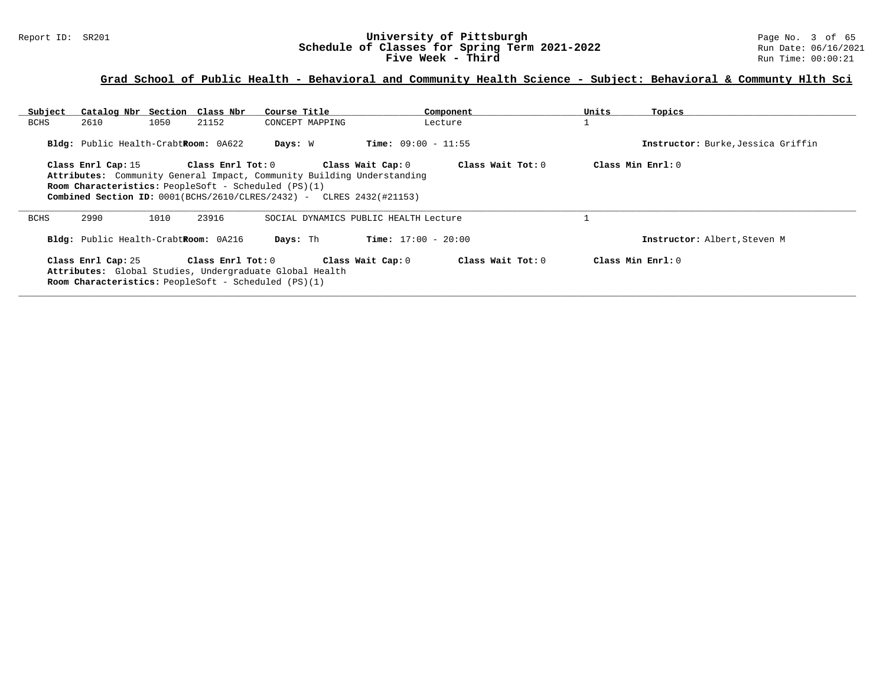## Grad School of Public Health - Behavioral and Community Health Science - Subject: Behavioral & Communty Hlth Sci

| Subject | Catalog Nbr | Section | Class Nbr | Course Title | Component | Units | Topics |
|---|---|---|---|---|---|---|---|
| BCHS | 2610 | 1050 | 21152 | CONCEPT MAPPING | Lecture | 1 | |

**Bldg:** Public Health-Crabtr **Room:** 0A622 **Days:** W **Time:** 09:00 - 11:55 **Instructor:** Burke,Jessica Griffin

**Class Enrl Cap:** 15 **Class Enrl Tot:** 0 **Class Wait Cap:** 0 **Class Wait Tot:** 0 **Class Min Enrl:** 0

**Attributes:** Community General Impact, Community Building Understanding

**Room Characteristics:** PeopleSoft - Scheduled (PS)(1)

**Combined Section ID:** 0001(BCHS/2610/CLRES/2432) - CLRES 2432(#21153)

---

| Subject | Catalog Nbr | Section | Class Nbr | Course Title | Component | Units | Topics |
|---|---|---|---|---|---|---|---|
| BCHS | 2990 | 1010 | 23916 | SOCIAL DYNAMICS PUBLIC HEALTH | Lecture | 1 | |

**Bldg:** Public Health-Crabtr **Room:** 0A216 **Days:** Th **Time:** 17:00 - 20:00 **Instructor:** Albert,Steven M

**Class Enrl Cap:** 25 **Class Enrl Tot:** 0 **Class Wait Cap:** 0 **Class Wait Tot:** 0 **Class Min Enrl:** 0

**Attributes:** Global Studies, Undergraduate Global Health

**Room Characteristics:** PeopleSoft - Scheduled (PS)(1)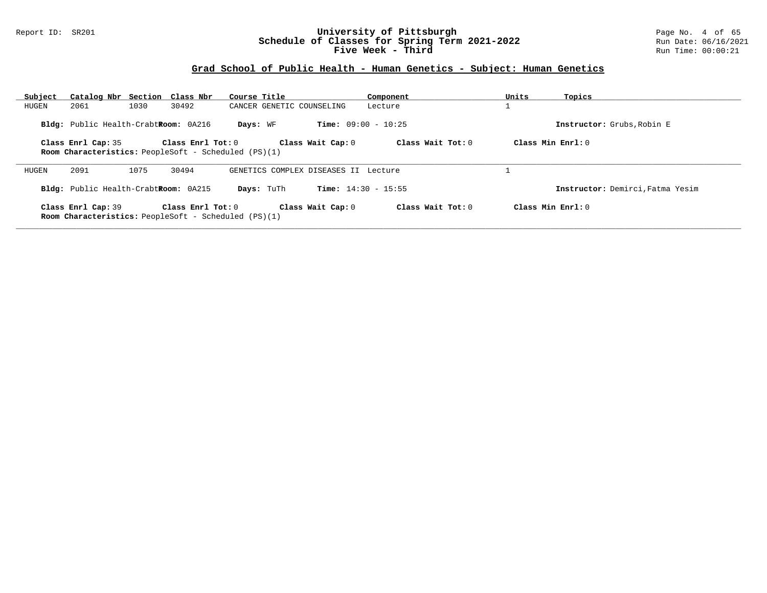# University of Pittsburgh
## Schedule of Classes for Spring Term 2021-2022
### Five Week - Third

Report ID: SR201

Run Date: 06/16/2021

Run Time: 00:00:21

## Grad School of Public Health - Human Genetics - Subject: Human Genetics

| Subject | Catalog Nbr | Section | Class Nbr | Course Title | Component | Units | Topics |
|---|---|---|---|---|---|---|---|
| HUGEN | 2061 | 1030 | 30492 | CANCER GENETIC COUNSELING | Lecture | 1 | |

**Bldg:** Public Health-Crabt **Room:** 0A216 **Days:** WF **Time:** 09:00 - 10:25 **Instructor:** Grubs,Robin E

**Class Enrl Cap:** 35 **Class Enrl Tot:** 0 **Class Wait Cap:** 0 **Class Wait Tot:** 0 **Class Min Enrl:** 0

**Room Characteristics:** PeopleSoft - Scheduled (PS)(1)

---

| Subject | Catalog Nbr | Section | Class Nbr | Course Title | Component | Units | Topics |
|---|---|---|---|---|---|---|---|
| HUGEN | 2091 | 1075 | 30494 | GENETICS COMPLEX DISEASES II | Lecture | 1 | |

**Bldg:** Public Health-Crabt **Room:** 0A215 **Days:** TuTh **Time:** 14:30 - 15:55 **Instructor:** Demirci,Fatma Yesim

**Class Enrl Cap:** 39 **Class Enrl Tot:** 0 **Class Wait Cap:** 0 **Class Wait Tot:** 0 **Class Min Enrl:** 0

**Room Characteristics:** PeopleSoft - Scheduled (PS)(1)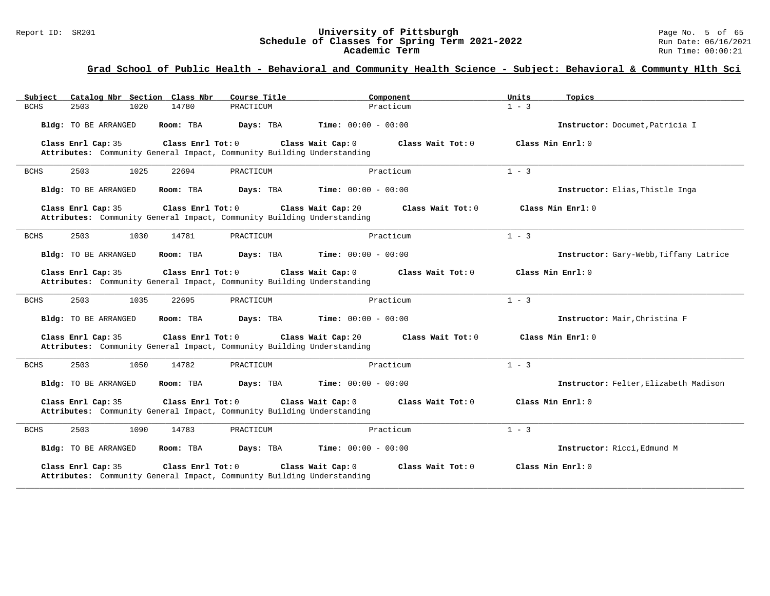## Grad School of Public Health - Behavioral and Community Health Science - Subject: Behavioral & Communty Hlth Sci

| Subject | Catalog Nbr | Section | Class Nbr | Course Title | Component | Units | Topics |
|---|---|---|---|---|---|---|---|
| BCHS | 2503 | 1020 | 14780 | PRACTICUM | Practicum | 1 - 3 | |

**Bldg:** TO BE ARRANGED **Room:** TBA **Days:** TBA **Time:** 00:00 - 00:00 **Instructor:** Documet,Patricia I

**Class Enrl Cap:** 35 **Class Enrl Tot:** 0 **Class Wait Cap:** 0 **Class Wait Tot:** 0 **Class Min Enrl:** 0
**Attributes:** Community General Impact, Community Building Understanding

---

| Subject | Catalog Nbr | Section | Class Nbr | Course Title | Component | Units | Topics |
|---|---|---|---|---|---|---|---|
| BCHS | 2503 | 1025 | 22694 | PRACTICUM | Practicum | 1 - 3 | |

**Bldg:** TO BE ARRANGED **Room:** TBA **Days:** TBA **Time:** 00:00 - 00:00 **Instructor:** Elias,Thistle Inga

**Class Enrl Cap:** 35 **Class Enrl Tot:** 0 **Class Wait Cap:** 20 **Class Wait Tot:** 0 **Class Min Enrl:** 0
**Attributes:** Community General Impact, Community Building Understanding

---

| Subject | Catalog Nbr | Section | Class Nbr | Course Title | Component | Units | Topics |
|---|---|---|---|---|---|---|---|
| BCHS | 2503 | 1030 | 14781 | PRACTICUM | Practicum | 1 - 3 | |

**Bldg:** TO BE ARRANGED **Room:** TBA **Days:** TBA **Time:** 00:00 - 00:00 **Instructor:** Gary-Webb,Tiffany Latrice

**Class Enrl Cap:** 35 **Class Enrl Tot:** 0 **Class Wait Cap:** 0 **Class Wait Tot:** 0 **Class Min Enrl:** 0
**Attributes:** Community General Impact, Community Building Understanding

---

| Subject | Catalog Nbr | Section | Class Nbr | Course Title | Component | Units | Topics |
|---|---|---|---|---|---|---|---|
| BCHS | 2503 | 1035 | 22695 | PRACTICUM | Practicum | 1 - 3 | |

**Bldg:** TO BE ARRANGED **Room:** TBA **Days:** TBA **Time:** 00:00 - 00:00 **Instructor:** Mair,Christina F

**Class Enrl Cap:** 35 **Class Enrl Tot:** 0 **Class Wait Cap:** 20 **Class Wait Tot:** 0 **Class Min Enrl:** 0
**Attributes:** Community General Impact, Community Building Understanding

---

| Subject | Catalog Nbr | Section | Class Nbr | Course Title | Component | Units | Topics |
|---|---|---|---|---|---|---|---|
| BCHS | 2503 | 1050 | 14782 | PRACTICUM | Practicum | 1 - 3 | |

**Bldg:** TO BE ARRANGED **Room:** TBA **Days:** TBA **Time:** 00:00 - 00:00 **Instructor:** Felter,Elizabeth Madison

**Class Enrl Cap:** 35 **Class Enrl Tot:** 0 **Class Wait Cap:** 0 **Class Wait Tot:** 0 **Class Min Enrl:** 0
**Attributes:** Community General Impact, Community Building Understanding

---

| Subject | Catalog Nbr | Section | Class Nbr | Course Title | Component | Units | Topics |
|---|---|---|---|---|---|---|---|
| BCHS | 2503 | 1090 | 14783 | PRACTICUM | Practicum | 1 - 3 | |

**Bldg:** TO BE ARRANGED **Room:** TBA **Days:** TBA **Time:** 00:00 - 00:00 **Instructor:** Ricci,Edmund M

**Class Enrl Cap:** 35 **Class Enrl Tot:** 0 **Class Wait Cap:** 0 **Class Wait Tot:** 0 **Class Min Enrl:** 0
**Attributes:** Community General Impact, Community Building Understanding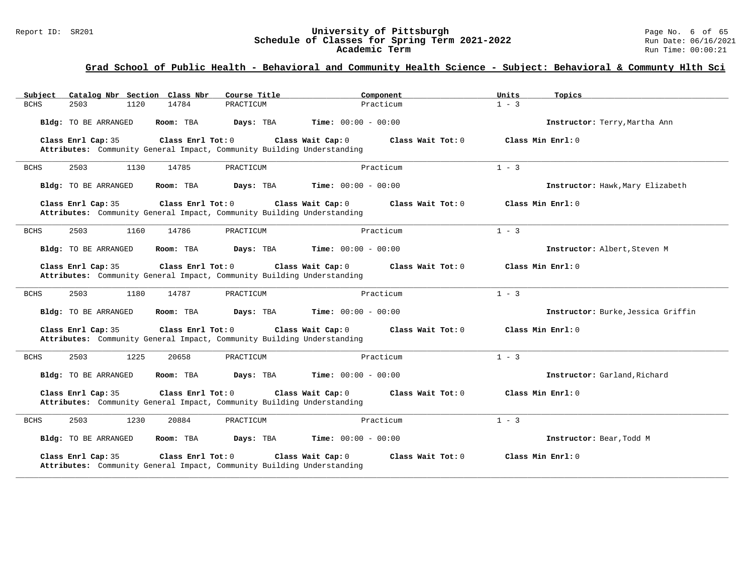## Grad School of Public Health - Behavioral and Community Health Science - Subject: Behavioral & Communty Hlth Sci

| Subject | Catalog Nbr | Section | Class Nbr | Course Title | Component | Units | Topics |
|---|---|---|---|---|---|---|---|
| BCHS | 2503 | 1120 | 14784 | PRACTICUM | Practicum | 1 - 3 | |

**Bldg:** TO BE ARRANGED **Room:** TBA **Days:** TBA **Time:** 00:00 - 00:00 **Instructor:** Terry,Martha Ann

**Class Enrl Cap:** 35 **Class Enrl Tot:** 0 **Class Wait Cap:** 0 **Class Wait Tot:** 0 **Class Min Enrl:** 0
**Attributes:** Community General Impact, Community Building Understanding

---

| Subject | Catalog Nbr | Section | Class Nbr | Course Title | Component | Units | Topics |
|---|---|---|---|---|---|---|---|
| BCHS | 2503 | 1130 | 14785 | PRACTICUM | Practicum | 1 - 3 | |

**Bldg:** TO BE ARRANGED **Room:** TBA **Days:** TBA **Time:** 00:00 - 00:00 **Instructor:** Hawk,Mary Elizabeth

**Class Enrl Cap:** 35 **Class Enrl Tot:** 0 **Class Wait Cap:** 0 **Class Wait Tot:** 0 **Class Min Enrl:** 0
**Attributes:** Community General Impact, Community Building Understanding

---

| Subject | Catalog Nbr | Section | Class Nbr | Course Title | Component | Units | Topics |
|---|---|---|---|---|---|---|---|
| BCHS | 2503 | 1160 | 14786 | PRACTICUM | Practicum | 1 - 3 | |

**Bldg:** TO BE ARRANGED **Room:** TBA **Days:** TBA **Time:** 00:00 - 00:00 **Instructor:** Albert,Steven M

**Class Enrl Cap:** 35 **Class Enrl Tot:** 0 **Class Wait Cap:** 0 **Class Wait Tot:** 0 **Class Min Enrl:** 0
**Attributes:** Community General Impact, Community Building Understanding

---

| Subject | Catalog Nbr | Section | Class Nbr | Course Title | Component | Units | Topics |
|---|---|---|---|---|---|---|---|
| BCHS | 2503 | 1180 | 14787 | PRACTICUM | Practicum | 1 - 3 | |

**Bldg:** TO BE ARRANGED **Room:** TBA **Days:** TBA **Time:** 00:00 - 00:00 **Instructor:** Burke,Jessica Griffin

**Class Enrl Cap:** 35 **Class Enrl Tot:** 0 **Class Wait Cap:** 0 **Class Wait Tot:** 0 **Class Min Enrl:** 0
**Attributes:** Community General Impact, Community Building Understanding

---

| Subject | Catalog Nbr | Section | Class Nbr | Course Title | Component | Units | Topics |
|---|---|---|---|---|---|---|---|
| BCHS | 2503 | 1225 | 20658 | PRACTICUM | Practicum | 1 - 3 | |

**Bldg:** TO BE ARRANGED **Room:** TBA **Days:** TBA **Time:** 00:00 - 00:00 **Instructor:** Garland,Richard

**Class Enrl Cap:** 35 **Class Enrl Tot:** 0 **Class Wait Cap:** 0 **Class Wait Tot:** 0 **Class Min Enrl:** 0
**Attributes:** Community General Impact, Community Building Understanding

---

| Subject | Catalog Nbr | Section | Class Nbr | Course Title | Component | Units | Topics |
|---|---|---|---|---|---|---|---|
| BCHS | 2503 | 1230 | 20884 | PRACTICUM | Practicum | 1 - 3 | |

**Bldg:** TO BE ARRANGED **Room:** TBA **Days:** TBA **Time:** 00:00 - 00:00 **Instructor:** Bear,Todd M

**Class Enrl Cap:** 35 **Class Enrl Tot:** 0 **Class Wait Cap:** 0 **Class Wait Tot:** 0 **Class Min Enrl:** 0
**Attributes:** Community General Impact, Community Building Understanding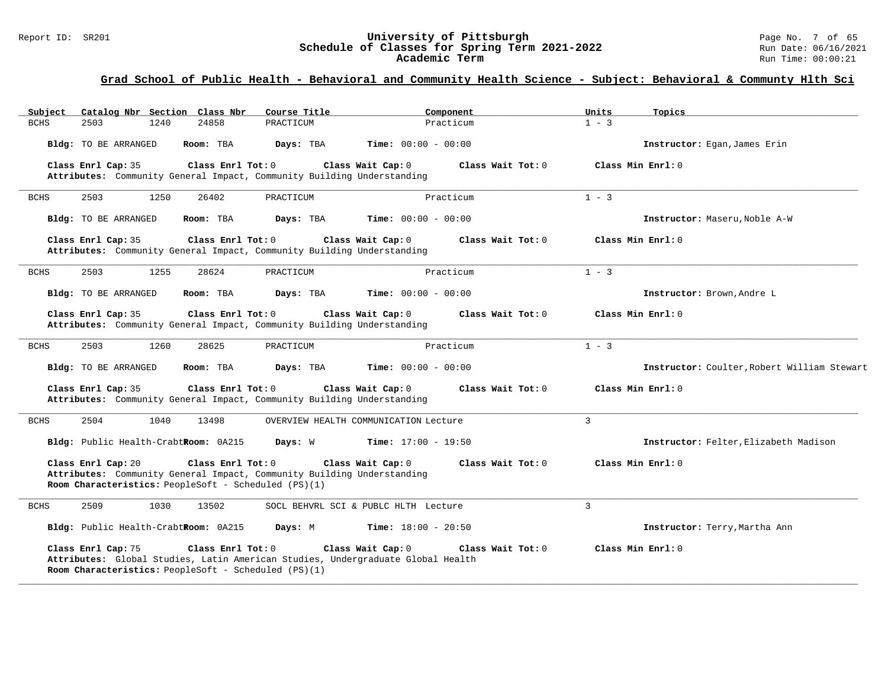## Grad School of Public Health - Behavioral and Community Health Science - Subject: Behavioral & Communty Hlth Sci

| Subject | Catalog Nbr | Section | Class Nbr | Course Title | Component | Units | Topics |
|---|---|---|---|---|---|---|---|
| BCHS | 2503 | 1240 | 24858 | PRACTICUM | Practicum | 1 - 3 | |

**Bldg:** TO BE ARRANGED **Room:** TBA **Days:** TBA **Time:** 00:00 - 00:00 **Instructor:** Egan,James Erin

**Class Enrl Cap:** 35 **Class Enrl Tot:** 0 **Class Wait Cap:** 0 **Class Wait Tot:** 0 **Class Min Enrl:** 0
**Attributes:** Community General Impact, Community Building Understanding

---

| Subject | Catalog Nbr | Section | Class Nbr | Course Title | Component | Units | Topics |
|---|---|---|---|---|---|---|---|
| BCHS | 2503 | 1250 | 26402 | PRACTICUM | Practicum | 1 - 3 | |

**Bldg:** TO BE ARRANGED **Room:** TBA **Days:** TBA **Time:** 00:00 - 00:00 **Instructor:** Maseru,Noble A-W

**Class Enrl Cap:** 35 **Class Enrl Tot:** 0 **Class Wait Cap:** 0 **Class Wait Tot:** 0 **Class Min Enrl:** 0
**Attributes:** Community General Impact, Community Building Understanding

---

| Subject | Catalog Nbr | Section | Class Nbr | Course Title | Component | Units | Topics |
|---|---|---|---|---|---|---|---|
| BCHS | 2503 | 1255 | 28624 | PRACTICUM | Practicum | 1 - 3 | |

**Bldg:** TO BE ARRANGED **Room:** TBA **Days:** TBA **Time:** 00:00 - 00:00 **Instructor:** Brown,Andre L

**Class Enrl Cap:** 35 **Class Enrl Tot:** 0 **Class Wait Cap:** 0 **Class Wait Tot:** 0 **Class Min Enrl:** 0
**Attributes:** Community General Impact, Community Building Understanding

---

| Subject | Catalog Nbr | Section | Class Nbr | Course Title | Component | Units | Topics |
|---|---|---|---|---|---|---|---|
| BCHS | 2503 | 1260 | 28625 | PRACTICUM | Practicum | 1 - 3 | |

**Bldg:** TO BE ARRANGED **Room:** TBA **Days:** TBA **Time:** 00:00 - 00:00 **Instructor:** Coulter,Robert William Stewart

**Class Enrl Cap:** 35 **Class Enrl Tot:** 0 **Class Wait Cap:** 0 **Class Wait Tot:** 0 **Class Min Enrl:** 0
**Attributes:** Community General Impact, Community Building Understanding

---

| Subject | Catalog Nbr | Section | Class Nbr | Course Title | Component | Units | Topics |
|---|---|---|---|---|---|---|---|
| BCHS | 2504 | 1040 | 13498 | OVERVIEW HEALTH COMMUNICATION | Lecture | 3 | |

**Bldg:** Public Health-Crabtr **Room:** 0A215 **Days:** W **Time:** 17:00 - 19:50 **Instructor:** Felter,Elizabeth Madison

**Class Enrl Cap:** 20 **Class Enrl Tot:** 0 **Class Wait Cap:** 0 **Class Wait Tot:** 0 **Class Min Enrl:** 0
**Attributes:** Community General Impact, Community Building Understanding
**Room Characteristics:** PeopleSoft - Scheduled (PS)(1)

---

| Subject | Catalog Nbr | Section | Class Nbr | Course Title | Component | Units | Topics |
|---|---|---|---|---|---|---|---|
| BCHS | 2509 | 1030 | 13502 | SOCL BEHVRL SCI & PUBLC HLTH | Lecture | 3 | |

**Bldg:** Public Health-Crabtr **Room:** 0A215 **Days:** M **Time:** 18:00 - 20:50 **Instructor:** Terry,Martha Ann

**Class Enrl Cap:** 75 **Class Enrl Tot:** 0 **Class Wait Cap:** 0 **Class Wait Tot:** 0 **Class Min Enrl:** 0
**Attributes:** Global Studies, Latin American Studies, Undergraduate Global Health
**Room Characteristics:** PeopleSoft - Scheduled (PS)(1)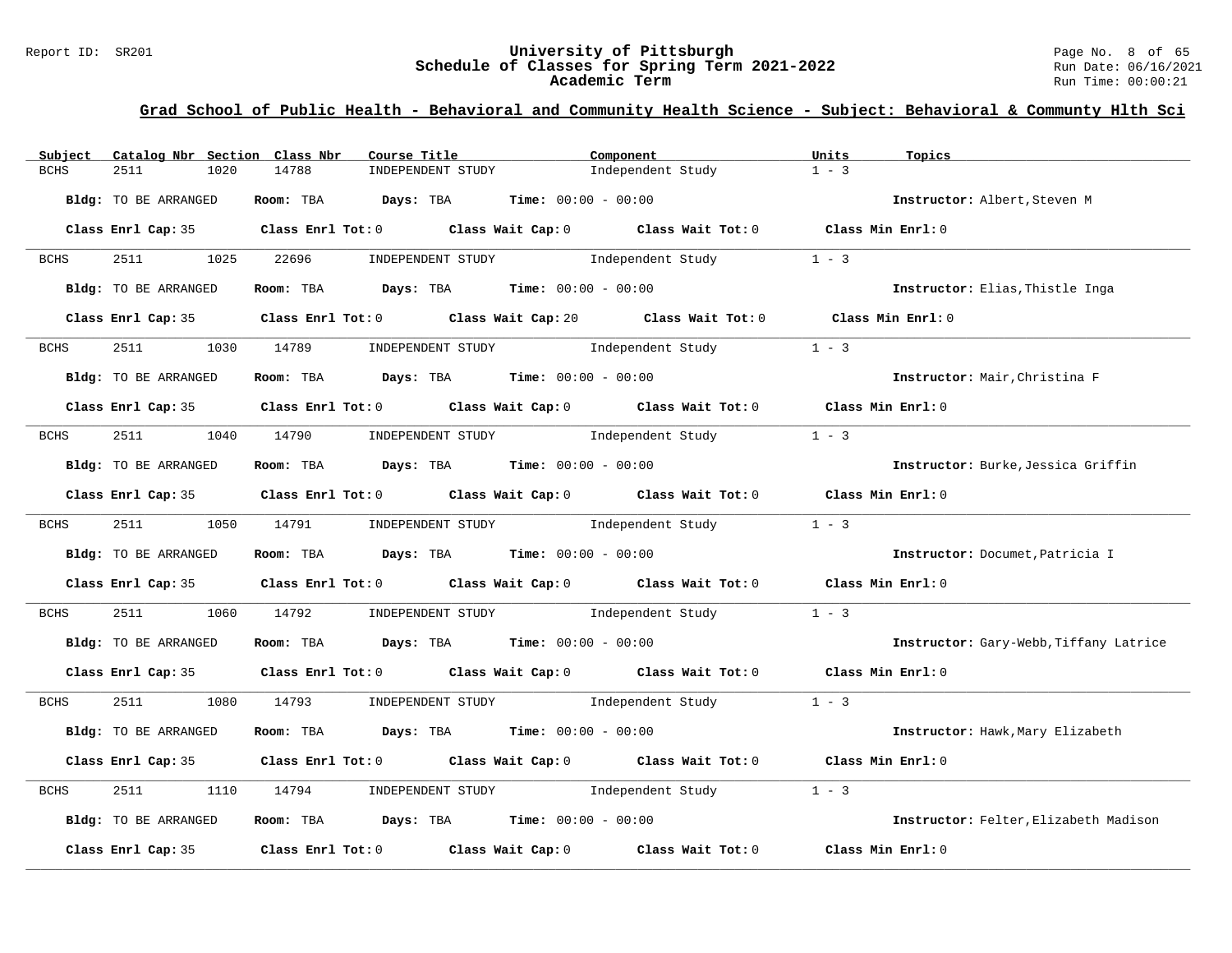## Grad School of Public Health - Behavioral and Community Health Science - Subject: Behavioral & Communty Hlth Sci

| Subject | Catalog Nbr | Section | Class Nbr | Course Title | Component | Units | Topics |
|---|---|---|---|---|---|---|---|
| BCHS | 2511 | 1020 | 14788 | INDEPENDENT STUDY | Independent Study | 1 - 3 | |

**Bldg:** TO BE ARRANGED **Room:** TBA **Days:** TBA **Time:** 00:00 - 00:00 **Instructor:** Albert,Steven M

**Class Enrl Cap:** 35 **Class Enrl Tot:** 0 **Class Wait Cap:** 0 **Class Wait Tot:** 0 **Class Min Enrl:** 0

| Subject | Catalog Nbr | Section | Class Nbr | Course Title | Component | Units | Topics |
|---|---|---|---|---|---|---|---|
| BCHS | 2511 | 1025 | 22696 | INDEPENDENT STUDY | Independent Study | 1 - 3 | |

**Bldg:** TO BE ARRANGED **Room:** TBA **Days:** TBA **Time:** 00:00 - 00:00 **Instructor:** Elias,Thistle Inga

**Class Enrl Cap:** 35 **Class Enrl Tot:** 0 **Class Wait Cap:** 20 **Class Wait Tot:** 0 **Class Min Enrl:** 0

| Subject | Catalog Nbr | Section | Class Nbr | Course Title | Component | Units | Topics |
|---|---|---|---|---|---|---|---|
| BCHS | 2511 | 1030 | 14789 | INDEPENDENT STUDY | Independent Study | 1 - 3 | |

**Bldg:** TO BE ARRANGED **Room:** TBA **Days:** TBA **Time:** 00:00 - 00:00 **Instructor:** Mair,Christina F

**Class Enrl Cap:** 35 **Class Enrl Tot:** 0 **Class Wait Cap:** 0 **Class Wait Tot:** 0 **Class Min Enrl:** 0

| Subject | Catalog Nbr | Section | Class Nbr | Course Title | Component | Units | Topics |
|---|---|---|---|---|---|---|---|
| BCHS | 2511 | 1040 | 14790 | INDEPENDENT STUDY | Independent Study | 1 - 3 | |

**Bldg:** TO BE ARRANGED **Room:** TBA **Days:** TBA **Time:** 00:00 - 00:00 **Instructor:** Burke,Jessica Griffin

**Class Enrl Cap:** 35 **Class Enrl Tot:** 0 **Class Wait Cap:** 0 **Class Wait Tot:** 0 **Class Min Enrl:** 0

| Subject | Catalog Nbr | Section | Class Nbr | Course Title | Component | Units | Topics |
|---|---|---|---|---|---|---|---|
| BCHS | 2511 | 1050 | 14791 | INDEPENDENT STUDY | Independent Study | 1 - 3 | |

**Bldg:** TO BE ARRANGED **Room:** TBA **Days:** TBA **Time:** 00:00 - 00:00 **Instructor:** Documet,Patricia I

**Class Enrl Cap:** 35 **Class Enrl Tot:** 0 **Class Wait Cap:** 0 **Class Wait Tot:** 0 **Class Min Enrl:** 0

| Subject | Catalog Nbr | Section | Class Nbr | Course Title | Component | Units | Topics |
|---|---|---|---|---|---|---|---|
| BCHS | 2511 | 1060 | 14792 | INDEPENDENT STUDY | Independent Study | 1 - 3 | |

**Bldg:** TO BE ARRANGED **Room:** TBA **Days:** TBA **Time:** 00:00 - 00:00 **Instructor:** Gary-Webb,Tiffany Latrice

**Class Enrl Cap:** 35 **Class Enrl Tot:** 0 **Class Wait Cap:** 0 **Class Wait Tot:** 0 **Class Min Enrl:** 0

| Subject | Catalog Nbr | Section | Class Nbr | Course Title | Component | Units | Topics |
|---|---|---|---|---|---|---|---|
| BCHS | 2511 | 1080 | 14793 | INDEPENDENT STUDY | Independent Study | 1 - 3 | |

**Bldg:** TO BE ARRANGED **Room:** TBA **Days:** TBA **Time:** 00:00 - 00:00 **Instructor:** Hawk,Mary Elizabeth

**Class Enrl Cap:** 35 **Class Enrl Tot:** 0 **Class Wait Cap:** 0 **Class Wait Tot:** 0 **Class Min Enrl:** 0

| Subject | Catalog Nbr | Section | Class Nbr | Course Title | Component | Units | Topics |
|---|---|---|---|---|---|---|---|
| BCHS | 2511 | 1110 | 14794 | INDEPENDENT STUDY | Independent Study | 1 - 3 | |

**Bldg:** TO BE ARRANGED **Room:** TBA **Days:** TBA **Time:** 00:00 - 00:00 **Instructor:** Felter,Elizabeth Madison

**Class Enrl Cap:** 35 **Class Enrl Tot:** 0 **Class Wait Cap:** 0 **Class Wait Tot:** 0 **Class Min Enrl:** 0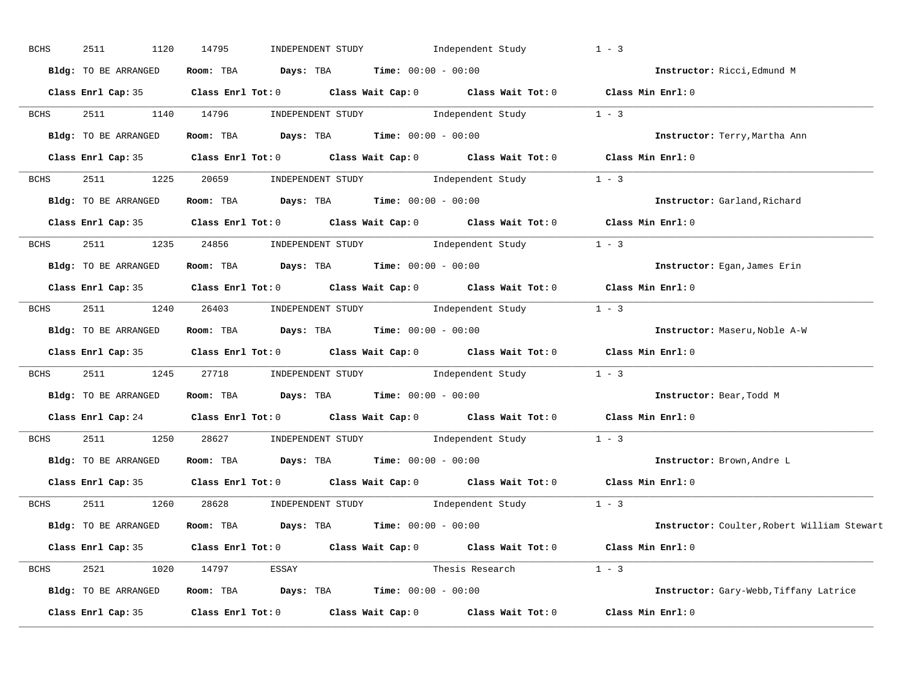BCHS 2511 1120 14795 INDEPENDENT STUDY Independent Study 1 - 3

**Bldg:** TO BE ARRANGED **Room:** TBA **Days:** TBA **Time:** 00:00 - 00:00 **Instructor:** Ricci,Edmund M

**Class Enrl Cap:** 35 **Class Enrl Tot:** 0 **Class Wait Cap:** 0 **Class Wait Tot:** 0 **Class Min Enrl:** 0

---

BCHS 2511 1140 14796 INDEPENDENT STUDY Independent Study 1 - 3

**Bldg:** TO BE ARRANGED **Room:** TBA **Days:** TBA **Time:** 00:00 - 00:00 **Instructor:** Terry,Martha Ann

**Class Enrl Cap:** 35 **Class Enrl Tot:** 0 **Class Wait Cap:** 0 **Class Wait Tot:** 0 **Class Min Enrl:** 0

---

BCHS 2511 1225 20659 INDEPENDENT STUDY Independent Study 1 - 3

**Bldg:** TO BE ARRANGED **Room:** TBA **Days:** TBA **Time:** 00:00 - 00:00 **Instructor:** Garland,Richard

**Class Enrl Cap:** 35 **Class Enrl Tot:** 0 **Class Wait Cap:** 0 **Class Wait Tot:** 0 **Class Min Enrl:** 0

---

BCHS 2511 1235 24856 INDEPENDENT STUDY Independent Study 1 - 3

**Bldg:** TO BE ARRANGED **Room:** TBA **Days:** TBA **Time:** 00:00 - 00:00 **Instructor:** Egan,James Erin

**Class Enrl Cap:** 35 **Class Enrl Tot:** 0 **Class Wait Cap:** 0 **Class Wait Tot:** 0 **Class Min Enrl:** 0

---

BCHS 2511 1240 26403 INDEPENDENT STUDY Independent Study 1 - 3

**Bldg:** TO BE ARRANGED **Room:** TBA **Days:** TBA **Time:** 00:00 - 00:00 **Instructor:** Maseru,Noble A-W

**Class Enrl Cap:** 35 **Class Enrl Tot:** 0 **Class Wait Cap:** 0 **Class Wait Tot:** 0 **Class Min Enrl:** 0

---

BCHS 2511 1245 27718 INDEPENDENT STUDY Independent Study 1 - 3

**Bldg:** TO BE ARRANGED **Room:** TBA **Days:** TBA **Time:** 00:00 - 00:00 **Instructor:** Bear,Todd M

**Class Enrl Cap:** 24 **Class Enrl Tot:** 0 **Class Wait Cap:** 0 **Class Wait Tot:** 0 **Class Min Enrl:** 0

---

BCHS 2511 1250 28627 INDEPENDENT STUDY Independent Study 1 - 3

**Bldg:** TO BE ARRANGED **Room:** TBA **Days:** TBA **Time:** 00:00 - 00:00 **Instructor:** Brown,Andre L

**Class Enrl Cap:** 35 **Class Enrl Tot:** 0 **Class Wait Cap:** 0 **Class Wait Tot:** 0 **Class Min Enrl:** 0

---

BCHS 2511 1260 28628 INDEPENDENT STUDY Independent Study 1 - 3

**Bldg:** TO BE ARRANGED **Room:** TBA **Days:** TBA **Time:** 00:00 - 00:00 **Instructor:** Coulter,Robert William Stewart

**Class Enrl Cap:** 35 **Class Enrl Tot:** 0 **Class Wait Cap:** 0 **Class Wait Tot:** 0 **Class Min Enrl:** 0

---

BCHS 2521 1020 14797 ESSAY Thesis Research 1 - 3

**Bldg:** TO BE ARRANGED **Room:** TBA **Days:** TBA **Time:** 00:00 - 00:00 **Instructor:** Gary-Webb,Tiffany Latrice

**Class Enrl Cap:** 35 **Class Enrl Tot:** 0 **Class Wait Cap:** 0 **Class Wait Tot:** 0 **Class Min Enrl:** 0

---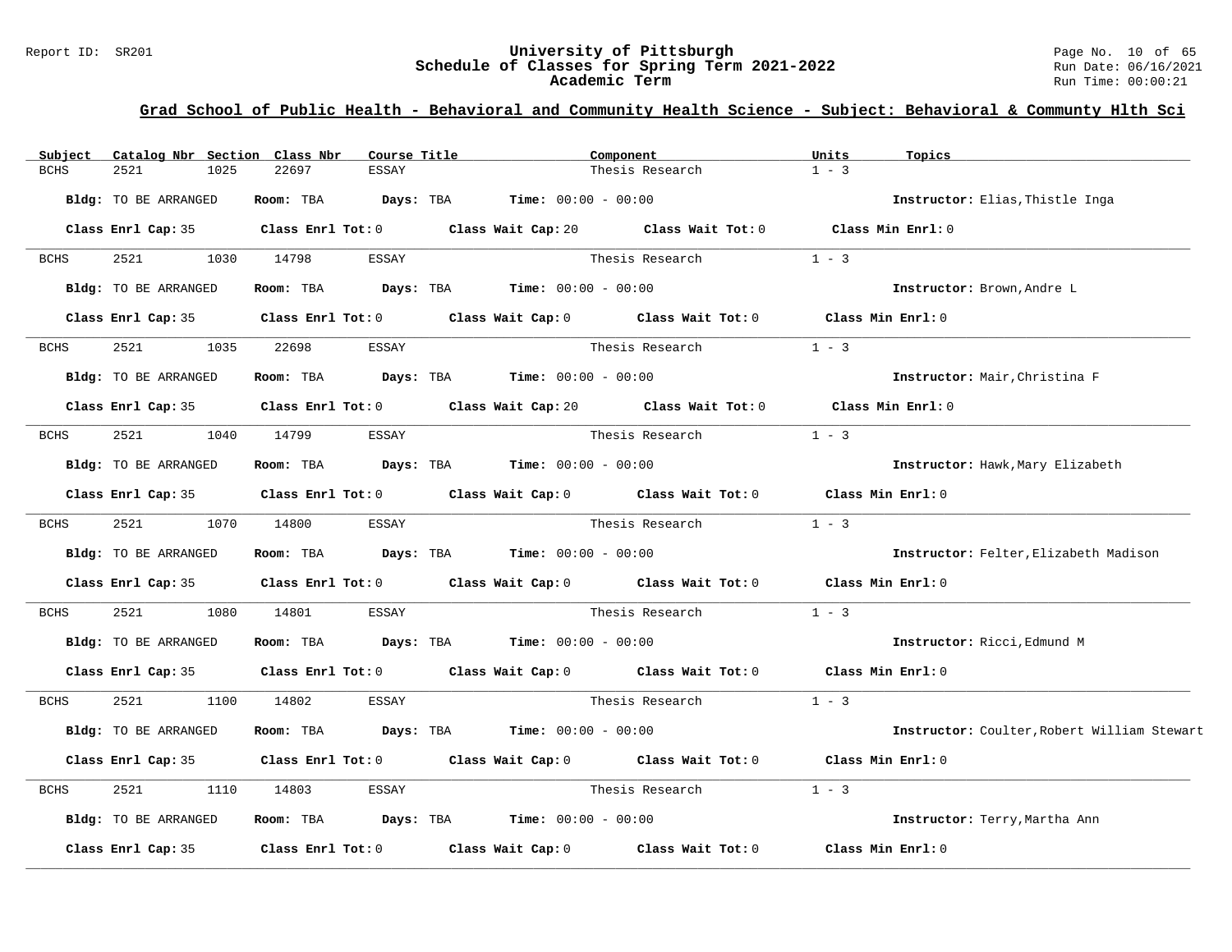## Grad School of Public Health - Behavioral and Community Health Science - Subject: Behavioral & Communty Hlth Sci

| Subject | Catalog Nbr | Section | Class Nbr | Course Title | Component | Units | Topics |
|---|---|---|---|---|---|---|---|
| BCHS | 2521 | 1025 | 22697 | ESSAY | Thesis Research | 1 - 3 | |

**Bldg:** TO BE ARRANGED **Room:** TBA **Days:** TBA **Time:** 00:00 - 00:00 **Instructor:** Elias,Thistle Inga

**Class Enrl Cap:** 35 **Class Enrl Tot:** 0 **Class Wait Cap:** 20 **Class Wait Tot:** 0 **Class Min Enrl:** 0

| Subject | Catalog Nbr | Section | Class Nbr | Course Title | Component | Units | Topics |
|---|---|---|---|---|---|---|---|
| BCHS | 2521 | 1030 | 14798 | ESSAY | Thesis Research | 1 - 3 | |

**Bldg:** TO BE ARRANGED **Room:** TBA **Days:** TBA **Time:** 00:00 - 00:00 **Instructor:** Brown,Andre L

**Class Enrl Cap:** 35 **Class Enrl Tot:** 0 **Class Wait Cap:** 0 **Class Wait Tot:** 0 **Class Min Enrl:** 0

| Subject | Catalog Nbr | Section | Class Nbr | Course Title | Component | Units | Topics |
|---|---|---|---|---|---|---|---|
| BCHS | 2521 | 1035 | 22698 | ESSAY | Thesis Research | 1 - 3 | |

**Bldg:** TO BE ARRANGED **Room:** TBA **Days:** TBA **Time:** 00:00 - 00:00 **Instructor:** Mair,Christina F

**Class Enrl Cap:** 35 **Class Enrl Tot:** 0 **Class Wait Cap:** 20 **Class Wait Tot:** 0 **Class Min Enrl:** 0

| Subject | Catalog Nbr | Section | Class Nbr | Course Title | Component | Units | Topics |
|---|---|---|---|---|---|---|---|
| BCHS | 2521 | 1040 | 14799 | ESSAY | Thesis Research | 1 - 3 | |

**Bldg:** TO BE ARRANGED **Room:** TBA **Days:** TBA **Time:** 00:00 - 00:00 **Instructor:** Hawk,Mary Elizabeth

**Class Enrl Cap:** 35 **Class Enrl Tot:** 0 **Class Wait Cap:** 0 **Class Wait Tot:** 0 **Class Min Enrl:** 0

| Subject | Catalog Nbr | Section | Class Nbr | Course Title | Component | Units | Topics |
|---|---|---|---|---|---|---|---|
| BCHS | 2521 | 1070 | 14800 | ESSAY | Thesis Research | 1 - 3 | |

**Bldg:** TO BE ARRANGED **Room:** TBA **Days:** TBA **Time:** 00:00 - 00:00 **Instructor:** Felter,Elizabeth Madison

**Class Enrl Cap:** 35 **Class Enrl Tot:** 0 **Class Wait Cap:** 0 **Class Wait Tot:** 0 **Class Min Enrl:** 0

| Subject | Catalog Nbr | Section | Class Nbr | Course Title | Component | Units | Topics |
|---|---|---|---|---|---|---|---|
| BCHS | 2521 | 1080 | 14801 | ESSAY | Thesis Research | 1 - 3 | |

**Bldg:** TO BE ARRANGED **Room:** TBA **Days:** TBA **Time:** 00:00 - 00:00 **Instructor:** Ricci,Edmund M

**Class Enrl Cap:** 35 **Class Enrl Tot:** 0 **Class Wait Cap:** 0 **Class Wait Tot:** 0 **Class Min Enrl:** 0

| Subject | Catalog Nbr | Section | Class Nbr | Course Title | Component | Units | Topics |
|---|---|---|---|---|---|---|---|
| BCHS | 2521 | 1100 | 14802 | ESSAY | Thesis Research | 1 - 3 | |

**Bldg:** TO BE ARRANGED **Room:** TBA **Days:** TBA **Time:** 00:00 - 00:00 **Instructor:** Coulter,Robert William Stewart

**Class Enrl Cap:** 35 **Class Enrl Tot:** 0 **Class Wait Cap:** 0 **Class Wait Tot:** 0 **Class Min Enrl:** 0

| Subject | Catalog Nbr | Section | Class Nbr | Course Title | Component | Units | Topics |
|---|---|---|---|---|---|---|---|
| BCHS | 2521 | 1110 | 14803 | ESSAY | Thesis Research | 1 - 3 | |

**Bldg:** TO BE ARRANGED **Room:** TBA **Days:** TBA **Time:** 00:00 - 00:00 **Instructor:** Terry,Martha Ann

**Class Enrl Cap:** 35 **Class Enrl Tot:** 0 **Class Wait Cap:** 0 **Class Wait Tot:** 0 **Class Min Enrl:** 0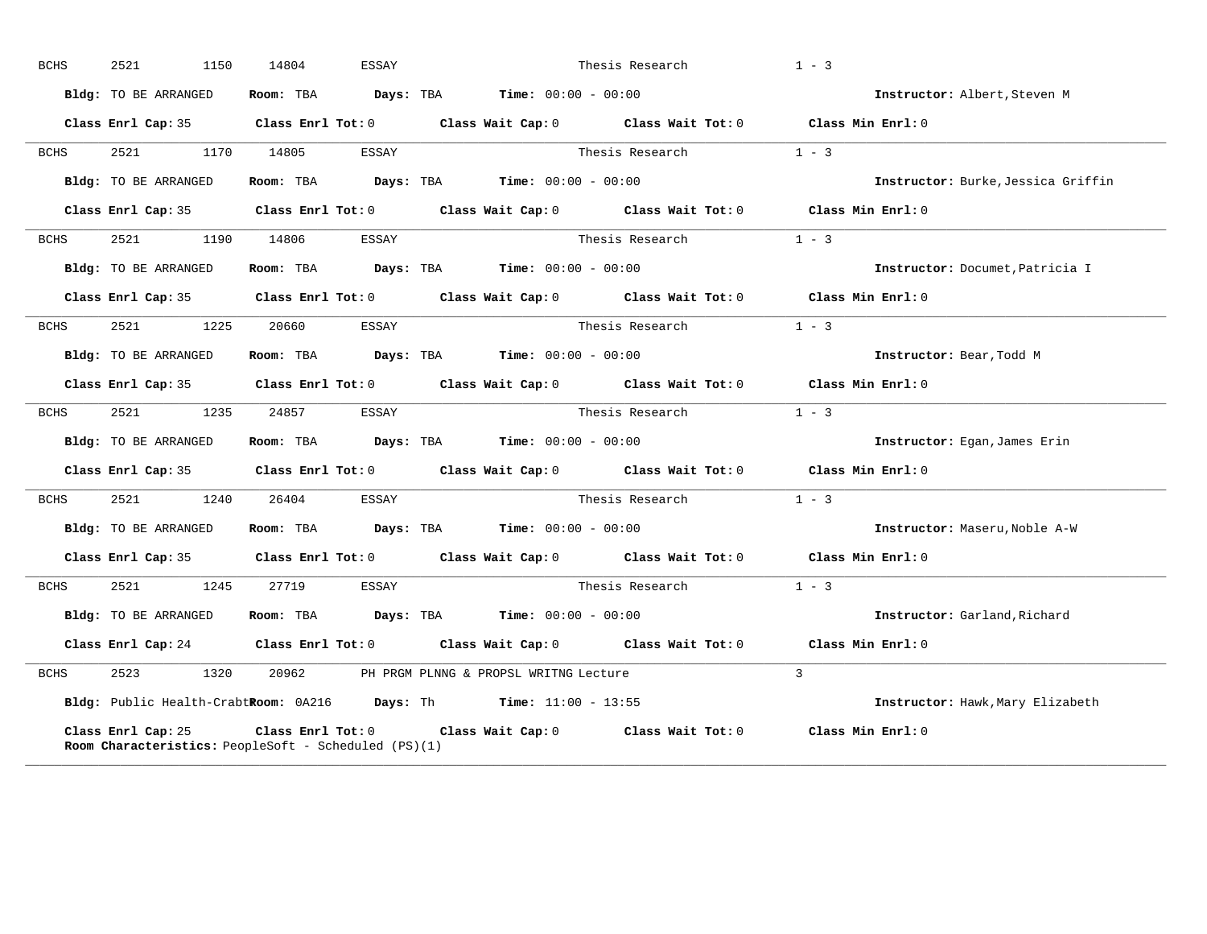BCHS 2521 1150 14804 ESSAY Thesis Research 1 - 3

**Bldg:** TO BE ARRANGED **Room:** TBA **Days:** TBA **Time:** 00:00 - 00:00 **Instructor:** Albert,Steven M

**Class Enrl Cap:** 35 **Class Enrl Tot:** 0 **Class Wait Cap:** 0 **Class Wait Tot:** 0 **Class Min Enrl:** 0

---

BCHS 2521 1170 14805 ESSAY Thesis Research 1 - 3

**Bldg:** TO BE ARRANGED **Room:** TBA **Days:** TBA **Time:** 00:00 - 00:00 **Instructor:** Burke,Jessica Griffin

**Class Enrl Cap:** 35 **Class Enrl Tot:** 0 **Class Wait Cap:** 0 **Class Wait Tot:** 0 **Class Min Enrl:** 0

---

BCHS 2521 1190 14806 ESSAY Thesis Research 1 - 3

**Bldg:** TO BE ARRANGED **Room:** TBA **Days:** TBA **Time:** 00:00 - 00:00 **Instructor:** Documet,Patricia I

**Class Enrl Cap:** 35 **Class Enrl Tot:** 0 **Class Wait Cap:** 0 **Class Wait Tot:** 0 **Class Min Enrl:** 0

---

BCHS 2521 1225 20660 ESSAY Thesis Research 1 - 3

**Bldg:** TO BE ARRANGED **Room:** TBA **Days:** TBA **Time:** 00:00 - 00:00 **Instructor:** Bear,Todd M

**Class Enrl Cap:** 35 **Class Enrl Tot:** 0 **Class Wait Cap:** 0 **Class Wait Tot:** 0 **Class Min Enrl:** 0

---

BCHS 2521 1235 24857 ESSAY Thesis Research 1 - 3

**Bldg:** TO BE ARRANGED **Room:** TBA **Days:** TBA **Time:** 00:00 - 00:00 **Instructor:** Egan,James Erin

**Class Enrl Cap:** 35 **Class Enrl Tot:** 0 **Class Wait Cap:** 0 **Class Wait Tot:** 0 **Class Min Enrl:** 0

---

BCHS 2521 1240 26404 ESSAY Thesis Research 1 - 3

**Bldg:** TO BE ARRANGED **Room:** TBA **Days:** TBA **Time:** 00:00 - 00:00 **Instructor:** Maseru,Noble A-W

**Class Enrl Cap:** 35 **Class Enrl Tot:** 0 **Class Wait Cap:** 0 **Class Wait Tot:** 0 **Class Min Enrl:** 0

---

BCHS 2521 1245 27719 ESSAY Thesis Research 1 - 3

**Bldg:** TO BE ARRANGED **Room:** TBA **Days:** TBA **Time:** 00:00 - 00:00 **Instructor:** Garland,Richard

**Class Enrl Cap:** 24 **Class Enrl Tot:** 0 **Class Wait Cap:** 0 **Class Wait Tot:** 0 **Class Min Enrl:** 0

---

BCHS 2523 1320 20962 PH PRGM PLNNG & PROPSL WRITNG Lecture 3

**Bldg:** Public Health-Crabt **Room:** 0A216 **Days:** Th **Time:** 11:00 - 13:55 **Instructor:** Hawk,Mary Elizabeth

**Class Enrl Cap:** 25 **Class Enrl Tot:** 0 **Class Wait Cap:** 0 **Class Wait Tot:** 0 **Class Min Enrl:** 0
**Room Characteristics:** PeopleSoft - Scheduled (PS)(1)

---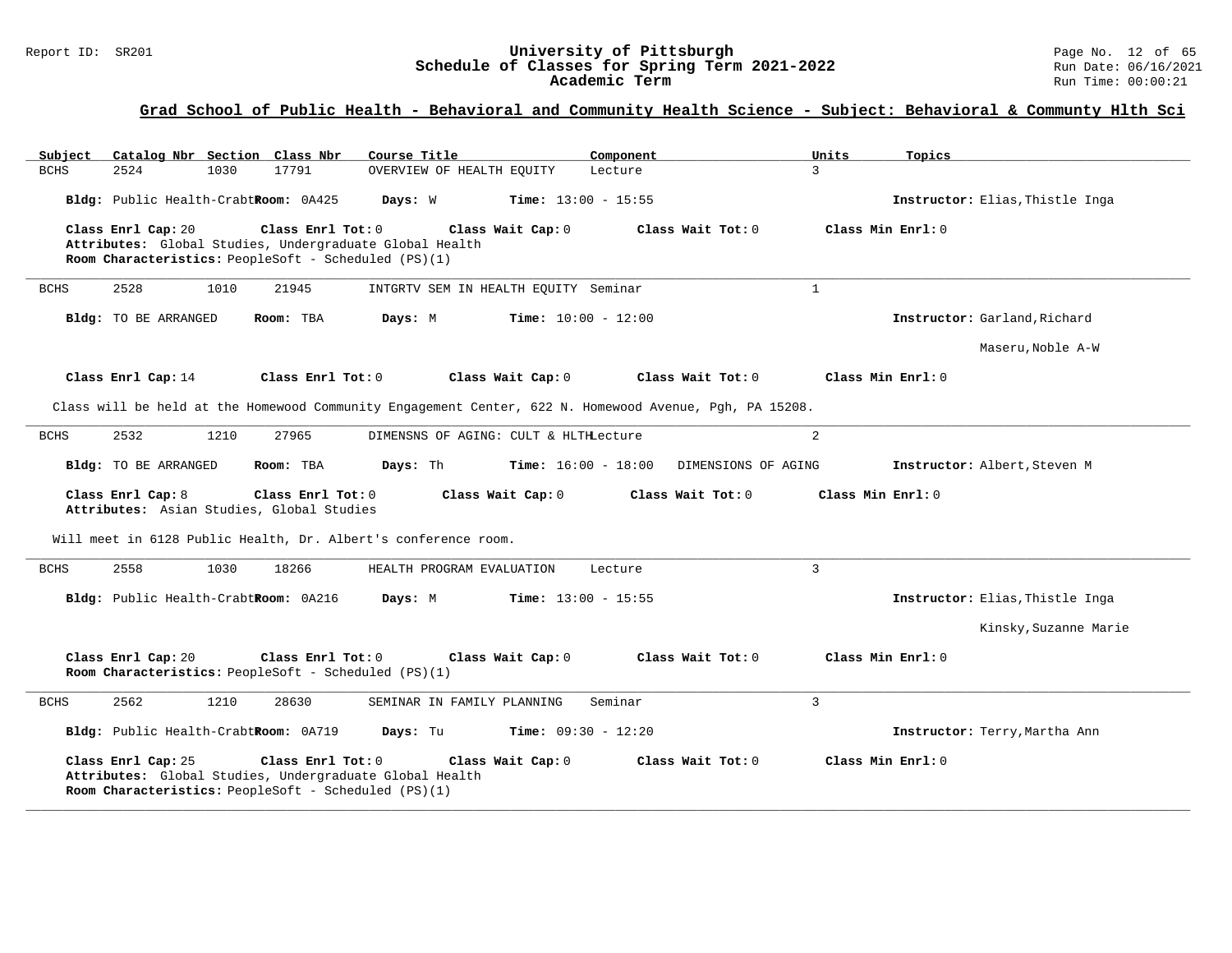## Grad School of Public Health - Behavioral and Community Health Science - Subject: Behavioral & Communty Hlth Sci

| Subject | Catalog Nbr | Section | Class Nbr | Course Title | Component | Units | Topics |
|---|---|---|---|---|---|---|---|
| BCHS | 2524 | 1030 | 17791 | OVERVIEW OF HEALTH EQUITY | Lecture | 3 | |

**Bldg:** Public Health-Crabtr **Room:** 0A425 **Days:** W **Time:** 13:00 - 15:55 **Instructor:** Elias,Thistle Inga

**Class Enrl Cap:** 20 **Class Enrl Tot:** 0 **Class Wait Cap:** 0 **Class Wait Tot:** 0 **Class Min Enrl:** 0

**Attributes:** Global Studies, Undergraduate Global Health

**Room Characteristics:** PeopleSoft - Scheduled (PS)(1)

---

| Subject | Catalog Nbr | Section | Class Nbr | Course Title | Component | Units | Topics |
|---|---|---|---|---|---|---|---|
| BCHS | 2528 | 1010 | 21945 | INTGRTV SEM IN HEALTH EQUITY | Seminar | 1 | |

**Bldg:** TO BE ARRANGED **Room:** TBA **Days:** M **Time:** 10:00 - 12:00 **Instructor:** Garland,Richard; Maseru,Noble A-W

**Class Enrl Cap:** 14 **Class Enrl Tot:** 0 **Class Wait Cap:** 0 **Class Wait Tot:** 0 **Class Min Enrl:** 0

Class will be held at the Homewood Community Engagement Center, 622 N. Homewood Avenue, Pgh, PA 15208.

---

| Subject | Catalog Nbr | Section | Class Nbr | Course Title | Component | Units | Topics |
|---|---|---|---|---|---|---|---|
| BCHS | 2532 | 1210 | 27965 | DIMENSNS OF AGING: CULT & HLTH | Lecture | 2 | DIMENSIONS OF AGING |

**Bldg:** TO BE ARRANGED **Room:** TBA **Days:** Th **Time:** 16:00 - 18:00 **Instructor:** Albert,Steven M

**Class Enrl Cap:** 8 **Class Enrl Tot:** 0 **Class Wait Cap:** 0 **Class Wait Tot:** 0 **Class Min Enrl:** 0

**Attributes:** Asian Studies, Global Studies

Will meet in 6128 Public Health, Dr. Albert's conference room.

---

| Subject | Catalog Nbr | Section | Class Nbr | Course Title | Component | Units | Topics |
|---|---|---|---|---|---|---|---|
| BCHS | 2558 | 1030 | 18266 | HEALTH PROGRAM EVALUATION | Lecture | 3 | |

**Bldg:** Public Health-Crabtr **Room:** 0A216 **Days:** M **Time:** 13:00 - 15:55 **Instructor:** Elias,Thistle Inga; Kinsky,Suzanne Marie

**Class Enrl Cap:** 20 **Class Enrl Tot:** 0 **Class Wait Cap:** 0 **Class Wait Tot:** 0 **Class Min Enrl:** 0

**Room Characteristics:** PeopleSoft - Scheduled (PS)(1)

---

| Subject | Catalog Nbr | Section | Class Nbr | Course Title | Component | Units | Topics |
|---|---|---|---|---|---|---|---|
| BCHS | 2562 | 1210 | 28630 | SEMINAR IN FAMILY PLANNING | Seminar | 3 | |

**Bldg:** Public Health-Crabtr **Room:** 0A719 **Days:** Tu **Time:** 09:30 - 12:20 **Instructor:** Terry,Martha Ann

**Class Enrl Cap:** 25 **Class Enrl Tot:** 0 **Class Wait Cap:** 0 **Class Wait Tot:** 0 **Class Min Enrl:** 0

**Attributes:** Global Studies, Undergraduate Global Health

**Room Characteristics:** PeopleSoft - Scheduled (PS)(1)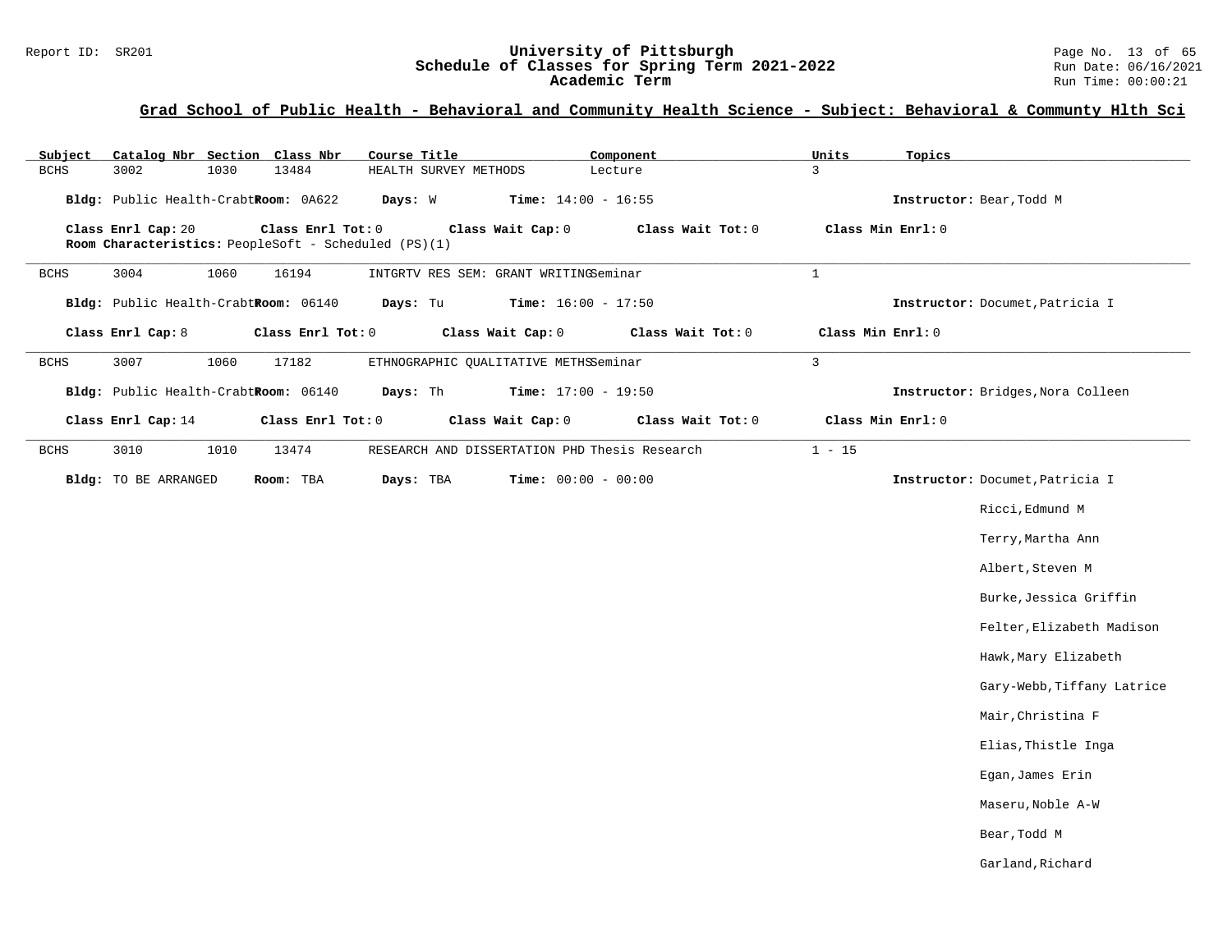## Grad School of Public Health - Behavioral and Community Health Science - Subject: Behavioral & Communty Hlth Sci

| Subject | Catalog Nbr | Section | Class Nbr | Course Title | Component | Units | Topics |
|---|---|---|---|---|---|---|---|
| BCHS | 3002 | 1030 | 13484 | HEALTH SURVEY METHODS | Lecture | 3 | |

**Bldg:** Public Health-Crabtr **Room:** 0A622 **Days:** W **Time:** 14:00 - 16:55 **Instructor:** Bear,Todd M

**Class Enrl Cap:** 20 **Class Enrl Tot:** 0 **Class Wait Cap:** 0 **Class Wait Tot:** 0 **Class Min Enrl:** 0

**Room Characteristics:** PeopleSoft - Scheduled (PS)(1)

---

| Subject | Catalog Nbr | Section | Class Nbr | Course Title | Component | Units | Topics |
|---|---|---|---|---|---|---|---|
| BCHS | 3004 | 1060 | 16194 | INTGRTV RES SEM: GRANT WRITING | Seminar | 1 | |

**Bldg:** Public Health-Crabtr **Room:** 06140 **Days:** Tu **Time:** 16:00 - 17:50 **Instructor:** Documet,Patricia I

**Class Enrl Cap:** 8 **Class Enrl Tot:** 0 **Class Wait Cap:** 0 **Class Wait Tot:** 0 **Class Min Enrl:** 0

---

| Subject | Catalog Nbr | Section | Class Nbr | Course Title | Component | Units | Topics |
|---|---|---|---|---|---|---|---|
| BCHS | 3007 | 1060 | 17182 | ETHNOGRAPHIC QUALITATIVE METHS | Seminar | 3 | |

**Bldg:** Public Health-Crabtr **Room:** 06140 **Days:** Th **Time:** 17:00 - 19:50 **Instructor:** Bridges,Nora Colleen

**Class Enrl Cap:** 14 **Class Enrl Tot:** 0 **Class Wait Cap:** 0 **Class Wait Tot:** 0 **Class Min Enrl:** 0

---

| Subject | Catalog Nbr | Section | Class Nbr | Course Title | Component | Units | Topics |
|---|---|---|---|---|---|---|---|
| BCHS | 3010 | 1010 | 13474 | RESEARCH AND DISSERTATION PHD | Thesis Research | 1 - 15 | |

**Bldg:** TO BE ARRANGED **Room:** TBA **Days:** TBA **Time:** 00:00 - 00:00 **Instructor:** Documet,Patricia I

Ricci,Edmund M

Terry,Martha Ann

Albert,Steven M

Burke,Jessica Griffin

Felter,Elizabeth Madison

Hawk,Mary Elizabeth

Gary-Webb,Tiffany Latrice

Mair,Christina F

Elias,Thistle Inga

Egan,James Erin

Maseru,Noble A-W

Bear,Todd M

Garland,Richard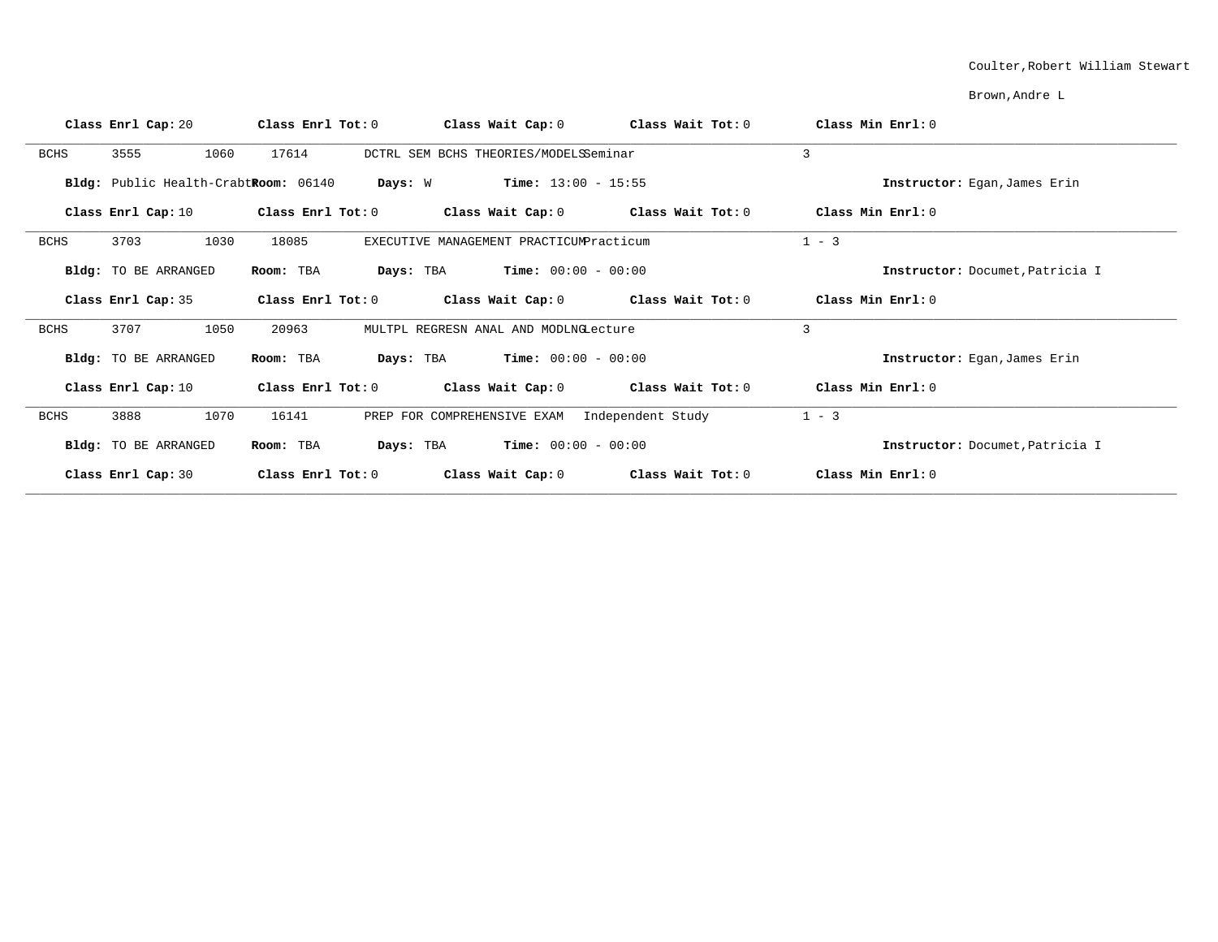Coulter,Robert William Stewart

Brown,Andre L

**Class Enrl Cap:** 20 **Class Enrl Tot:** 0 **Class Wait Cap:** 0 **Class Wait Tot:** 0 **Class Min Enrl:** 0

---

BCHS 3555 1060 17614 DCTRL SEM BCHS THEORIES/MODELS Seminar 3

**Bldg:** Public Health-Crabtr **Room:** 06140 **Days:** W **Time:** 13:00 - 15:55 **Instructor:** Egan,James Erin

**Class Enrl Cap:** 10 **Class Enrl Tot:** 0 **Class Wait Cap:** 0 **Class Wait Tot:** 0 **Class Min Enrl:** 0

---

BCHS 3703 1030 18085 EXECUTIVE MANAGEMENT PRACTICUM Practicum 1 - 3

**Bldg:** TO BE ARRANGED **Room:** TBA **Days:** TBA **Time:** 00:00 - 00:00 **Instructor:** Documet,Patricia I

**Class Enrl Cap:** 35 **Class Enrl Tot:** 0 **Class Wait Cap:** 0 **Class Wait Tot:** 0 **Class Min Enrl:** 0

---

BCHS 3707 1050 20963 MULTPL REGRESN ANAL AND MODLNG Lecture 3

**Bldg:** TO BE ARRANGED **Room:** TBA **Days:** TBA **Time:** 00:00 - 00:00 **Instructor:** Egan,James Erin

**Class Enrl Cap:** 10 **Class Enrl Tot:** 0 **Class Wait Cap:** 0 **Class Wait Tot:** 0 **Class Min Enrl:** 0

---

BCHS 3888 1070 16141 PREP FOR COMPREHENSIVE EXAM Independent Study 1 - 3

**Bldg:** TO BE ARRANGED **Room:** TBA **Days:** TBA **Time:** 00:00 - 00:00 **Instructor:** Documet,Patricia I

**Class Enrl Cap:** 30 **Class Enrl Tot:** 0 **Class Wait Cap:** 0 **Class Wait Tot:** 0 **Class Min Enrl:** 0

---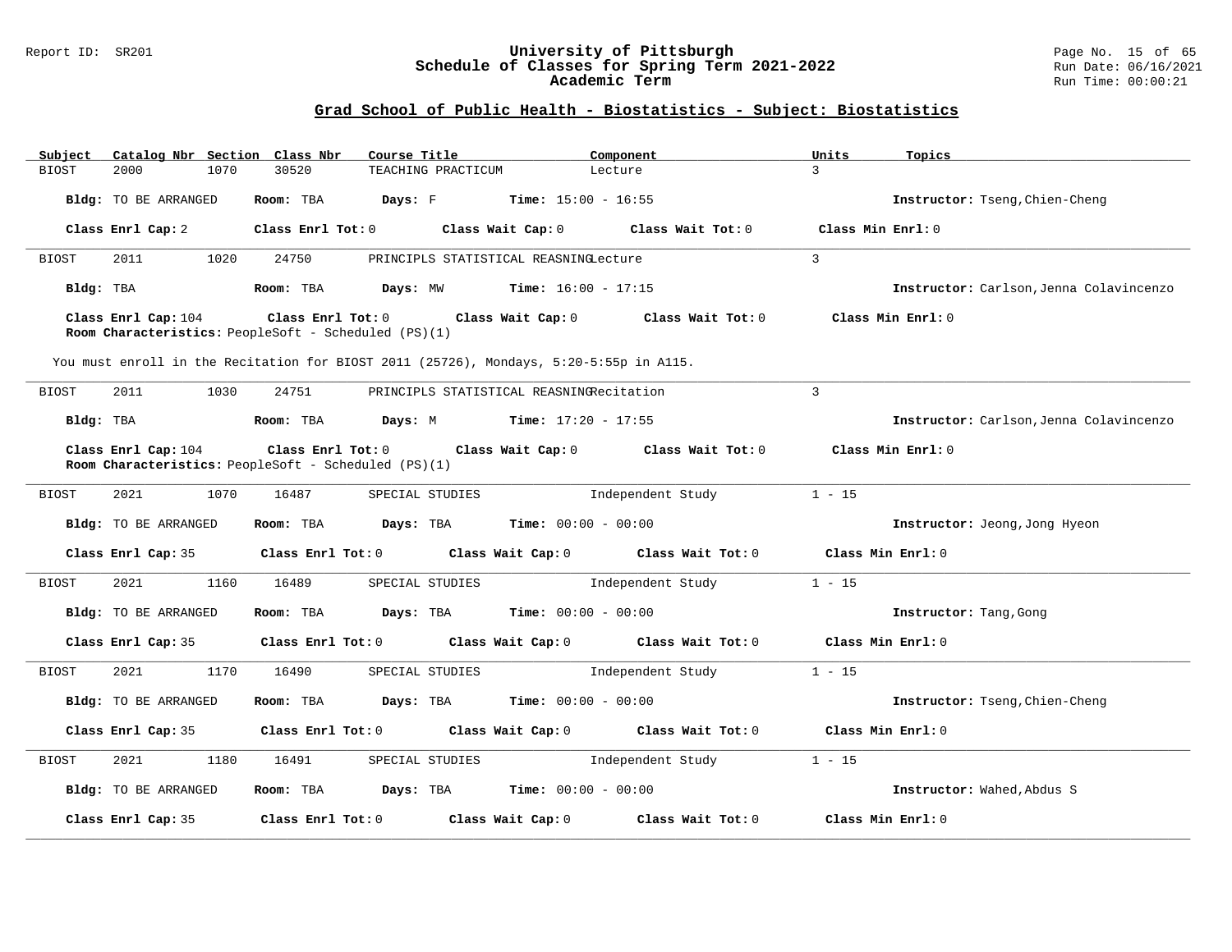## Grad School of Public Health - Biostatistics - Subject: Biostatistics

| Subject | Catalog Nbr | Section | Class Nbr | Course Title | Component | Units | Topics |
|---|---|---|---|---|---|---|---|
| BIOST | 2000 | 1070 | 30520 | TEACHING PRACTICUM | Lecture | 3 | |

**Bldg:** TO BE ARRANGED **Room:** TBA **Days:** F **Time:** 15:00 - 16:55 **Instructor:** Tseng,Chien-Cheng

**Class Enrl Cap:** 2 **Class Enrl Tot:** 0 **Class Wait Cap:** 0 **Class Wait Tot:** 0 **Class Min Enrl:** 0

---

| Subject | Catalog Nbr | Section | Class Nbr | Course Title | Component | Units | Topics |
|---|---|---|---|---|---|---|---|
| BIOST | 2011 | 1020 | 24750 | PRINCIPLS STATISTICAL REASNING | Lecture | 3 | |

**Bldg:** TBA **Room:** TBA **Days:** MW **Time:** 16:00 - 17:15 **Instructor:** Carlson,Jenna Colavincenzo

**Class Enrl Cap:** 104 **Class Enrl Tot:** 0 **Class Wait Cap:** 0 **Class Wait Tot:** 0 **Class Min Enrl:** 0

**Room Characteristics:** PeopleSoft - Scheduled (PS)(1)

You must enroll in the Recitation for BIOST 2011 (25726), Mondays, 5:20-5:55p in A115.

---

| Subject | Catalog Nbr | Section | Class Nbr | Course Title | Component | Units | Topics |
|---|---|---|---|---|---|---|---|
| BIOST | 2011 | 1030 | 24751 | PRINCIPLS STATISTICAL REASNING | Recitation | 3 | |

**Bldg:** TBA **Room:** TBA **Days:** M **Time:** 17:20 - 17:55 **Instructor:** Carlson,Jenna Colavincenzo

**Class Enrl Cap:** 104 **Class Enrl Tot:** 0 **Class Wait Cap:** 0 **Class Wait Tot:** 0 **Class Min Enrl:** 0

**Room Characteristics:** PeopleSoft - Scheduled (PS)(1)

---

| Subject | Catalog Nbr | Section | Class Nbr | Course Title | Component | Units | Topics |
|---|---|---|---|---|---|---|---|
| BIOST | 2021 | 1070 | 16487 | SPECIAL STUDIES | Independent Study | 1 - 15 | |

**Bldg:** TO BE ARRANGED **Room:** TBA **Days:** TBA **Time:** 00:00 - 00:00 **Instructor:** Jeong,Jong Hyeon

**Class Enrl Cap:** 35 **Class Enrl Tot:** 0 **Class Wait Cap:** 0 **Class Wait Tot:** 0 **Class Min Enrl:** 0

---

| Subject | Catalog Nbr | Section | Class Nbr | Course Title | Component | Units | Topics |
|---|---|---|---|---|---|---|---|
| BIOST | 2021 | 1160 | 16489 | SPECIAL STUDIES | Independent Study | 1 - 15 | |

**Bldg:** TO BE ARRANGED **Room:** TBA **Days:** TBA **Time:** 00:00 - 00:00 **Instructor:** Tang,Gong

**Class Enrl Cap:** 35 **Class Enrl Tot:** 0 **Class Wait Cap:** 0 **Class Wait Tot:** 0 **Class Min Enrl:** 0

---

| Subject | Catalog Nbr | Section | Class Nbr | Course Title | Component | Units | Topics |
|---|---|---|---|---|---|---|---|
| BIOST | 2021 | 1170 | 16490 | SPECIAL STUDIES | Independent Study | 1 - 15 | |

**Bldg:** TO BE ARRANGED **Room:** TBA **Days:** TBA **Time:** 00:00 - 00:00 **Instructor:** Tseng,Chien-Cheng

**Class Enrl Cap:** 35 **Class Enrl Tot:** 0 **Class Wait Cap:** 0 **Class Wait Tot:** 0 **Class Min Enrl:** 0

---

| Subject | Catalog Nbr | Section | Class Nbr | Course Title | Component | Units | Topics |
|---|---|---|---|---|---|---|---|
| BIOST | 2021 | 1180 | 16491 | SPECIAL STUDIES | Independent Study | 1 - 15 | |

**Bldg:** TO BE ARRANGED **Room:** TBA **Days:** TBA **Time:** 00:00 - 00:00 **Instructor:** Wahed,Abdus S

**Class Enrl Cap:** 35 **Class Enrl Tot:** 0 **Class Wait Cap:** 0 **Class Wait Tot:** 0 **Class Min Enrl:** 0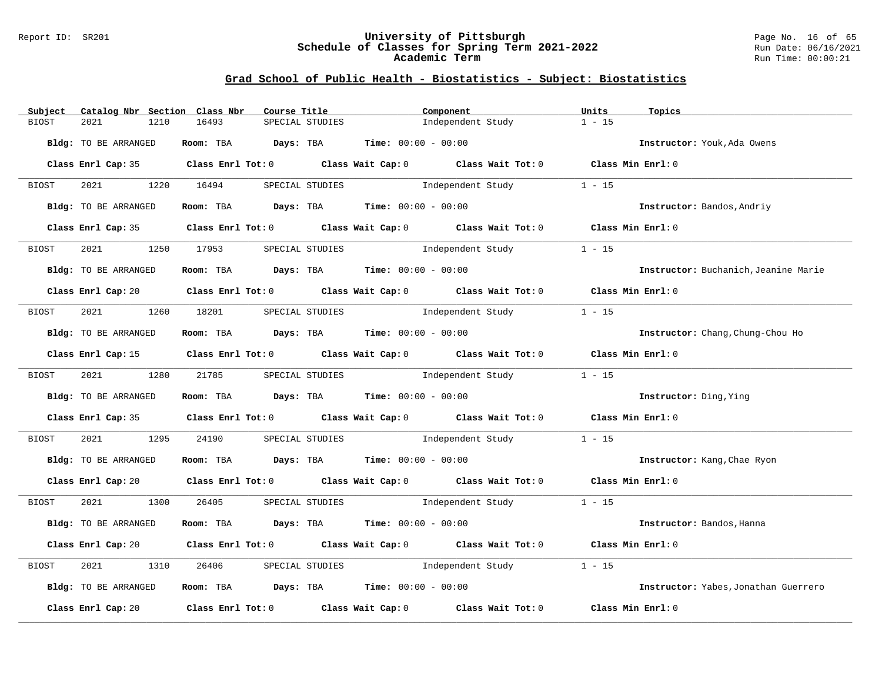## Grad School of Public Health - Biostatistics - Subject: Biostatistics

| Subject | Catalog Nbr | Section | Class Nbr | Course Title | Component | Units | Topics |
|---|---|---|---|---|---|---|---|
| BIOST | 2021 | 1210 | 16493 | SPECIAL STUDIES | Independent Study | 1 - 15 | |

**Bldg:** TO BE ARRANGED **Room:** TBA **Days:** TBA **Time:** 00:00 - 00:00 **Instructor:** Youk,Ada Owens

**Class Enrl Cap:** 35 **Class Enrl Tot:** 0 **Class Wait Cap:** 0 **Class Wait Tot:** 0 **Class Min Enrl:** 0

| Subject | Catalog Nbr | Section | Class Nbr | Course Title | Component | Units | Topics |
|---|---|---|---|---|---|---|---|
| BIOST | 2021 | 1220 | 16494 | SPECIAL STUDIES | Independent Study | 1 - 15 | |

**Bldg:** TO BE ARRANGED **Room:** TBA **Days:** TBA **Time:** 00:00 - 00:00 **Instructor:** Bandos,Andriy

**Class Enrl Cap:** 35 **Class Enrl Tot:** 0 **Class Wait Cap:** 0 **Class Wait Tot:** 0 **Class Min Enrl:** 0

| Subject | Catalog Nbr | Section | Class Nbr | Course Title | Component | Units | Topics |
|---|---|---|---|---|---|---|---|
| BIOST | 2021 | 1250 | 17953 | SPECIAL STUDIES | Independent Study | 1 - 15 | |

**Bldg:** TO BE ARRANGED **Room:** TBA **Days:** TBA **Time:** 00:00 - 00:00 **Instructor:** Buchanich,Jeanine Marie

**Class Enrl Cap:** 20 **Class Enrl Tot:** 0 **Class Wait Cap:** 0 **Class Wait Tot:** 0 **Class Min Enrl:** 0

| Subject | Catalog Nbr | Section | Class Nbr | Course Title | Component | Units | Topics |
|---|---|---|---|---|---|---|---|
| BIOST | 2021 | 1260 | 18201 | SPECIAL STUDIES | Independent Study | 1 - 15 | |

**Bldg:** TO BE ARRANGED **Room:** TBA **Days:** TBA **Time:** 00:00 - 00:00 **Instructor:** Chang,Chung-Chou Ho

**Class Enrl Cap:** 15 **Class Enrl Tot:** 0 **Class Wait Cap:** 0 **Class Wait Tot:** 0 **Class Min Enrl:** 0

| Subject | Catalog Nbr | Section | Class Nbr | Course Title | Component | Units | Topics |
|---|---|---|---|---|---|---|---|
| BIOST | 2021 | 1280 | 21785 | SPECIAL STUDIES | Independent Study | 1 - 15 | |

**Bldg:** TO BE ARRANGED **Room:** TBA **Days:** TBA **Time:** 00:00 - 00:00 **Instructor:** Ding,Ying

**Class Enrl Cap:** 35 **Class Enrl Tot:** 0 **Class Wait Cap:** 0 **Class Wait Tot:** 0 **Class Min Enrl:** 0

| Subject | Catalog Nbr | Section | Class Nbr | Course Title | Component | Units | Topics |
|---|---|---|---|---|---|---|---|
| BIOST | 2021 | 1295 | 24190 | SPECIAL STUDIES | Independent Study | 1 - 15 | |

**Bldg:** TO BE ARRANGED **Room:** TBA **Days:** TBA **Time:** 00:00 - 00:00 **Instructor:** Kang,Chae Ryon

**Class Enrl Cap:** 20 **Class Enrl Tot:** 0 **Class Wait Cap:** 0 **Class Wait Tot:** 0 **Class Min Enrl:** 0

| Subject | Catalog Nbr | Section | Class Nbr | Course Title | Component | Units | Topics |
|---|---|---|---|---|---|---|---|
| BIOST | 2021 | 1300 | 26405 | SPECIAL STUDIES | Independent Study | 1 - 15 | |

**Bldg:** TO BE ARRANGED **Room:** TBA **Days:** TBA **Time:** 00:00 - 00:00 **Instructor:** Bandos,Hanna

**Class Enrl Cap:** 20 **Class Enrl Tot:** 0 **Class Wait Cap:** 0 **Class Wait Tot:** 0 **Class Min Enrl:** 0

| Subject | Catalog Nbr | Section | Class Nbr | Course Title | Component | Units | Topics |
|---|---|---|---|---|---|---|---|
| BIOST | 2021 | 1310 | 26406 | SPECIAL STUDIES | Independent Study | 1 - 15 | |

**Bldg:** TO BE ARRANGED **Room:** TBA **Days:** TBA **Time:** 00:00 - 00:00 **Instructor:** Yabes,Jonathan Guerrero

**Class Enrl Cap:** 20 **Class Enrl Tot:** 0 **Class Wait Cap:** 0 **Class Wait Tot:** 0 **Class Min Enrl:** 0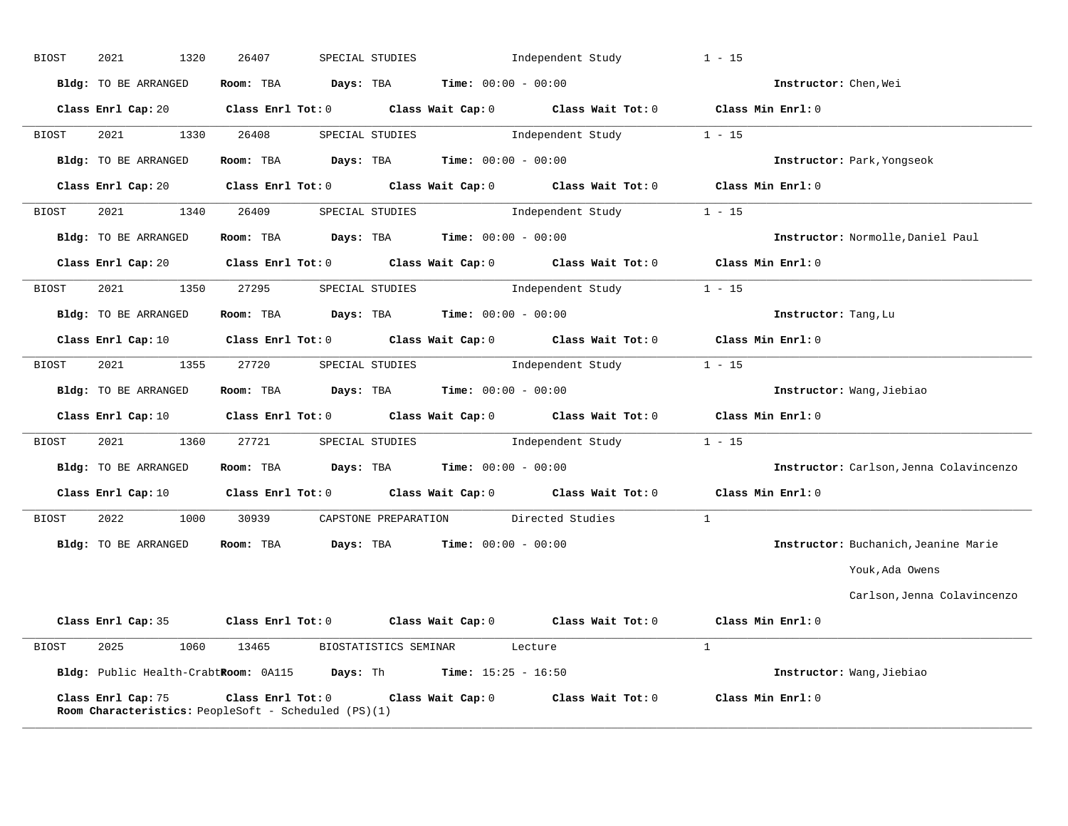BIOST 2021 1320 26407 SPECIAL STUDIES Independent Study 1 - 15

**Bldg:** TO BE ARRANGED **Room:** TBA **Days:** TBA **Time:** 00:00 - 00:00 **Instructor:** Chen,Wei

**Class Enrl Cap:** 20 **Class Enrl Tot:** 0 **Class Wait Cap:** 0 **Class Wait Tot:** 0 **Class Min Enrl:** 0

---

BIOST 2021 1330 26408 SPECIAL STUDIES Independent Study 1 - 15

**Bldg:** TO BE ARRANGED **Room:** TBA **Days:** TBA **Time:** 00:00 - 00:00 **Instructor:** Park,Yongseok

**Class Enrl Cap:** 20 **Class Enrl Tot:** 0 **Class Wait Cap:** 0 **Class Wait Tot:** 0 **Class Min Enrl:** 0

---

BIOST 2021 1340 26409 SPECIAL STUDIES Independent Study 1 - 15

**Bldg:** TO BE ARRANGED **Room:** TBA **Days:** TBA **Time:** 00:00 - 00:00 **Instructor:** Normolle,Daniel Paul

**Class Enrl Cap:** 20 **Class Enrl Tot:** 0 **Class Wait Cap:** 0 **Class Wait Tot:** 0 **Class Min Enrl:** 0

---

BIOST 2021 1350 27295 SPECIAL STUDIES Independent Study 1 - 15

**Bldg:** TO BE ARRANGED **Room:** TBA **Days:** TBA **Time:** 00:00 - 00:00 **Instructor:** Tang,Lu

**Class Enrl Cap:** 10 **Class Enrl Tot:** 0 **Class Wait Cap:** 0 **Class Wait Tot:** 0 **Class Min Enrl:** 0

---

BIOST 2021 1355 27720 SPECIAL STUDIES Independent Study 1 - 15

**Bldg:** TO BE ARRANGED **Room:** TBA **Days:** TBA **Time:** 00:00 - 00:00 **Instructor:** Wang,Jiebiao

**Class Enrl Cap:** 10 **Class Enrl Tot:** 0 **Class Wait Cap:** 0 **Class Wait Tot:** 0 **Class Min Enrl:** 0

---

BIOST 2021 1360 27721 SPECIAL STUDIES Independent Study 1 - 15

**Bldg:** TO BE ARRANGED **Room:** TBA **Days:** TBA **Time:** 00:00 - 00:00 **Instructor:** Carlson,Jenna Colavincenzo

**Class Enrl Cap:** 10 **Class Enrl Tot:** 0 **Class Wait Cap:** 0 **Class Wait Tot:** 0 **Class Min Enrl:** 0

---

BIOST 2022 1000 30939 CAPSTONE PREPARATION Directed Studies 1

**Bldg:** TO BE ARRANGED **Room:** TBA **Days:** TBA **Time:** 00:00 - 00:00 **Instructor:** Buchanich,Jeanine Marie
Youk,Ada Owens
Carlson,Jenna Colavincenzo

**Class Enrl Cap:** 35 **Class Enrl Tot:** 0 **Class Wait Cap:** 0 **Class Wait Tot:** 0 **Class Min Enrl:** 0

---

BIOST 2025 1060 13465 BIOSTATISTICS SEMINAR Lecture 1

**Bldg:** Public Health-Crabt **Room:** 0A115 **Days:** Th **Time:** 15:25 - 16:50 **Instructor:** Wang,Jiebiao

**Class Enrl Cap:** 75 **Class Enrl Tot:** 0 **Class Wait Cap:** 0 **Class Wait Tot:** 0 **Class Min Enrl:** 0
**Room Characteristics:** PeopleSoft - Scheduled (PS)(1)

---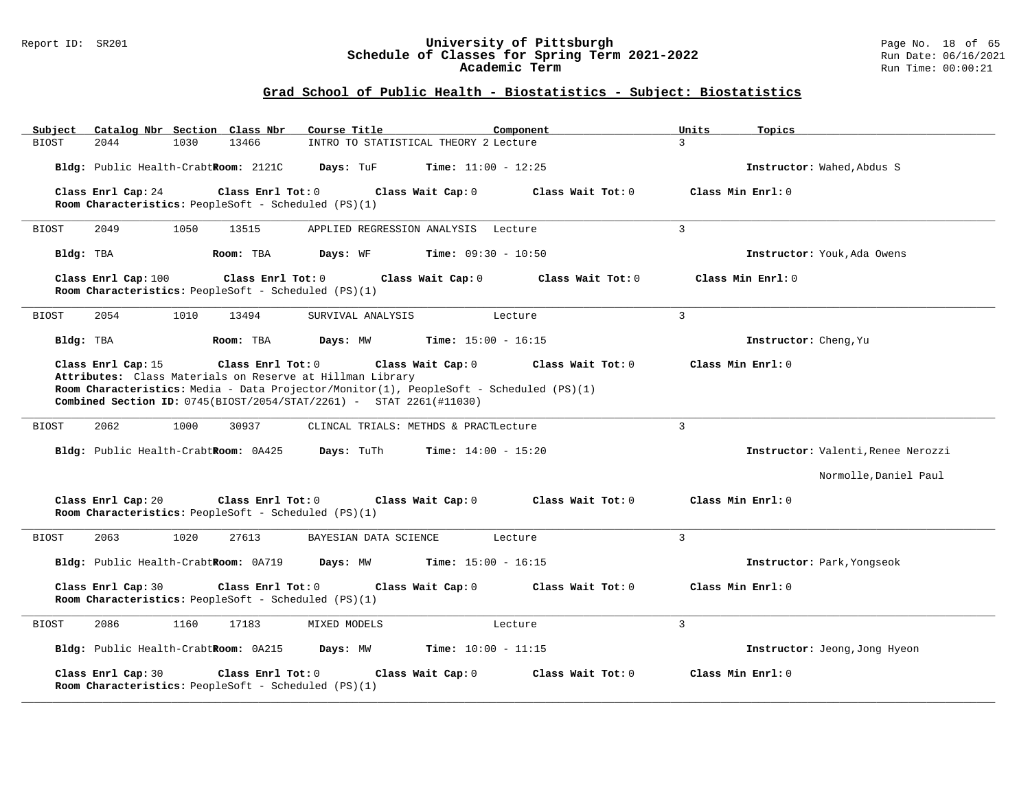## Grad School of Public Health - Biostatistics - Subject: Biostatistics

| Subject | Catalog Nbr | Section | Class Nbr | Course Title | Component | Units | Topics |
|---|---|---|---|---|---|---|---|
| BIOST | 2044 | 1030 | 13466 | INTRO TO STATISTICAL THEORY 2 | Lecture | 3 | |

**Bldg:** Public Health-Crabtr **Room:** 2121C **Days:** TuF **Time:** 11:00 - 12:25 **Instructor:** Wahed,Abdus S

**Class Enrl Cap:** 24 **Class Enrl Tot:** 0 **Class Wait Cap:** 0 **Class Wait Tot:** 0 **Class Min Enrl:** 0
**Room Characteristics:** PeopleSoft - Scheduled (PS)(1)

---

| Subject | Catalog Nbr | Section | Class Nbr | Course Title | Component | Units | Topics |
|---|---|---|---|---|---|---|---|
| BIOST | 2049 | 1050 | 13515 | APPLIED REGRESSION ANALYSIS | Lecture | 3 | |

**Bldg:** TBA **Room:** TBA **Days:** WF **Time:** 09:30 - 10:50 **Instructor:** Youk,Ada Owens

**Class Enrl Cap:** 100 **Class Enrl Tot:** 0 **Class Wait Cap:** 0 **Class Wait Tot:** 0 **Class Min Enrl:** 0
**Room Characteristics:** PeopleSoft - Scheduled (PS)(1)

---

| Subject | Catalog Nbr | Section | Class Nbr | Course Title | Component | Units | Topics |
|---|---|---|---|---|---|---|---|
| BIOST | 2054 | 1010 | 13494 | SURVIVAL ANALYSIS | Lecture | 3 | |

**Bldg:** TBA **Room:** TBA **Days:** MW **Time:** 15:00 - 16:15 **Instructor:** Cheng,Yu

**Class Enrl Cap:** 15 **Class Enrl Tot:** 0 **Class Wait Cap:** 0 **Class Wait Tot:** 0 **Class Min Enrl:** 0
**Attributes:** Class Materials on Reserve at Hillman Library
**Room Characteristics:** Media - Data Projector/Monitor(1), PeopleSoft - Scheduled (PS)(1)
**Combined Section ID:** 0745(BIOST/2054/STAT/2261) - STAT 2261(#11030)

---

| Subject | Catalog Nbr | Section | Class Nbr | Course Title | Component | Units | Topics |
|---|---|---|---|---|---|---|---|
| BIOST | 2062 | 1000 | 30937 | CLINCAL TRIALS: METHDS & PRACT | Lecture | 3 | |

**Bldg:** Public Health-Crabtr **Room:** 0A425 **Days:** TuTh **Time:** 14:00 - 15:20 **Instructor:** Valenti,Renee Nerozzi

Normolle,Daniel Paul

**Class Enrl Cap:** 20 **Class Enrl Tot:** 0 **Class Wait Cap:** 0 **Class Wait Tot:** 0 **Class Min Enrl:** 0
**Room Characteristics:** PeopleSoft - Scheduled (PS)(1)

---

| Subject | Catalog Nbr | Section | Class Nbr | Course Title | Component | Units | Topics |
|---|---|---|---|---|---|---|---|
| BIOST | 2063 | 1020 | 27613 | BAYESIAN DATA SCIENCE | Lecture | 3 | |

**Bldg:** Public Health-Crabtr **Room:** 0A719 **Days:** MW **Time:** 15:00 - 16:15 **Instructor:** Park,Yongseok

**Class Enrl Cap:** 30 **Class Enrl Tot:** 0 **Class Wait Cap:** 0 **Class Wait Tot:** 0 **Class Min Enrl:** 0
**Room Characteristics:** PeopleSoft - Scheduled (PS)(1)

---

| Subject | Catalog Nbr | Section | Class Nbr | Course Title | Component | Units | Topics |
|---|---|---|---|---|---|---|---|
| BIOST | 2086 | 1160 | 17183 | MIXED MODELS | Lecture | 3 | |

**Bldg:** Public Health-Crabtr **Room:** 0A215 **Days:** MW **Time:** 10:00 - 11:15 **Instructor:** Jeong,Jong Hyeon

**Class Enrl Cap:** 30 **Class Enrl Tot:** 0 **Class Wait Cap:** 0 **Class Wait Tot:** 0 **Class Min Enrl:** 0
**Room Characteristics:** PeopleSoft - Scheduled (PS)(1)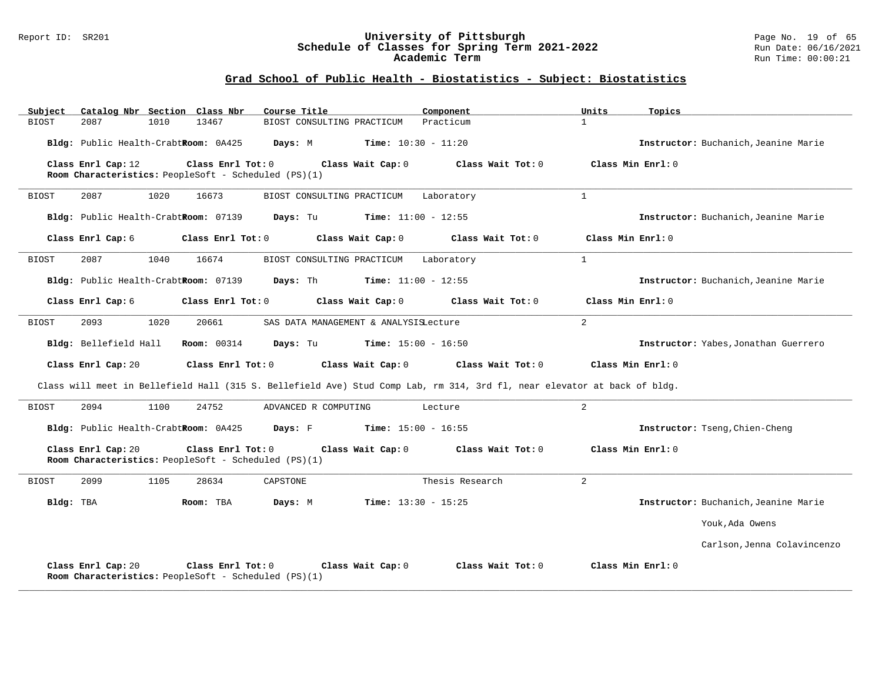## Grad School of Public Health - Biostatistics - Subject: Biostatistics

| Subject | Catalog Nbr | Section | Class Nbr | Course Title | Component | Units | Topics |
|---|---|---|---|---|---|---|---|
| BIOST | 2087 | 1010 | 13467 | BIOST CONSULTING PRACTICUM | Practicum | 1 | |

**Bldg:** Public Health-Crabtr **Room:** 0A425 **Days:** M **Time:** 10:30 - 11:20 **Instructor:** Buchanich,Jeanine Marie

**Class Enrl Cap:** 12 **Class Enrl Tot:** 0 **Class Wait Cap:** 0 **Class Wait Tot:** 0 **Class Min Enrl:** 0
**Room Characteristics:** PeopleSoft - Scheduled (PS)(1)

---

| Subject | Catalog Nbr | Section | Class Nbr | Course Title | Component | Units | Topics |
|---|---|---|---|---|---|---|---|
| BIOST | 2087 | 1020 | 16673 | BIOST CONSULTING PRACTICUM | Laboratory | 1 | |

**Bldg:** Public Health-Crabtr **Room:** 07139 **Days:** Tu **Time:** 11:00 - 12:55 **Instructor:** Buchanich,Jeanine Marie

**Class Enrl Cap:** 6 **Class Enrl Tot:** 0 **Class Wait Cap:** 0 **Class Wait Tot:** 0 **Class Min Enrl:** 0

---

| Subject | Catalog Nbr | Section | Class Nbr | Course Title | Component | Units | Topics |
|---|---|---|---|---|---|---|---|
| BIOST | 2087 | 1040 | 16674 | BIOST CONSULTING PRACTICUM | Laboratory | 1 | |

**Bldg:** Public Health-Crabtr **Room:** 07139 **Days:** Th **Time:** 11:00 - 12:55 **Instructor:** Buchanich,Jeanine Marie

**Class Enrl Cap:** 6 **Class Enrl Tot:** 0 **Class Wait Cap:** 0 **Class Wait Tot:** 0 **Class Min Enrl:** 0

---

| Subject | Catalog Nbr | Section | Class Nbr | Course Title | Component | Units | Topics |
|---|---|---|---|---|---|---|---|
| BIOST | 2093 | 1020 | 20661 | SAS DATA MANAGEMENT & ANALYSIS | Lecture | 2 | |

**Bldg:** Bellefield Hall **Room:** 00314 **Days:** Tu **Time:** 15:00 - 16:50 **Instructor:** Yabes,Jonathan Guerrero

**Class Enrl Cap:** 20 **Class Enrl Tot:** 0 **Class Wait Cap:** 0 **Class Wait Tot:** 0 **Class Min Enrl:** 0

Class will meet in Bellefield Hall (315 S. Bellefield Ave) Stud Comp Lab, rm 314, 3rd fl, near elevator at back of bldg.

---

| Subject | Catalog Nbr | Section | Class Nbr | Course Title | Component | Units | Topics |
|---|---|---|---|---|---|---|---|
| BIOST | 2094 | 1100 | 24752 | ADVANCED R COMPUTING | Lecture | 2 | |

**Bldg:** Public Health-Crabtr **Room:** 0A425 **Days:** F **Time:** 15:00 - 16:55 **Instructor:** Tseng,Chien-Cheng

**Class Enrl Cap:** 20 **Class Enrl Tot:** 0 **Class Wait Cap:** 0 **Class Wait Tot:** 0 **Class Min Enrl:** 0
**Room Characteristics:** PeopleSoft - Scheduled (PS)(1)

---

| Subject | Catalog Nbr | Section | Class Nbr | Course Title | Component | Units | Topics |
|---|---|---|---|---|---|---|---|
| BIOST | 2099 | 1105 | 28634 | CAPSTONE | Thesis Research | 2 | |

**Bldg:** TBA **Room:** TBA **Days:** M **Time:** 13:30 - 15:25 **Instructor:** Buchanich,Jeanine Marie
Youk,Ada Owens
Carlson,Jenna Colavincenzo

**Class Enrl Cap:** 20 **Class Enrl Tot:** 0 **Class Wait Cap:** 0 **Class Wait Tot:** 0 **Class Min Enrl:** 0
**Room Characteristics:** PeopleSoft - Scheduled (PS)(1)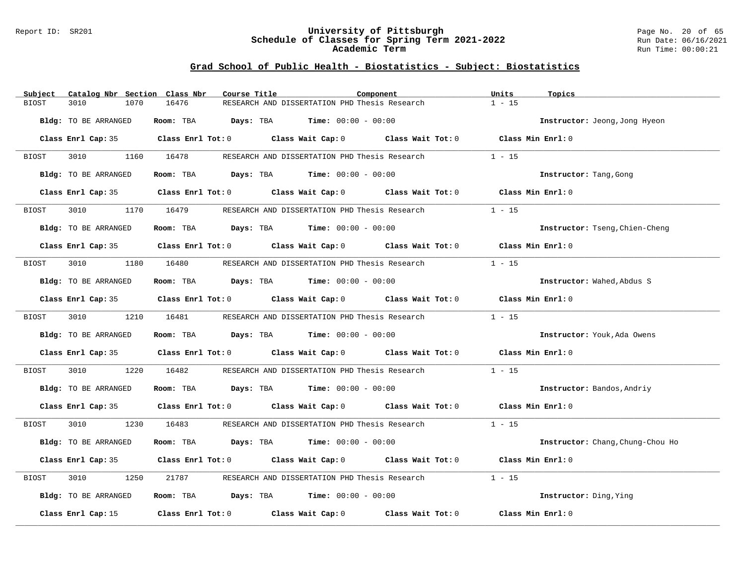## Grad School of Public Health - Biostatistics - Subject: Biostatistics

| Subject | Catalog Nbr | Section | Class Nbr | Course Title | Component | Units | Topics |
|---|---|---|---|---|---|---|---|
| BIOST | 3010 | 1070 | 16476 | RESEARCH AND DISSERTATION PHD | Thesis Research | 1 - 15 | |

**Bldg:** TO BE ARRANGED **Room:** TBA **Days:** TBA **Time:** 00:00 - 00:00 **Instructor:** Jeong,Jong Hyeon

**Class Enrl Cap:** 35 **Class Enrl Tot:** 0 **Class Wait Cap:** 0 **Class Wait Tot:** 0 **Class Min Enrl:** 0

| Subject | Catalog Nbr | Section | Class Nbr | Course Title | Component | Units | Topics |
|---|---|---|---|---|---|---|---|
| BIOST | 3010 | 1160 | 16478 | RESEARCH AND DISSERTATION PHD | Thesis Research | 1 - 15 | |

**Bldg:** TO BE ARRANGED **Room:** TBA **Days:** TBA **Time:** 00:00 - 00:00 **Instructor:** Tang,Gong

**Class Enrl Cap:** 35 **Class Enrl Tot:** 0 **Class Wait Cap:** 0 **Class Wait Tot:** 0 **Class Min Enrl:** 0

| Subject | Catalog Nbr | Section | Class Nbr | Course Title | Component | Units | Topics |
|---|---|---|---|---|---|---|---|
| BIOST | 3010 | 1170 | 16479 | RESEARCH AND DISSERTATION PHD | Thesis Research | 1 - 15 | |

**Bldg:** TO BE ARRANGED **Room:** TBA **Days:** TBA **Time:** 00:00 - 00:00 **Instructor:** Tseng,Chien-Cheng

**Class Enrl Cap:** 35 **Class Enrl Tot:** 0 **Class Wait Cap:** 0 **Class Wait Tot:** 0 **Class Min Enrl:** 0

| Subject | Catalog Nbr | Section | Class Nbr | Course Title | Component | Units | Topics |
|---|---|---|---|---|---|---|---|
| BIOST | 3010 | 1180 | 16480 | RESEARCH AND DISSERTATION PHD | Thesis Research | 1 - 15 | |

**Bldg:** TO BE ARRANGED **Room:** TBA **Days:** TBA **Time:** 00:00 - 00:00 **Instructor:** Wahed,Abdus S

**Class Enrl Cap:** 35 **Class Enrl Tot:** 0 **Class Wait Cap:** 0 **Class Wait Tot:** 0 **Class Min Enrl:** 0

| Subject | Catalog Nbr | Section | Class Nbr | Course Title | Component | Units | Topics |
|---|---|---|---|---|---|---|---|
| BIOST | 3010 | 1210 | 16481 | RESEARCH AND DISSERTATION PHD | Thesis Research | 1 - 15 | |

**Bldg:** TO BE ARRANGED **Room:** TBA **Days:** TBA **Time:** 00:00 - 00:00 **Instructor:** Youk,Ada Owens

**Class Enrl Cap:** 35 **Class Enrl Tot:** 0 **Class Wait Cap:** 0 **Class Wait Tot:** 0 **Class Min Enrl:** 0

| Subject | Catalog Nbr | Section | Class Nbr | Course Title | Component | Units | Topics |
|---|---|---|---|---|---|---|---|
| BIOST | 3010 | 1220 | 16482 | RESEARCH AND DISSERTATION PHD | Thesis Research | 1 - 15 | |

**Bldg:** TO BE ARRANGED **Room:** TBA **Days:** TBA **Time:** 00:00 - 00:00 **Instructor:** Bandos,Andriy

**Class Enrl Cap:** 35 **Class Enrl Tot:** 0 **Class Wait Cap:** 0 **Class Wait Tot:** 0 **Class Min Enrl:** 0

| Subject | Catalog Nbr | Section | Class Nbr | Course Title | Component | Units | Topics |
|---|---|---|---|---|---|---|---|
| BIOST | 3010 | 1230 | 16483 | RESEARCH AND DISSERTATION PHD | Thesis Research | 1 - 15 | |

**Bldg:** TO BE ARRANGED **Room:** TBA **Days:** TBA **Time:** 00:00 - 00:00 **Instructor:** Chang,Chung-Chou Ho

**Class Enrl Cap:** 35 **Class Enrl Tot:** 0 **Class Wait Cap:** 0 **Class Wait Tot:** 0 **Class Min Enrl:** 0

| Subject | Catalog Nbr | Section | Class Nbr | Course Title | Component | Units | Topics |
|---|---|---|---|---|---|---|---|
| BIOST | 3010 | 1250 | 21787 | RESEARCH AND DISSERTATION PHD | Thesis Research | 1 - 15 | |

**Bldg:** TO BE ARRANGED **Room:** TBA **Days:** TBA **Time:** 00:00 - 00:00 **Instructor:** Ding,Ying

**Class Enrl Cap:** 15 **Class Enrl Tot:** 0 **Class Wait Cap:** 0 **Class Wait Tot:** 0 **Class Min Enrl:** 0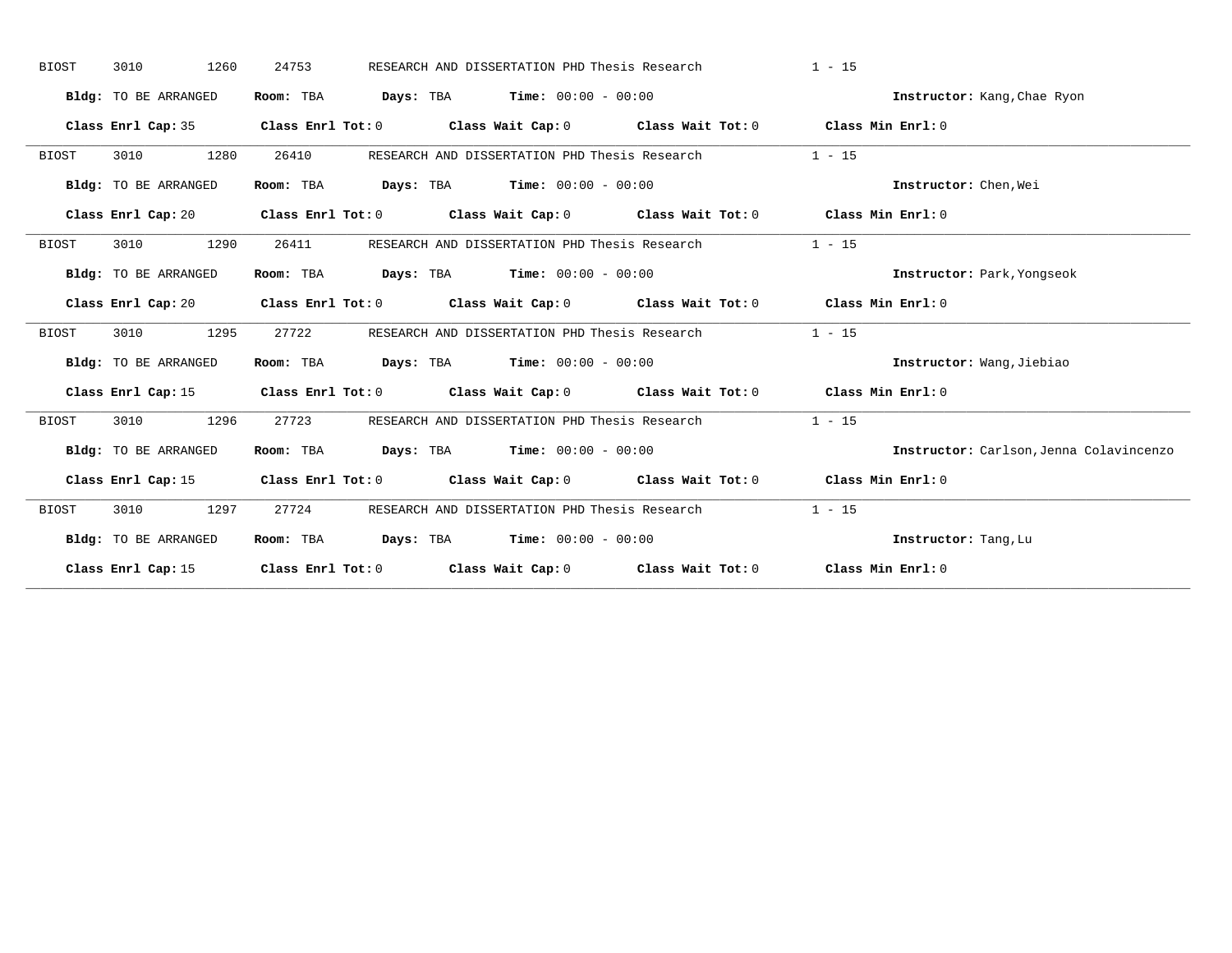BIOST 3010 1260 24753 RESEARCH AND DISSERTATION PHD Thesis Research 1 - 15

**Bldg:** TO BE ARRANGED **Room:** TBA **Days:** TBA **Time:** 00:00 - 00:00 **Instructor:** Kang,Chae Ryon

**Class Enrl Cap:** 35 **Class Enrl Tot:** 0 **Class Wait Cap:** 0 **Class Wait Tot:** 0 **Class Min Enrl:** 0

---

BIOST 3010 1280 26410 RESEARCH AND DISSERTATION PHD Thesis Research 1 - 15

**Bldg:** TO BE ARRANGED **Room:** TBA **Days:** TBA **Time:** 00:00 - 00:00 **Instructor:** Chen,Wei

**Class Enrl Cap:** 20 **Class Enrl Tot:** 0 **Class Wait Cap:** 0 **Class Wait Tot:** 0 **Class Min Enrl:** 0

---

BIOST 3010 1290 26411 RESEARCH AND DISSERTATION PHD Thesis Research 1 - 15

**Bldg:** TO BE ARRANGED **Room:** TBA **Days:** TBA **Time:** 00:00 - 00:00 **Instructor:** Park,Yongseok

**Class Enrl Cap:** 20 **Class Enrl Tot:** 0 **Class Wait Cap:** 0 **Class Wait Tot:** 0 **Class Min Enrl:** 0

---

BIOST 3010 1295 27722 RESEARCH AND DISSERTATION PHD Thesis Research 1 - 15

**Bldg:** TO BE ARRANGED **Room:** TBA **Days:** TBA **Time:** 00:00 - 00:00 **Instructor:** Wang,Jiebiao

**Class Enrl Cap:** 15 **Class Enrl Tot:** 0 **Class Wait Cap:** 0 **Class Wait Tot:** 0 **Class Min Enrl:** 0

---

BIOST 3010 1296 27723 RESEARCH AND DISSERTATION PHD Thesis Research 1 - 15

**Bldg:** TO BE ARRANGED **Room:** TBA **Days:** TBA **Time:** 00:00 - 00:00 **Instructor:** Carlson,Jenna Colavincenzo

**Class Enrl Cap:** 15 **Class Enrl Tot:** 0 **Class Wait Cap:** 0 **Class Wait Tot:** 0 **Class Min Enrl:** 0

---

BIOST 3010 1297 27724 RESEARCH AND DISSERTATION PHD Thesis Research 1 - 15

**Bldg:** TO BE ARRANGED **Room:** TBA **Days:** TBA **Time:** 00:00 - 00:00 **Instructor:** Tang,Lu

**Class Enrl Cap:** 15 **Class Enrl Tot:** 0 **Class Wait Cap:** 0 **Class Wait Tot:** 0 **Class Min Enrl:** 0

---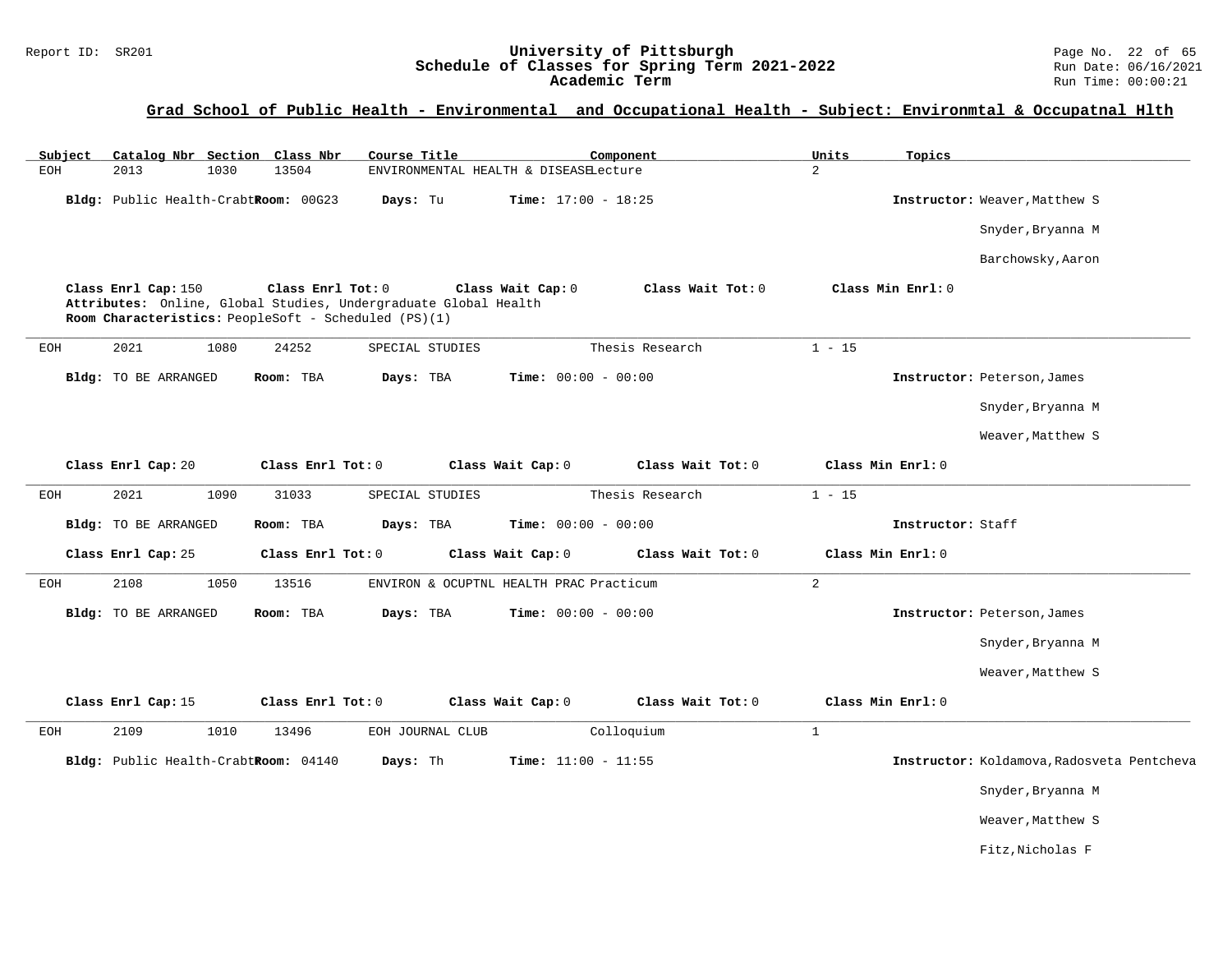# University of Pittsburgh
## Schedule of Classes for Spring Term 2021-2022
### Academic Term

Report ID: SR201

Run Date: 06/16/2021
Run Time: 00:00:21

## Grad School of Public Health - Environmental and Occupational Health - Subject: Environmtal & Occupatnal Hlth

| Subject | Catalog Nbr | Section | Class Nbr | Course Title | Component | Units | Topics |
|---|---|---|---|---|---|---|---|
| EOH | 2013 | 1030 | 13504 | ENVIRONMENTAL HEALTH & DISEASE | Lecture | 2 | |

**Bldg:** Public Health-Crabtr **Room:** 00G23 **Days:** Tu **Time:** 17:00 - 18:25 **Instructor:** Weaver,Matthew S; Snyder,Bryanna M; Barchowsky,Aaron

**Class Enrl Cap:** 150 **Class Enrl Tot:** 0 **Class Wait Cap:** 0 **Class Wait Tot:** 0 **Class Min Enrl:** 0

**Attributes:** Online, Global Studies, Undergraduate Global Health

**Room Characteristics:** PeopleSoft - Scheduled (PS)(1)

---

| Subject | Catalog Nbr | Section | Class Nbr | Course Title | Component | Units | Topics |
|---|---|---|---|---|---|---|---|
| EOH | 2021 | 1080 | 24252 | SPECIAL STUDIES | Thesis Research | 1 - 15 | |

**Bldg:** TO BE ARRANGED **Room:** TBA **Days:** TBA **Time:** 00:00 - 00:00 **Instructor:** Peterson,James; Snyder,Bryanna M; Weaver,Matthew S

**Class Enrl Cap:** 20 **Class Enrl Tot:** 0 **Class Wait Cap:** 0 **Class Wait Tot:** 0 **Class Min Enrl:** 0

---

| Subject | Catalog Nbr | Section | Class Nbr | Course Title | Component | Units | Topics |
|---|---|---|---|---|---|---|---|
| EOH | 2021 | 1090 | 31033 | SPECIAL STUDIES | Thesis Research | 1 - 15 | |

**Bldg:** TO BE ARRANGED **Room:** TBA **Days:** TBA **Time:** 00:00 - 00:00 **Instructor:** Staff

**Class Enrl Cap:** 25 **Class Enrl Tot:** 0 **Class Wait Cap:** 0 **Class Wait Tot:** 0 **Class Min Enrl:** 0

---

| Subject | Catalog Nbr | Section | Class Nbr | Course Title | Component | Units | Topics |
|---|---|---|---|---|---|---|---|
| EOH | 2108 | 1050 | 13516 | ENVIRON & OCUPTNL HEALTH PRAC | Practicum | 2 | |

**Bldg:** TO BE ARRANGED **Room:** TBA **Days:** TBA **Time:** 00:00 - 00:00 **Instructor:** Peterson,James; Snyder,Bryanna M; Weaver,Matthew S

**Class Enrl Cap:** 15 **Class Enrl Tot:** 0 **Class Wait Cap:** 0 **Class Wait Tot:** 0 **Class Min Enrl:** 0

---

| Subject | Catalog Nbr | Section | Class Nbr | Course Title | Component | Units | Topics |
|---|---|---|---|---|---|---|---|
| EOH | 2109 | 1010 | 13496 | EOH JOURNAL CLUB | Colloquium | 1 | |

**Bldg:** Public Health-Crabtr **Room:** 04140 **Days:** Th **Time:** 11:00 - 11:55 **Instructor:** Koldamova,Radosveta Pentcheva; Snyder,Bryanna M; Weaver,Matthew S; Fitz,Nicholas F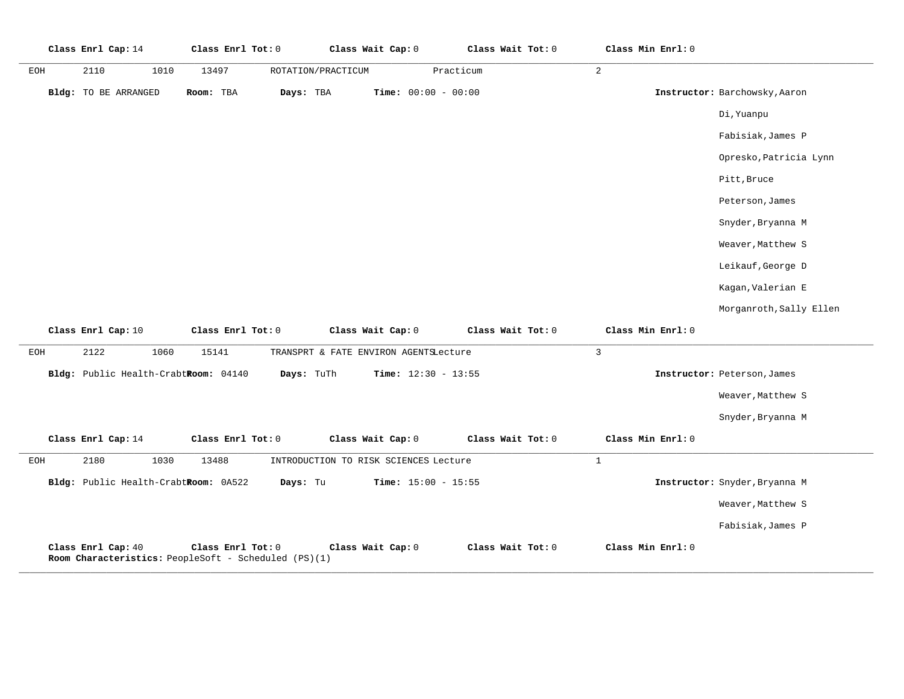**Class Enrl Cap:** 14 **Class Enrl Tot:** 0 **Class Wait Cap:** 0 **Class Wait Tot:** 0 **Class Min Enrl:** 0

---

EOH 2110 1010 13497 ROTATION/PRACTICUM Practicum 2

**Bldg:** TO BE ARRANGED **Room:** TBA **Days:** TBA **Time:** 00:00 - 00:00 **Instructor:** Barchowsky,Aaron
Di,Yuanpu
Fabisiak,James P
Opresko,Patricia Lynn
Pitt,Bruce
Peterson,James
Snyder,Bryanna M
Weaver,Matthew S
Leikauf,George D
Kagan,Valerian E
Morganroth,Sally Ellen

**Class Enrl Cap:** 10 **Class Enrl Tot:** 0 **Class Wait Cap:** 0 **Class Wait Tot:** 0 **Class Min Enrl:** 0

---

EOH 2122 1060 15141 TRANSPRT & FATE ENVIRON AGENTS Lecture 3

**Bldg:** Public Health-Crabtr **Room:** 04140 **Days:** TuTh **Time:** 12:30 - 13:55 **Instructor:** Peterson,James
Weaver,Matthew S
Snyder,Bryanna M

**Class Enrl Cap:** 14 **Class Enrl Tot:** 0 **Class Wait Cap:** 0 **Class Wait Tot:** 0 **Class Min Enrl:** 0

---

EOH 2180 1030 13488 INTRODUCTION TO RISK SCIENCES Lecture 1

**Bldg:** Public Health-Crabtr **Room:** 0A522 **Days:** Tu **Time:** 15:00 - 15:55 **Instructor:** Snyder,Bryanna M
Weaver,Matthew S
Fabisiak,James P

**Class Enrl Cap:** 40 **Class Enrl Tot:** 0 **Class Wait Cap:** 0 **Class Wait Tot:** 0 **Class Min Enrl:** 0
**Room Characteristics:** PeopleSoft - Scheduled (PS)(1)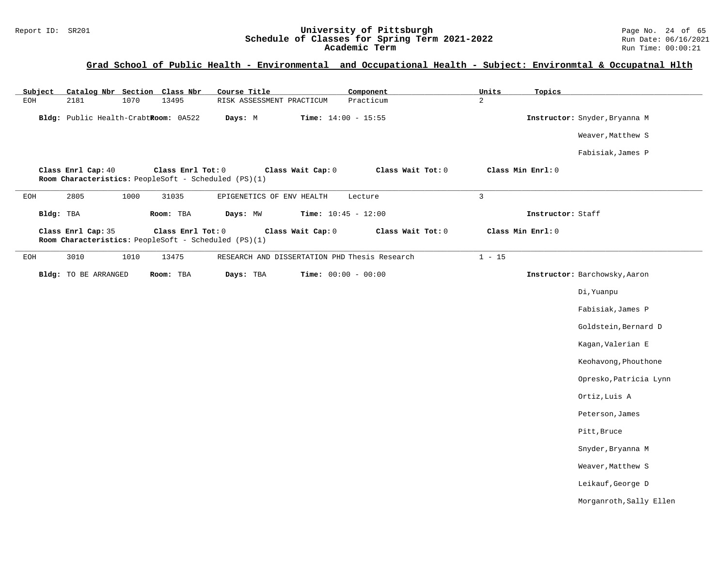## Grad School of Public Health - Environmental and Occupational Health - Subject: Environmtal & Occupatnal Hlth

| Subject | Catalog Nbr | Section | Class Nbr | Course Title | Component | Units | Topics |
|---|---|---|---|---|---|---|---|
| EOH | 2181 | 1070 | 13495 | RISK ASSESSMENT PRACTICUM | Practicum | 2 | |

**Bldg:** Public Health-Crabtr **Room:** 0A522 **Days:** M **Time:** 14:00 - 15:55 **Instructor:** Snyder,Bryanna M

Weaver,Matthew S

Fabisiak,James P

**Class Enrl Cap:** 40 **Class Enrl Tot:** 0 **Class Wait Cap:** 0 **Class Wait Tot:** 0 **Class Min Enrl:** 0

**Room Characteristics:** PeopleSoft - Scheduled (PS)(1)

---

| Subject | Catalog Nbr | Section | Class Nbr | Course Title | Component | Units | Topics |
|---|---|---|---|---|---|---|---|
| EOH | 2805 | 1000 | 31035 | EPIGENETICS OF ENV HEALTH | Lecture | 3 | |

**Bldg:** TBA **Room:** TBA **Days:** MW **Time:** 10:45 - 12:00 **Instructor:** Staff

**Class Enrl Cap:** 35 **Class Enrl Tot:** 0 **Class Wait Cap:** 0 **Class Wait Tot:** 0 **Class Min Enrl:** 0

**Room Characteristics:** PeopleSoft - Scheduled (PS)(1)

---

| Subject | Catalog Nbr | Section | Class Nbr | Course Title | Component | Units | Topics |
|---|---|---|---|---|---|---|---|
| EOH | 3010 | 1010 | 13475 | RESEARCH AND DISSERTATION PHD | Thesis Research | 1 - 15 | |

**Bldg:** TO BE ARRANGED **Room:** TBA **Days:** TBA **Time:** 00:00 - 00:00 **Instructor:** Barchowsky,Aaron

Di,Yuanpu

Fabisiak,James P

Goldstein,Bernard D

Kagan,Valerian E

Keohavong,Phouthone

Opresko,Patricia Lynn

Ortiz,Luis A

Peterson,James

Pitt,Bruce

Snyder,Bryanna M

Weaver,Matthew S

Leikauf,George D

Morganroth,Sally Ellen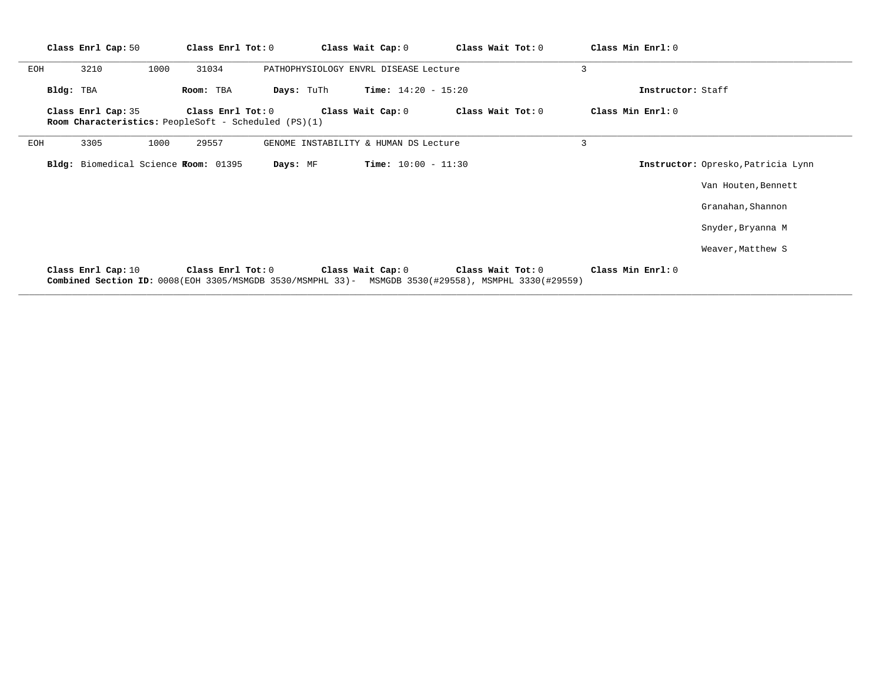**Class Enrl Cap:** 50 **Class Enrl Tot:** 0 **Class Wait Cap:** 0 **Class Wait Tot:** 0 **Class Min Enrl:** 0

---

EOH 3210 1000 31034 PATHOPHYSIOLOGY ENVRL DISEASE Lecture 3

**Bldg:** TBA **Room:** TBA **Days:** TuTh **Time:** 14:20 - 15:20 **Instructor:** Staff

**Class Enrl Cap:** 35 **Class Enrl Tot:** 0 **Class Wait Cap:** 0 **Class Wait Tot:** 0 **Class Min Enrl:** 0
**Room Characteristics:** PeopleSoft - Scheduled (PS)(1)

---

EOH 3305 1000 29557 GENOME INSTABILITY & HUMAN DS Lecture 3

**Bldg:** Biomedical Science R **Room:** 01395 **Days:** MF **Time:** 10:00 - 11:30 **Instructor:** Opresko,Patricia Lynn
Van Houten,Bennett
Granahan,Shannon
Snyder,Bryanna M
Weaver,Matthew S

**Class Enrl Cap:** 10 **Class Enrl Tot:** 0 **Class Wait Cap:** 0 **Class Wait Tot:** 0 **Class Min Enrl:** 0
**Combined Section ID:** 0008(EOH 3305/MSMGDB 3530/MSMPHL 33)- MSMGDB 3530(#29558), MSMPHL 3330(#29559)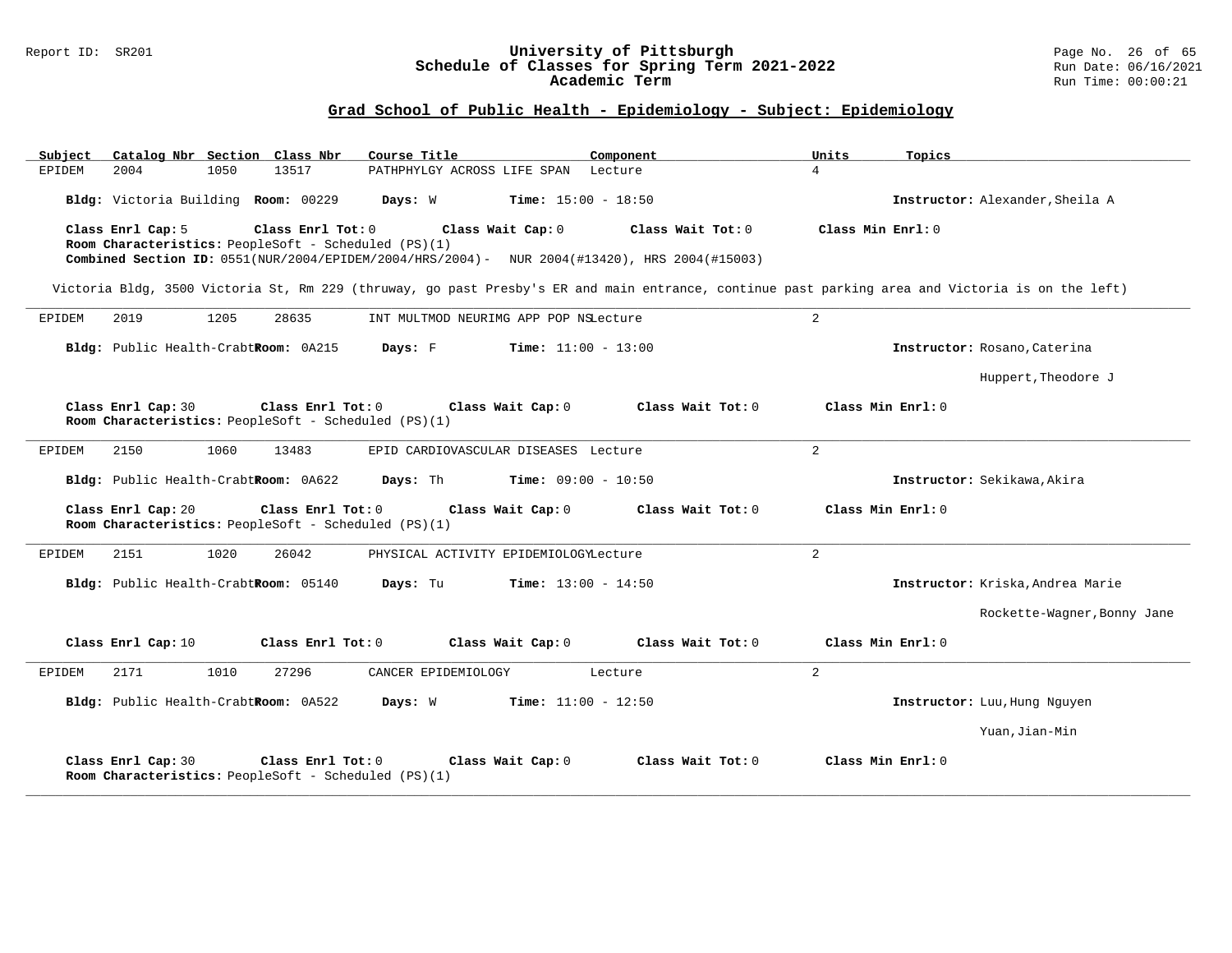# University of Pittsburgh
## Schedule of Classes for Spring Term 2021-2022
### Academic Term

## Grad School of Public Health - Epidemiology - Subject: Epidemiology

| Subject | Catalog Nbr | Section | Class Nbr | Course Title | Component | Units | Topics |
|---|---|---|---|---|---|---|---|
| EPIDEM | 2004 | 1050 | 13517 | PATHPHYLGY ACROSS LIFE SPAN | Lecture | 4 | |

**Bldg:** Victoria Building **Room:** 00229 **Days:** W **Time:** 15:00 - 18:50 **Instructor:** Alexander,Sheila A

**Class Enrl Cap:** 5 **Class Enrl Tot:** 0 **Class Wait Cap:** 0 **Class Wait Tot:** 0 **Class Min Enrl:** 0
**Room Characteristics:** PeopleSoft - Scheduled (PS)(1)
**Combined Section ID:** 0551(NUR/2004/EPIDEM/2004/HRS/2004)- NUR 2004(#13420), HRS 2004(#15003)

Victoria Bldg, 3500 Victoria St, Rm 229 (thruway, go past Presby's ER and main entrance, continue past parking area and Victoria is on the left)

---

| Subject | Catalog Nbr | Section | Class Nbr | Course Title | Component | Units | Topics |
|---|---|---|---|---|---|---|---|
| EPIDEM | 2019 | 1205 | 28635 | INT MULTMOD NEURIMG APP POP NS | Lecture | 2 | |

**Bldg:** Public Health-Crabt **Room:** 0A215 **Days:** F **Time:** 11:00 - 13:00 **Instructor:** Rosano,Caterina; Huppert,Theodore J

**Class Enrl Cap:** 30 **Class Enrl Tot:** 0 **Class Wait Cap:** 0 **Class Wait Tot:** 0 **Class Min Enrl:** 0
**Room Characteristics:** PeopleSoft - Scheduled (PS)(1)

---

| Subject | Catalog Nbr | Section | Class Nbr | Course Title | Component | Units | Topics |
|---|---|---|---|---|---|---|---|
| EPIDEM | 2150 | 1060 | 13483 | EPID CARDIOVASCULAR DISEASES | Lecture | 2 | |

**Bldg:** Public Health-Crabt **Room:** 0A622 **Days:** Th **Time:** 09:00 - 10:50 **Instructor:** Sekikawa,Akira

**Class Enrl Cap:** 20 **Class Enrl Tot:** 0 **Class Wait Cap:** 0 **Class Wait Tot:** 0 **Class Min Enrl:** 0
**Room Characteristics:** PeopleSoft - Scheduled (PS)(1)

---

| Subject | Catalog Nbr | Section | Class Nbr | Course Title | Component | Units | Topics |
|---|---|---|---|---|---|---|---|
| EPIDEM | 2151 | 1020 | 26042 | PHYSICAL ACTIVITY EPIDEMIOLOGY | Lecture | 2 | |

**Bldg:** Public Health-Crabt **Room:** 05140 **Days:** Tu **Time:** 13:00 - 14:50 **Instructor:** Kriska,Andrea Marie; Rockette-Wagner,Bonny Jane

**Class Enrl Cap:** 10 **Class Enrl Tot:** 0 **Class Wait Cap:** 0 **Class Wait Tot:** 0 **Class Min Enrl:** 0

---

| Subject | Catalog Nbr | Section | Class Nbr | Course Title | Component | Units | Topics |
|---|---|---|---|---|---|---|---|
| EPIDEM | 2171 | 1010 | 27296 | CANCER EPIDEMIOLOGY | Lecture | 2 | |

**Bldg:** Public Health-Crabt **Room:** 0A522 **Days:** W **Time:** 11:00 - 12:50 **Instructor:** Luu,Hung Nguyen; Yuan,Jian-Min

**Class Enrl Cap:** 30 **Class Enrl Tot:** 0 **Class Wait Cap:** 0 **Class Wait Tot:** 0 **Class Min Enrl:** 0
**Room Characteristics:** PeopleSoft - Scheduled (PS)(1)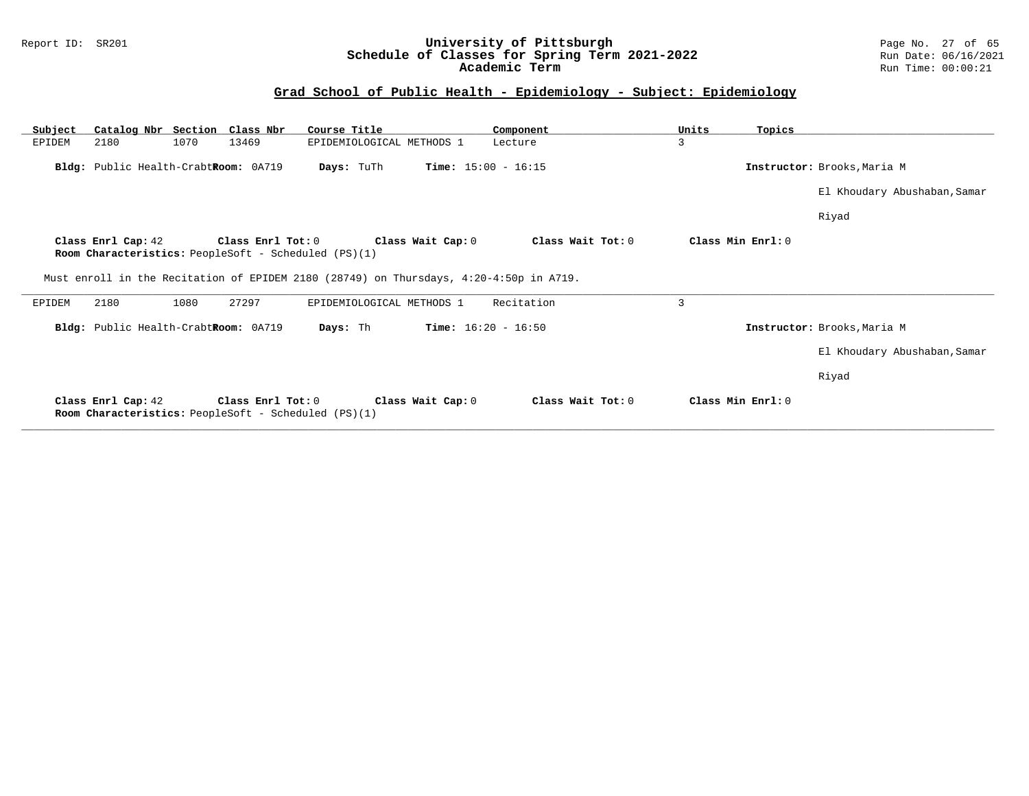## Grad School of Public Health - Epidemiology - Subject: Epidemiology

| Subject | Catalog Nbr | Section | Class Nbr | Course Title | Component | Units | Topics |
|---|---|---|---|---|---|---|---|
| EPIDEM | 2180 | 1070 | 13469 | EPIDEMIOLOGICAL METHODS 1 | Lecture | 3 | |

**Bldg:** Public Health-Crabt **Room:** 0A719 **Days:** TuTh **Time:** 15:00 - 16:15 **Instructor:** Brooks,Maria M

El Khoudary Abushaban,Samar Riyad

**Class Enrl Cap:** 42 **Class Enrl Tot:** 0 **Class Wait Cap:** 0 **Class Wait Tot:** 0 **Class Min Enrl:** 0

**Room Characteristics:** PeopleSoft - Scheduled (PS)(1)

Must enroll in the Recitation of EPIDEM 2180 (28749) on Thursdays, 4:20-4:50p in A719.

---

| Subject | Catalog Nbr | Section | Class Nbr | Course Title | Component | Units | Topics |
|---|---|---|---|---|---|---|---|
| EPIDEM | 2180 | 1080 | 27297 | EPIDEMIOLOGICAL METHODS 1 | Recitation | 3 | |

**Bldg:** Public Health-Crabt **Room:** 0A719 **Days:** Th **Time:** 16:20 - 16:50 **Instructor:** Brooks,Maria M

El Khoudary Abushaban,Samar Riyad

**Class Enrl Cap:** 42 **Class Enrl Tot:** 0 **Class Wait Cap:** 0 **Class Wait Tot:** 0 **Class Min Enrl:** 0

**Room Characteristics:** PeopleSoft - Scheduled (PS)(1)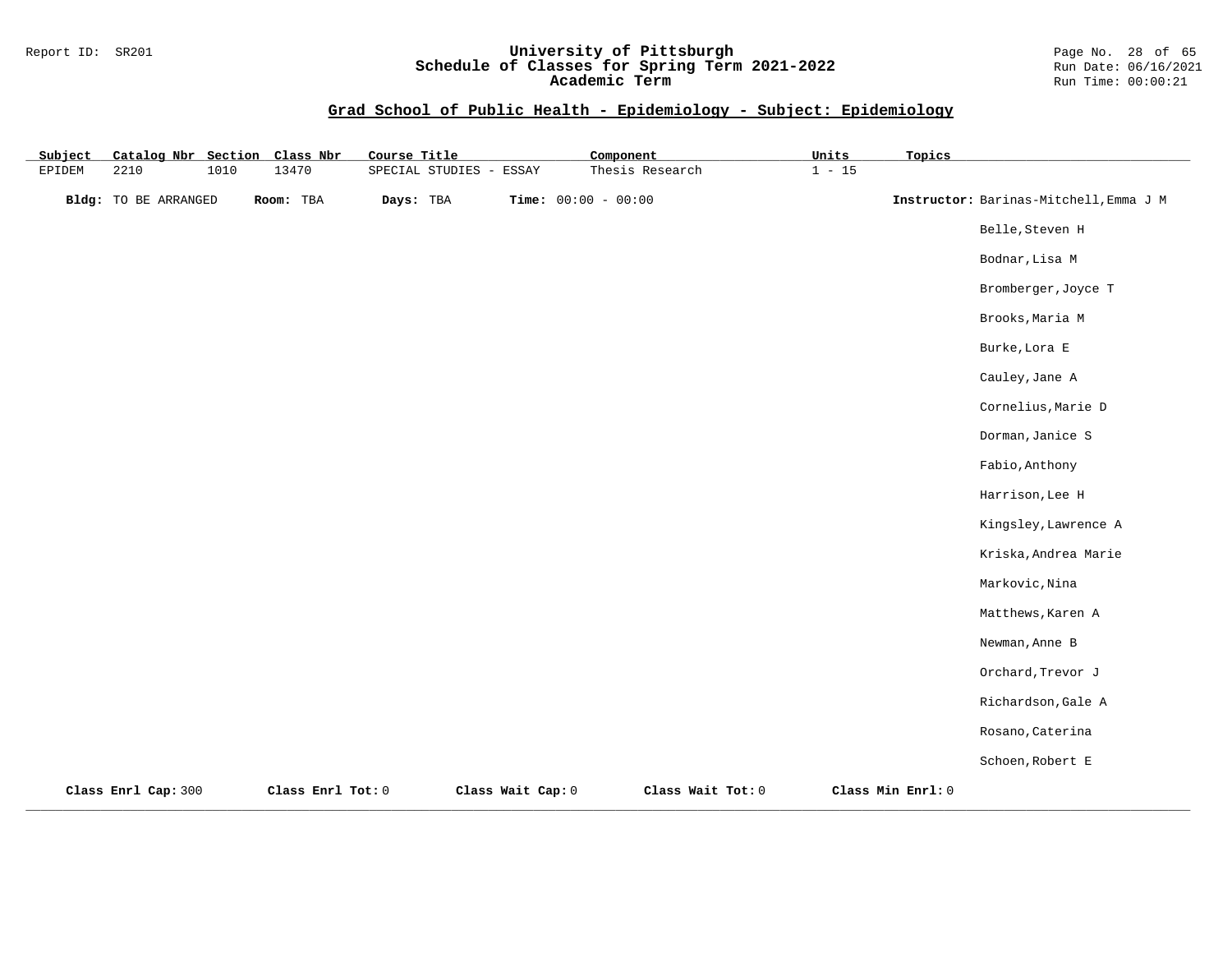## Grad School of Public Health - Epidemiology - Subject: Epidemiology

| Subject | Catalog Nbr | Section | Class Nbr | Course Title | Component | Units | Topics |
|---|---|---|---|---|---|---|---|
| EPIDEM | 2210 | 1010 | 13470 | SPECIAL STUDIES - ESSAY | Thesis Research | 1 - 15 | |

**Bldg:** TO BE ARRANGED **Room:** TBA **Days:** TBA **Time:** 00:00 - 00:00 **Instructor:** Barinas-Mitchell,Emma J M

Belle,Steven H

Bodnar,Lisa M

Bromberger,Joyce T

Brooks,Maria M

Burke,Lora E

Cauley,Jane A

Cornelius,Marie D

Dorman,Janice S

Fabio,Anthony

Harrison,Lee H

Kingsley,Lawrence A

Kriska,Andrea Marie

Markovic,Nina

Matthews,Karen A

Newman,Anne B

Orchard,Trevor J

Richardson,Gale A

Rosano,Caterina

Schoen,Robert E

**Class Enrl Cap:** 300 **Class Enrl Tot:** 0 **Class Wait Cap:** 0 **Class Wait Tot:** 0 **Class Min Enrl:** 0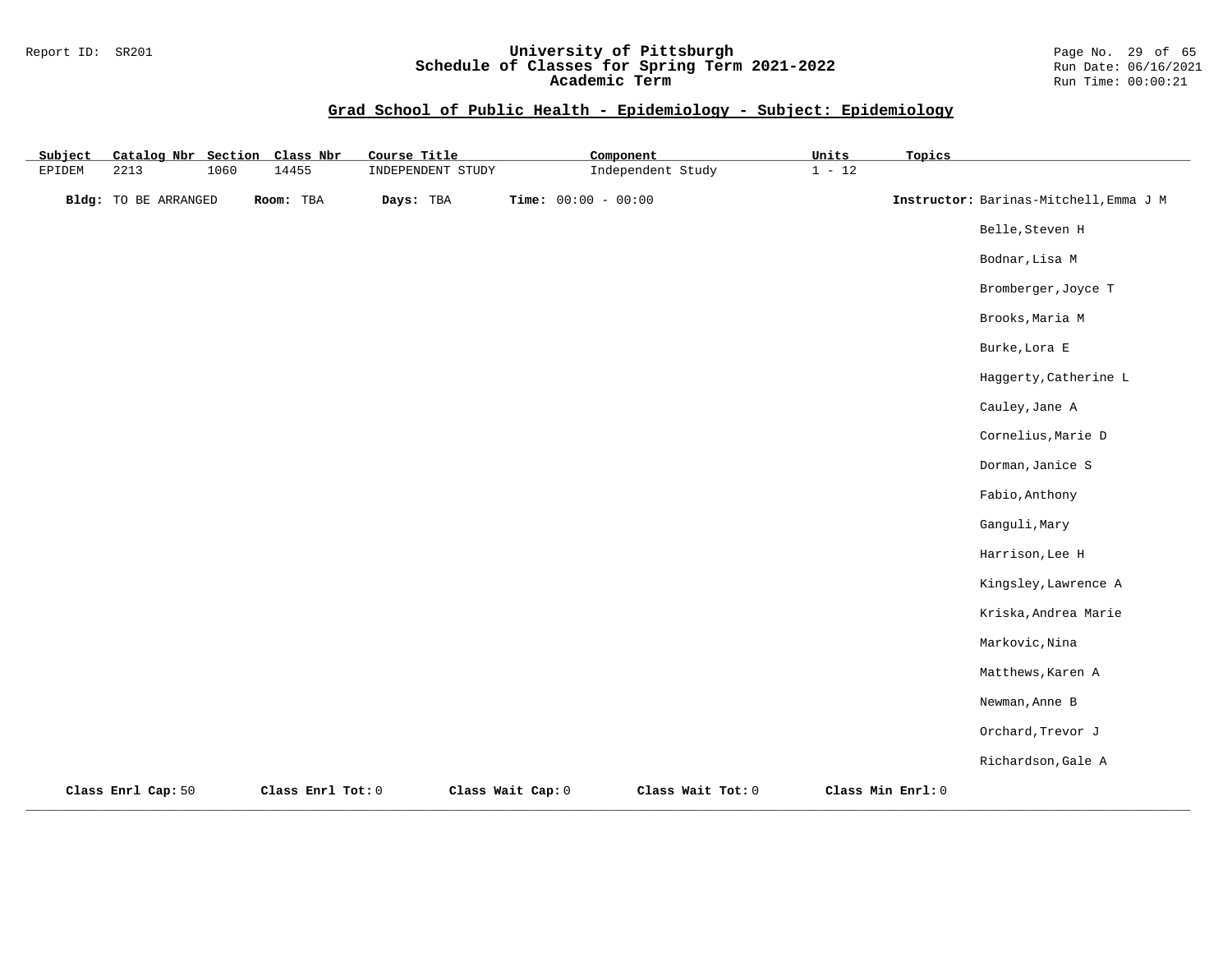## Grad School of Public Health - Epidemiology - Subject: Epidemiology

| Subject | Catalog Nbr | Section | Class Nbr | Course Title | Component | Units | Topics |
|---|---|---|---|---|---|---|---|
| EPIDEM | 2213 | 1060 | 14455 | INDEPENDENT STUDY | Independent Study | 1 - 12 | |

**Bldg:** TO BE ARRANGED **Room:** TBA **Days:** TBA **Time:** 00:00 - 00:00

**Instructor:** Barinas-Mitchell,Emma J M
Belle,Steven H
Bodnar,Lisa M
Bromberger,Joyce T
Brooks,Maria M
Burke,Lora E
Haggerty,Catherine L
Cauley,Jane A
Cornelius,Marie D
Dorman,Janice S
Fabio,Anthony
Ganguli,Mary
Harrison,Lee H
Kingsley,Lawrence A
Kriska,Andrea Marie
Markovic,Nina
Matthews,Karen A
Newman,Anne B
Orchard,Trevor J
Richardson,Gale A

**Class Enrl Cap:** 50 **Class Enrl Tot:** 0 **Class Wait Cap:** 0 **Class Wait Tot:** 0 **Class Min Enrl:** 0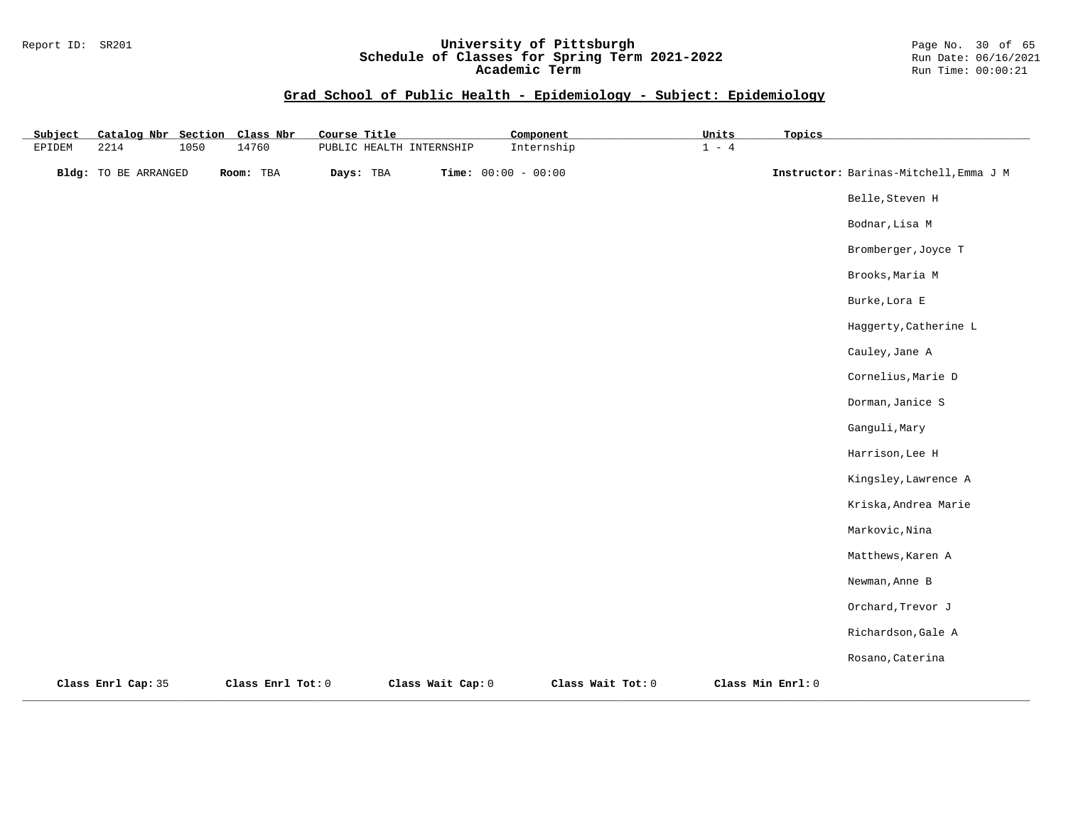## Grad School of Public Health - Epidemiology - Subject: Epidemiology

| Subject | Catalog Nbr | Section | Class Nbr | Course Title | Component | Units | Topics |
|---|---|---|---|---|---|---|---|
| EPIDEM | 2214 | 1050 | 14760 | PUBLIC HEALTH INTERNSHIP | Internship | 1 - 4 | |

**Bldg:** TO BE ARRANGED **Room:** TBA **Days:** TBA **Time:** 00:00 - 00:00

**Instructor:** Barinas-Mitchell,Emma J M
Belle,Steven H
Bodnar,Lisa M
Bromberger,Joyce T
Brooks,Maria M
Burke,Lora E
Haggerty,Catherine L
Cauley,Jane A
Cornelius,Marie D
Dorman,Janice S
Ganguli,Mary
Harrison,Lee H
Kingsley,Lawrence A
Kriska,Andrea Marie
Markovic,Nina
Matthews,Karen A
Newman,Anne B
Orchard,Trevor J
Richardson,Gale A
Rosano,Caterina

**Class Enrl Cap:** 35 **Class Enrl Tot:** 0 **Class Wait Cap:** 0 **Class Wait Tot:** 0 **Class Min Enrl:** 0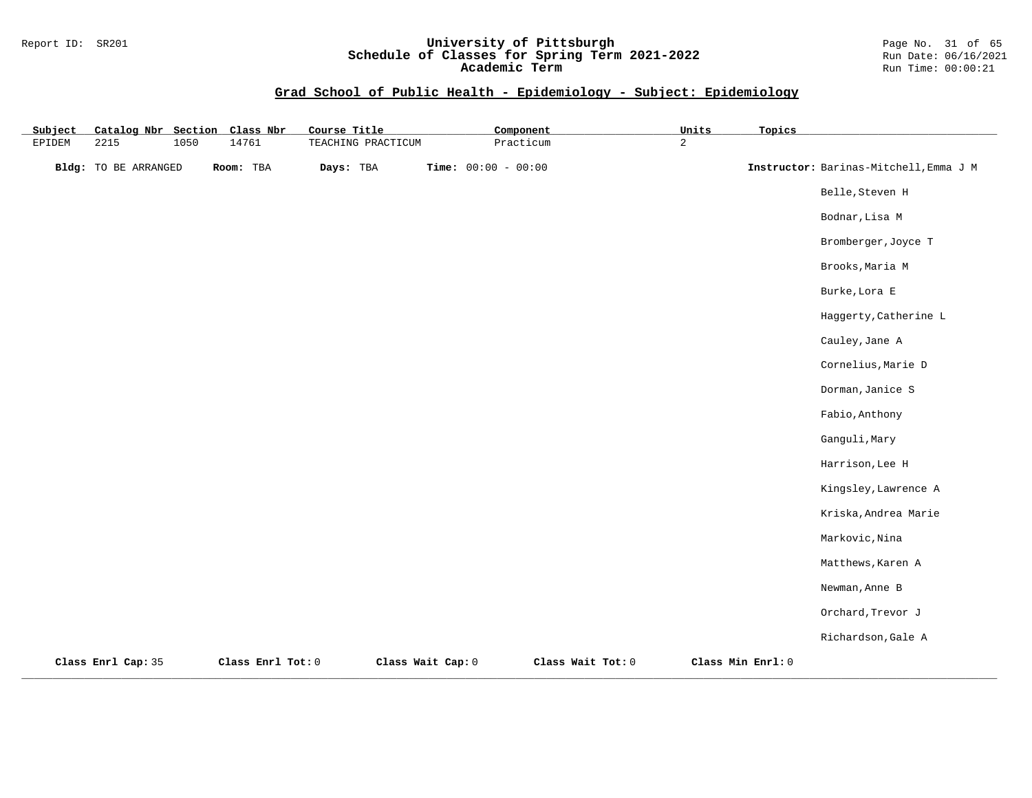## Grad School of Public Health - Epidemiology - Subject: Epidemiology

| Subject | Catalog Nbr | Section | Class Nbr | Course Title | Component | Units | Topics |
|---|---|---|---|---|---|---|---|
| EPIDEM | 2215 | 1050 | 14761 | TEACHING PRACTICUM | Practicum | 2 | |

**Bldg:** TO BE ARRANGED **Room:** TBA **Days:** TBA **Time:** 00:00 - 00:00

**Instructor:** Barinas-Mitchell,Emma J M
Belle,Steven H
Bodnar,Lisa M
Bromberger,Joyce T
Brooks,Maria M
Burke,Lora E
Haggerty,Catherine L
Cauley,Jane A
Cornelius,Marie D
Dorman,Janice S
Fabio,Anthony
Ganguli,Mary
Harrison,Lee H
Kingsley,Lawrence A
Kriska,Andrea Marie
Markovic,Nina
Matthews,Karen A
Newman,Anne B
Orchard,Trevor J
Richardson,Gale A

**Class Enrl Cap:** 35 **Class Enrl Tot:** 0 **Class Wait Cap:** 0 **Class Wait Tot:** 0 **Class Min Enrl:** 0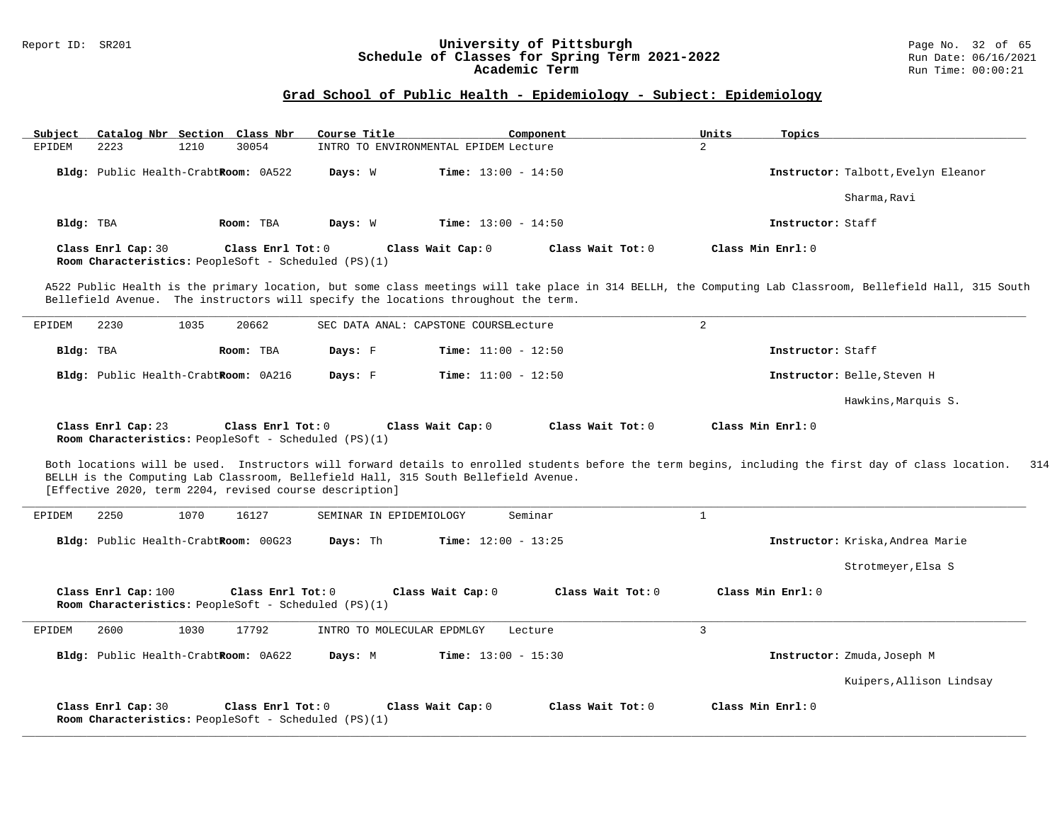## Grad School of Public Health - Epidemiology - Subject: Epidemiology

| Subject | Catalog Nbr | Section | Class Nbr | Course Title | Component | Units | Topics |
|---|---|---|---|---|---|---|---|
| EPIDEM | 2223 | 1210 | 30054 | INTRO TO ENVIRONMENTAL EPIDEM | Lecture | 2 | |

**Bldg:** Public Health-Crabt **Room:** 0A522 **Days:** W **Time:** 13:00 - 14:50 **Instructor:** Talbott,Evelyn Eleanor

Sharma,Ravi

**Bldg:** TBA **Room:** TBA **Days:** W **Time:** 13:00 - 14:50 **Instructor:** Staff

**Class Enrl Cap:** 30 **Class Enrl Tot:** 0 **Class Wait Cap:** 0 **Class Wait Tot:** 0 **Class Min Enrl:** 0

**Room Characteristics:** PeopleSoft - Scheduled (PS)(1)

A522 Public Health is the primary location, but some class meetings will take place in 314 BELLH, the Computing Lab Classroom, Bellefield Hall, 315 South Bellefield Avenue. The instructors will specify the locations throughout the term.

---

| Subject | Catalog Nbr | Section | Class Nbr | Course Title | Component | Units | Topics |
|---|---|---|---|---|---|---|---|
| EPIDEM | 2230 | 1035 | 20662 | SEC DATA ANAL: CAPSTONE COURSE | Lecture | 2 | |

**Bldg:** TBA **Room:** TBA **Days:** F **Time:** 11:00 - 12:50 **Instructor:** Staff

**Bldg:** Public Health-Crabt **Room:** 0A216 **Days:** F **Time:** 11:00 - 12:50 **Instructor:** Belle,Steven H

Hawkins,Marquis S.

**Class Enrl Cap:** 23 **Class Enrl Tot:** 0 **Class Wait Cap:** 0 **Class Wait Tot:** 0 **Class Min Enrl:** 0

**Room Characteristics:** PeopleSoft - Scheduled (PS)(1)

Both locations will be used. Instructors will forward details to enrolled students before the term begins, including the first day of class location. 314 BELLH is the Computing Lab Classroom, BELLH Bellefield Hall, 315 South Bellefield Avenue.
[Effective 2020, term 2204, revised course description]

---

| Subject | Catalog Nbr | Section | Class Nbr | Course Title | Component | Units | Topics |
|---|---|---|---|---|---|---|---|
| EPIDEM | 2250 | 1070 | 16127 | SEMINAR IN EPIDEMIOLOGY | Seminar | 1 | |

**Bldg:** Public Health-Crabt **Room:** 00G23 **Days:** Th **Time:** 12:00 - 13:25 **Instructor:** Kriska,Andrea Marie

Strotmeyer,Elsa S

**Class Enrl Cap:** 100 **Class Enrl Tot:** 0 **Class Wait Cap:** 0 **Class Wait Tot:** 0 **Class Min Enrl:** 0

**Room Characteristics:** PeopleSoft - Scheduled (PS)(1)

---

| Subject | Catalog Nbr | Section | Class Nbr | Course Title | Component | Units | Topics |
|---|---|---|---|---|---|---|---|
| EPIDEM | 2600 | 1030 | 17792 | INTRO TO MOLECULAR EPDMLGY | Lecture | 3 | |

**Bldg:** Public Health-Crabt **Room:** 0A622 **Days:** M **Time:** 13:00 - 15:30 **Instructor:** Zmuda,Joseph M

Kuipers,Allison Lindsay

**Class Enrl Cap:** 30 **Class Enrl Tot:** 0 **Class Wait Cap:** 0 **Class Wait Tot:** 0 **Class Min Enrl:** 0

**Room Characteristics:** PeopleSoft - Scheduled (PS)(1)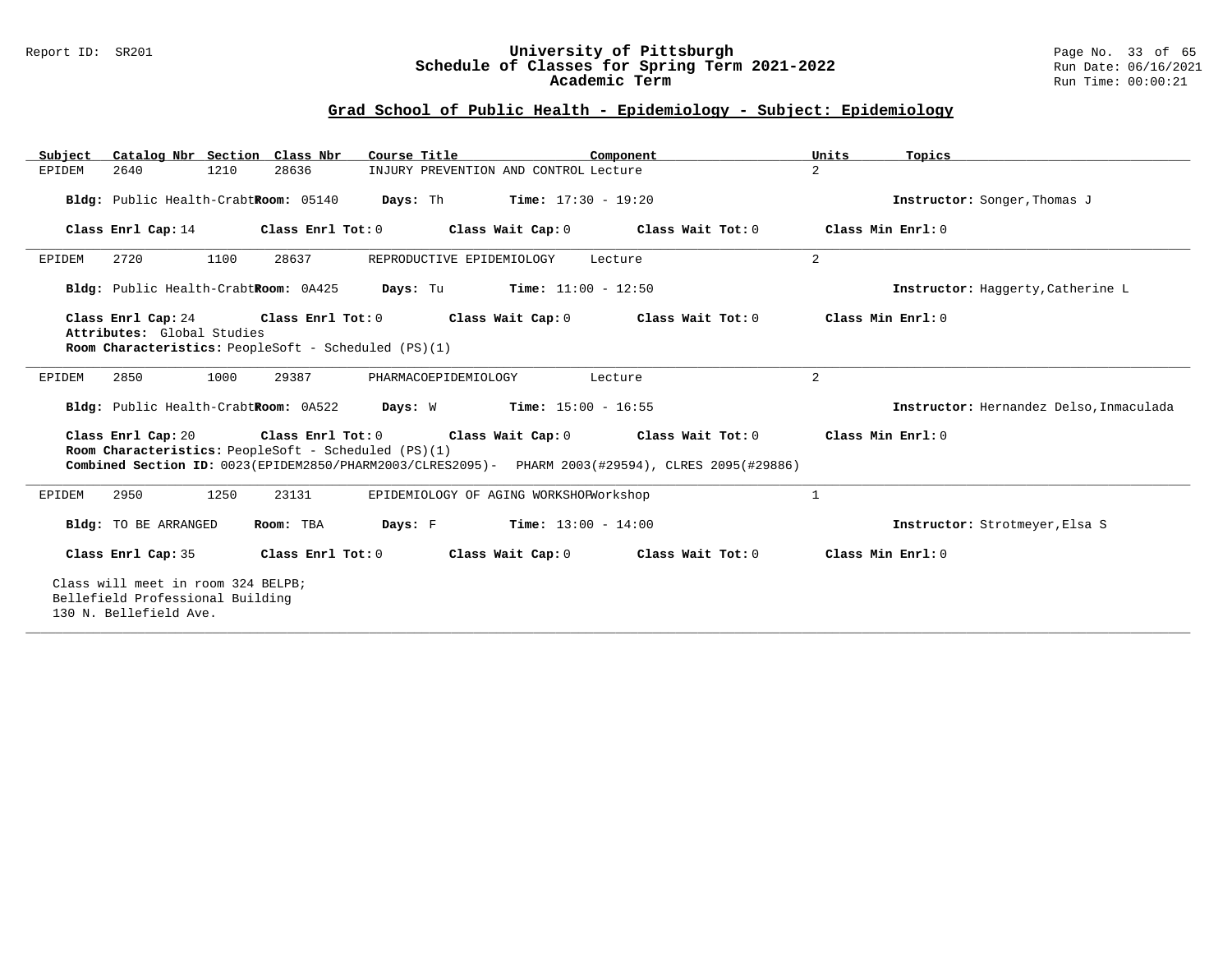## Grad School of Public Health - Epidemiology - Subject: Epidemiology

| Subject | Catalog Nbr | Section | Class Nbr | Course Title | Component | Units | Topics |
|---|---|---|---|---|---|---|---|
| EPIDEM | 2640 | 1210 | 28636 | INJURY PREVENTION AND CONTROL | Lecture | 2 | |

**Bldg:** Public Health-Crabt **Room:** 05140 **Days:** Th **Time:** 17:30 - 19:20 **Instructor:** Songer,Thomas J

**Class Enrl Cap:** 14 **Class Enrl Tot:** 0 **Class Wait Cap:** 0 **Class Wait Tot:** 0 **Class Min Enrl:** 0

---

| Subject | Catalog Nbr | Section | Class Nbr | Course Title | Component | Units | Topics |
|---|---|---|---|---|---|---|---|
| EPIDEM | 2720 | 1100 | 28637 | REPRODUCTIVE EPIDEMIOLOGY | Lecture | 2 | |

**Bldg:** Public Health-Crabt **Room:** 0A425 **Days:** Tu **Time:** 11:00 - 12:50 **Instructor:** Haggerty,Catherine L

**Class Enrl Cap:** 24 **Class Enrl Tot:** 0 **Class Wait Cap:** 0 **Class Wait Tot:** 0 **Class Min Enrl:** 0

**Attributes:** Global Studies

**Room Characteristics:** PeopleSoft - Scheduled (PS)(1)

---

| Subject | Catalog Nbr | Section | Class Nbr | Course Title | Component | Units | Topics |
|---|---|---|---|---|---|---|---|
| EPIDEM | 2850 | 1000 | 29387 | PHARMACOEPIDEMIOLOGY | Lecture | 2 | |

**Bldg:** Public Health-Crabt **Room:** 0A522 **Days:** W **Time:** 15:00 - 16:55 **Instructor:** Hernandez Delso,Inmaculada

**Class Enrl Cap:** 20 **Class Enrl Tot:** 0 **Class Wait Cap:** 0 **Class Wait Tot:** 0 **Class Min Enrl:** 0

**Room Characteristics:** PeopleSoft - Scheduled (PS)(1)

**Combined Section ID:** 0023(EPIDEM2850/PHARM2003/CLRES2095)- PHARM 2003(#29594), CLRES 2095(#29886)

---

| Subject | Catalog Nbr | Section | Class Nbr | Course Title | Component | Units | Topics |
|---|---|---|---|---|---|---|---|
| EPIDEM | 2950 | 1250 | 23131 | EPIDEMIOLOGY OF AGING WORKSHOP | Workshop | 1 | |

**Bldg:** TO BE ARRANGED **Room:** TBA **Days:** F **Time:** 13:00 - 14:00 **Instructor:** Strotmeyer,Elsa S

**Class Enrl Cap:** 35 **Class Enrl Tot:** 0 **Class Wait Cap:** 0 **Class Wait Tot:** 0 **Class Min Enrl:** 0

Class will meet in room 324 BELPB;
Bellefield Professional Building
130 N. Bellefield Ave.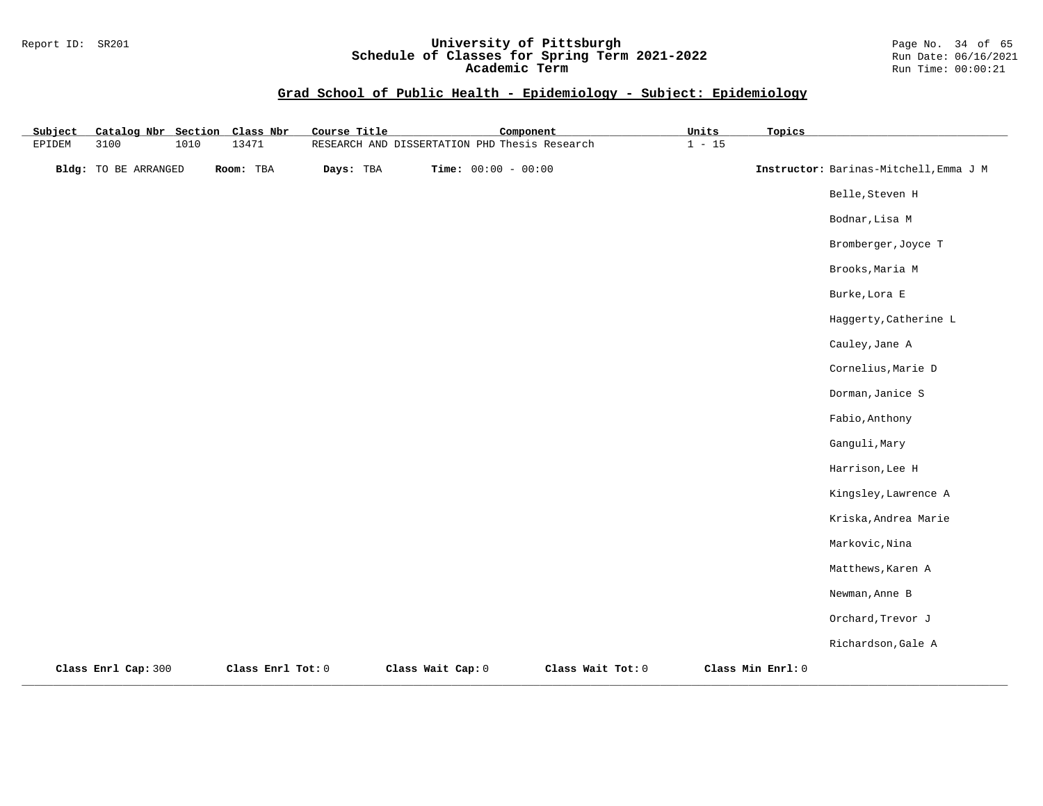## Grad School of Public Health - Epidemiology - Subject: Epidemiology

| Subject | Catalog Nbr | Section | Class Nbr | Course Title | Component | Units | Topics |
|---|---|---|---|---|---|---|---|
| EPIDEM | 3100 | 1010 | 13471 | RESEARCH AND DISSERTATION PHD | Thesis Research | 1 - 15 | |

**Bldg:** TO BE ARRANGED **Room:** TBA **Days:** TBA **Time:** 00:00 - 00:00

**Instructor:** Barinas-Mitchell,Emma J M
Belle,Steven H
Bodnar,Lisa M
Bromberger,Joyce T
Brooks,Maria M
Burke,Lora E
Haggerty,Catherine L
Cauley,Jane A
Cornelius,Marie D
Dorman,Janice S
Fabio,Anthony
Ganguli,Mary
Harrison,Lee H
Kingsley,Lawrence A
Kriska,Andrea Marie
Markovic,Nina
Matthews,Karen A
Newman,Anne B
Orchard,Trevor J
Richardson,Gale A

**Class Enrl Cap:** 300 **Class Enrl Tot:** 0 **Class Wait Cap:** 0 **Class Wait Tot:** 0 **Class Min Enrl:** 0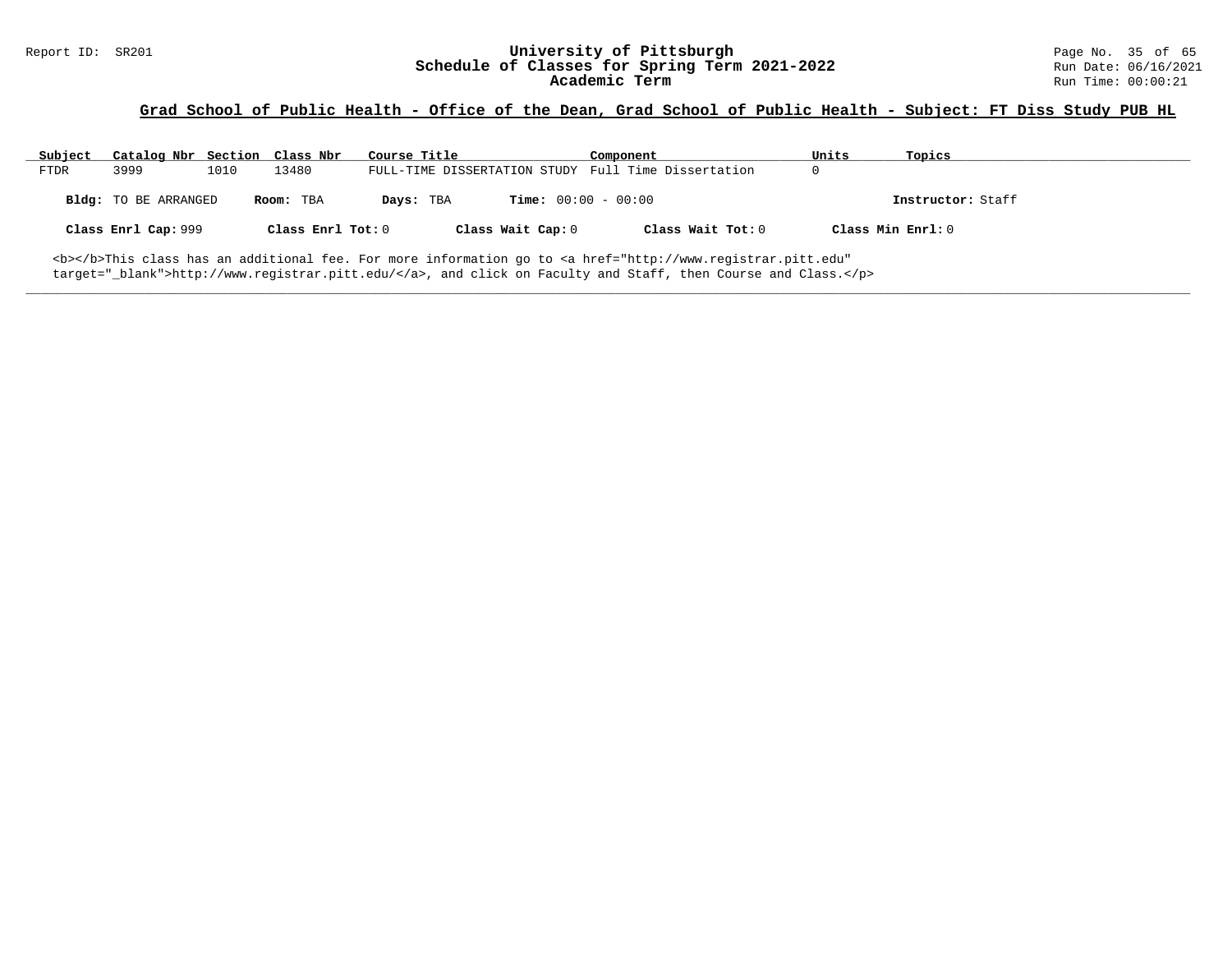## Grad School of Public Health - Office of the Dean, Grad School of Public Health - Subject: FT Diss Study PUB HL

| Subject | Catalog Nbr | Section | Class Nbr | Course Title | Component | Units | Topics |
|---|---|---|---|---|---|---|---|
| FTDR | 3999 | 1010 | 13480 | FULL-TIME DISSERTATION STUDY | Full Time Dissertation | 0 | |

**Bldg:** TO BE ARRANGED **Room:** TBA **Days:** TBA **Time:** 00:00 - 00:00 **Instructor:** Staff

**Class Enrl Cap:** 999 **Class Enrl Tot:** 0 **Class Wait Cap:** 0 **Class Wait Tot:** 0 **Class Min Enrl:** 0

<b></b>This class has an additional fee. For more information go to <a href="http://www.registrar.pitt.edu" target="_blank">http://www.registrar.pitt.edu/</a>, and click on Faculty and Staff, then Course and Class.</p>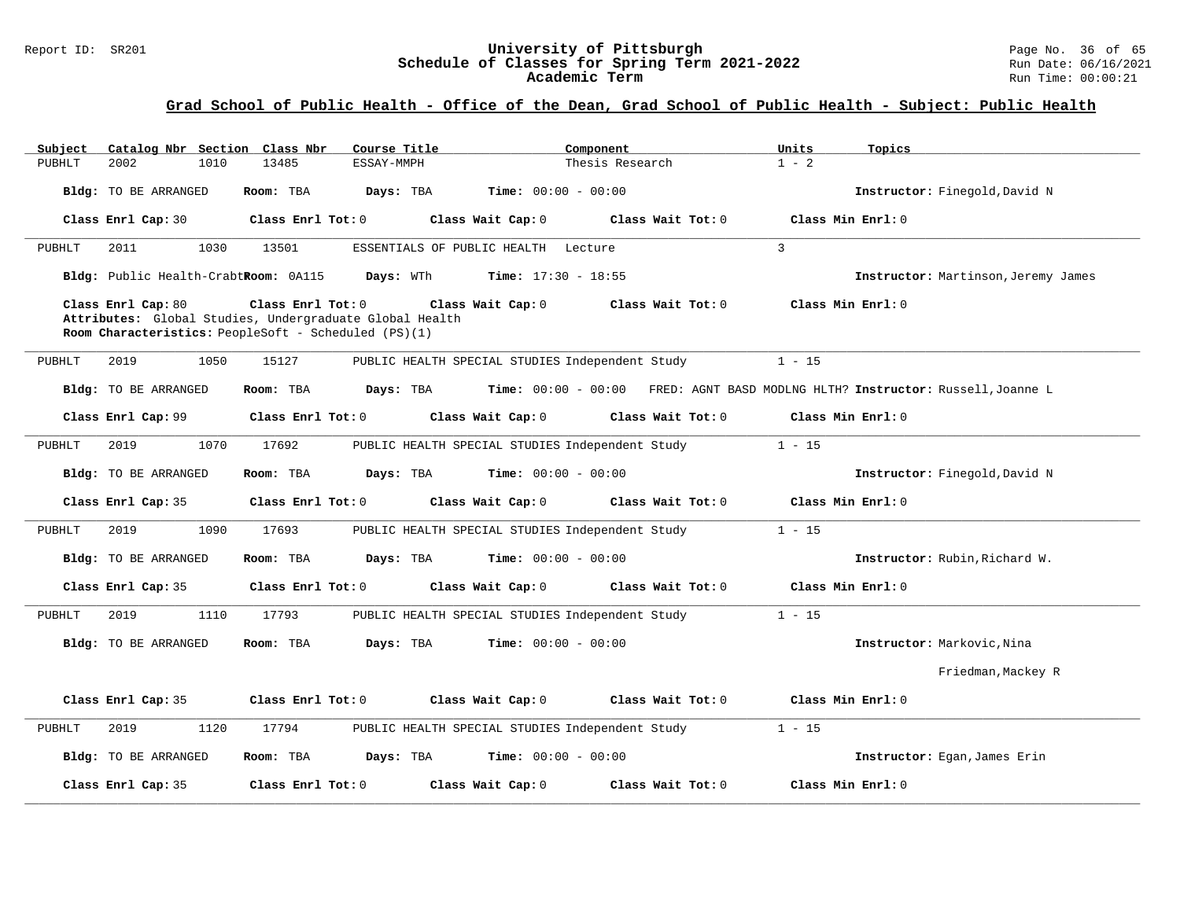## Grad School of Public Health - Office of the Dean, Grad School of Public Health - Subject: Public Health

| Subject | Catalog Nbr | Section | Class Nbr | Course Title | Component | Units | Topics |
|---|---|---|---|---|---|---|---|
| PUBHLT | 2002 | 1010 | 13485 | ESSAY-MMPH | Thesis Research | 1 - 2 | |

**Bldg:** TO BE ARRANGED **Room:** TBA **Days:** TBA **Time:** 00:00 - 00:00 **Instructor:** Finegold,David N

**Class Enrl Cap:** 30 **Class Enrl Tot:** 0 **Class Wait Cap:** 0 **Class Wait Tot:** 0 **Class Min Enrl:** 0

---

| Subject | Catalog Nbr | Section | Class Nbr | Course Title | Component | Units | Topics |
|---|---|---|---|---|---|---|---|
| PUBHLT | 2011 | 1030 | 13501 | ESSENTIALS OF PUBLIC HEALTH | Lecture | 3 | |

**Bldg:** Public Health-Crabtr **Room:** 0A115 **Days:** WTh **Time:** 17:30 - 18:55 **Instructor:** Martinson,Jeremy James

**Class Enrl Cap:** 80 **Class Enrl Tot:** 0 **Class Wait Cap:** 0 **Class Wait Tot:** 0 **Class Min Enrl:** 0

**Attributes:** Global Studies, Undergraduate Global Health

**Room Characteristics:** PeopleSoft - Scheduled (PS)(1)

---

| Subject | Catalog Nbr | Section | Class Nbr | Course Title | Component | Units | Topics |
|---|---|---|---|---|---|---|---|
| PUBHLT | 2019 | 1050 | 15127 | PUBLIC HEALTH SPECIAL STUDIES | Independent Study | 1 - 15 | |

**Bldg:** TO BE ARRANGED **Room:** TBA **Days:** TBA **Time:** 00:00 - 00:00 FRED: AGNT BASD MODLNG HLTH? **Instructor:** Russell,Joanne L

**Class Enrl Cap:** 99 **Class Enrl Tot:** 0 **Class Wait Cap:** 0 **Class Wait Tot:** 0 **Class Min Enrl:** 0

---

| Subject | Catalog Nbr | Section | Class Nbr | Course Title | Component | Units | Topics |
|---|---|---|---|---|---|---|---|
| PUBHLT | 2019 | 1070 | 17692 | PUBLIC HEALTH SPECIAL STUDIES | Independent Study | 1 - 15 | |

**Bldg:** TO BE ARRANGED **Room:** TBA **Days:** TBA **Time:** 00:00 - 00:00 **Instructor:** Finegold,David N

**Class Enrl Cap:** 35 **Class Enrl Tot:** 0 **Class Wait Cap:** 0 **Class Wait Tot:** 0 **Class Min Enrl:** 0

---

| Subject | Catalog Nbr | Section | Class Nbr | Course Title | Component | Units | Topics |
|---|---|---|---|---|---|---|---|
| PUBHLT | 2019 | 1090 | 17693 | PUBLIC HEALTH SPECIAL STUDIES | Independent Study | 1 - 15 | |

**Bldg:** TO BE ARRANGED **Room:** TBA **Days:** TBA **Time:** 00:00 - 00:00 **Instructor:** Rubin,Richard W.

**Class Enrl Cap:** 35 **Class Enrl Tot:** 0 **Class Wait Cap:** 0 **Class Wait Tot:** 0 **Class Min Enrl:** 0

---

| Subject | Catalog Nbr | Section | Class Nbr | Course Title | Component | Units | Topics |
|---|---|---|---|---|---|---|---|
| PUBHLT | 2019 | 1110 | 17793 | PUBLIC HEALTH SPECIAL STUDIES | Independent Study | 1 - 15 | |

**Bldg:** TO BE ARRANGED **Room:** TBA **Days:** TBA **Time:** 00:00 - 00:00 **Instructor:** Markovic,Nina; Friedman,Mackey R

**Class Enrl Cap:** 35 **Class Enrl Tot:** 0 **Class Wait Cap:** 0 **Class Wait Tot:** 0 **Class Min Enrl:** 0

---

| Subject | Catalog Nbr | Section | Class Nbr | Course Title | Component | Units | Topics |
|---|---|---|---|---|---|---|---|
| PUBHLT | 2019 | 1120 | 17794 | PUBLIC HEALTH SPECIAL STUDIES | Independent Study | 1 - 15 | |

**Bldg:** TO BE ARRANGED **Room:** TBA **Days:** TBA **Time:** 00:00 - 00:00 **Instructor:** Egan,James Erin

**Class Enrl Cap:** 35 **Class Enrl Tot:** 0 **Class Wait Cap:** 0 **Class Wait Tot:** 0 **Class Min Enrl:** 0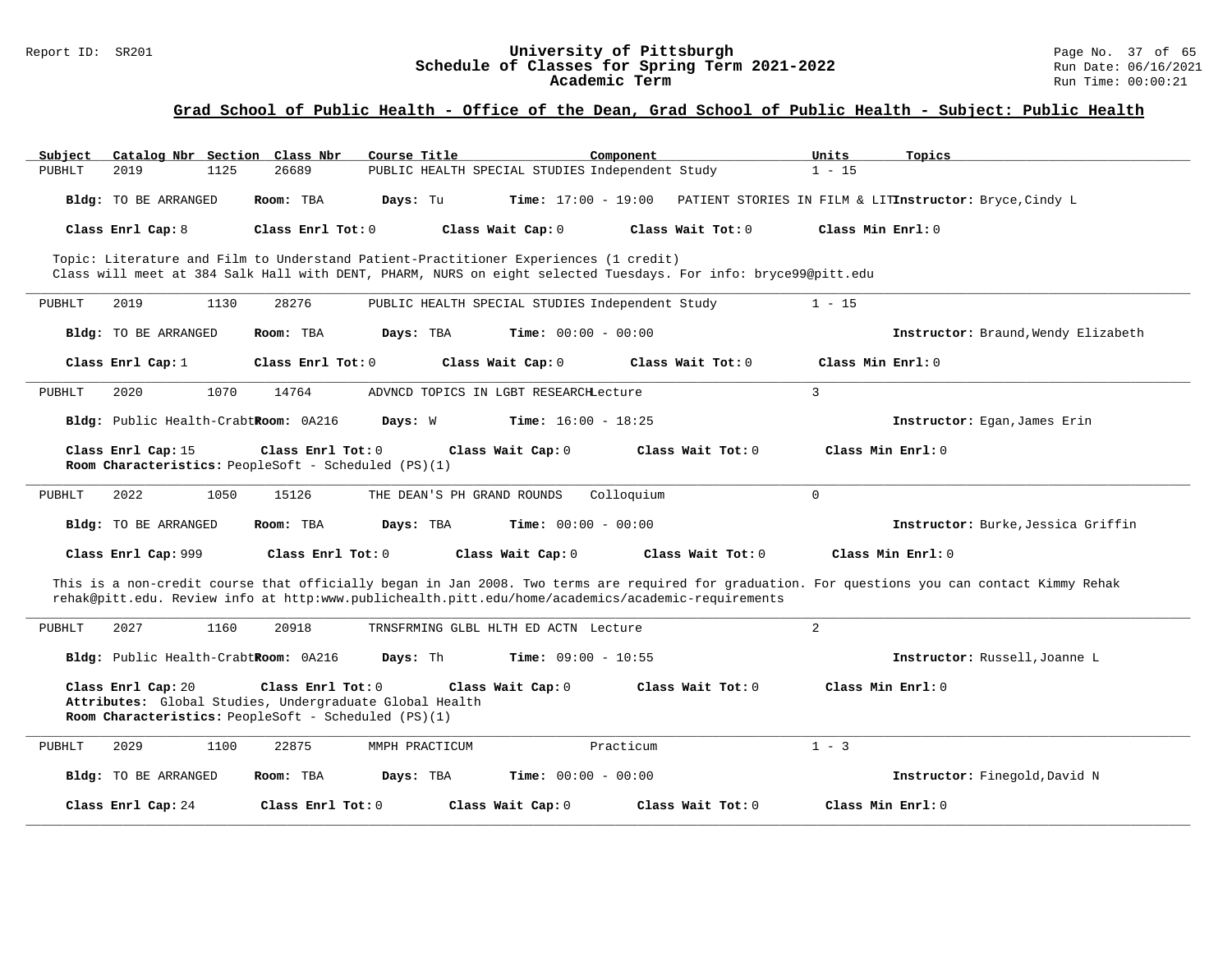## Grad School of Public Health - Office of the Dean, Grad School of Public Health - Subject: Public Health

| Subject | Catalog Nbr | Section | Class Nbr | Course Title | Component | Units | Topics |
|---|---|---|---|---|---|---|---|
| PUBHLT | 2019 | 1125 | 26689 | PUBLIC HEALTH SPECIAL STUDIES | Independent Study | 1 - 15 | |

**Bldg:** TO BE ARRANGED **Room:** TBA **Days:** Tu **Time:** 17:00 - 19:00 PATIENT STORIES IN FILM & LIT **Instructor:** Bryce,Cindy L

**Class Enrl Cap:** 8 **Class Enrl Tot:** 0 **Class Wait Cap:** 0 **Class Wait Tot:** 0 **Class Min Enrl:** 0

Topic: Literature and Film to Understand Patient-Practitioner Experiences (1 credit)
Class will meet at 384 Salk Hall with DENT, PHARM, NURS on eight selected Tuesdays. For info: bryce99@pitt.edu

---

| Subject | Catalog Nbr | Section | Class Nbr | Course Title | Component | Units |
|---|---|---|---|---|---|---|
| PUBHLT | 2019 | 1130 | 28276 | PUBLIC HEALTH SPECIAL STUDIES | Independent Study | 1 - 15 |

**Bldg:** TO BE ARRANGED **Room:** TBA **Days:** TBA **Time:** 00:00 - 00:00 **Instructor:** Braund,Wendy Elizabeth

**Class Enrl Cap:** 1 **Class Enrl Tot:** 0 **Class Wait Cap:** 0 **Class Wait Tot:** 0 **Class Min Enrl:** 0

---

| Subject | Catalog Nbr | Section | Class Nbr | Course Title | Component | Units |
|---|---|---|---|---|---|---|
| PUBHLT | 2020 | 1070 | 14764 | ADVNCD TOPICS IN LGBT RESEARCH | Lecture | 3 |

**Bldg:** Public Health-Crabtr **Room:** 0A216 **Days:** W **Time:** 16:00 - 18:25 **Instructor:** Egan,James Erin

**Class Enrl Cap:** 15 **Class Enrl Tot:** 0 **Class Wait Cap:** 0 **Class Wait Tot:** 0 **Class Min Enrl:** 0
**Room Characteristics:** PeopleSoft - Scheduled (PS)(1)

---

| Subject | Catalog Nbr | Section | Class Nbr | Course Title | Component | Units |
|---|---|---|---|---|---|---|
| PUBHLT | 2022 | 1050 | 15126 | THE DEAN'S PH GRAND ROUNDS | Colloquium | 0 |

**Bldg:** TO BE ARRANGED **Room:** TBA **Days:** TBA **Time:** 00:00 - 00:00 **Instructor:** Burke,Jessica Griffin

**Class Enrl Cap:** 999 **Class Enrl Tot:** 0 **Class Wait Cap:** 0 **Class Wait Tot:** 0 **Class Min Enrl:** 0

This is a non-credit course that officially began in Jan 2008. Two terms are required for graduation. For questions you can contact Kimmy Rehak rehak@pitt.edu. Review info at http:www.publichealth.pitt.edu/home/academics/academic-requirements

---

| Subject | Catalog Nbr | Section | Class Nbr | Course Title | Component | Units |
|---|---|---|---|---|---|---|
| PUBHLT | 2027 | 1160 | 20918 | TRNSFRMING GLBL HLTH ED ACTN | Lecture | 2 |

**Bldg:** Public Health-Crabtr **Room:** 0A216 **Days:** Th **Time:** 09:00 - 10:55 **Instructor:** Russell,Joanne L

**Class Enrl Cap:** 20 **Class Enrl Tot:** 0 **Class Wait Cap:** 0 **Class Wait Tot:** 0 **Class Min Enrl:** 0
**Attributes:** Global Studies, Undergraduate Global Health
**Room Characteristics:** PeopleSoft - Scheduled (PS)(1)

---

| Subject | Catalog Nbr | Section | Class Nbr | Course Title | Component | Units |
|---|---|---|---|---|---|---|
| PUBHLT | 2029 | 1100 | 22875 | MMPH PRACTICUM | Practicum | 1 - 3 |

**Bldg:** TO BE ARRANGED **Room:** TBA **Days:** TBA **Time:** 00:00 - 00:00 **Instructor:** Finegold,David N

**Class Enrl Cap:** 24 **Class Enrl Tot:** 0 **Class Wait Cap:** 0 **Class Wait Tot:** 0 **Class Min Enrl:** 0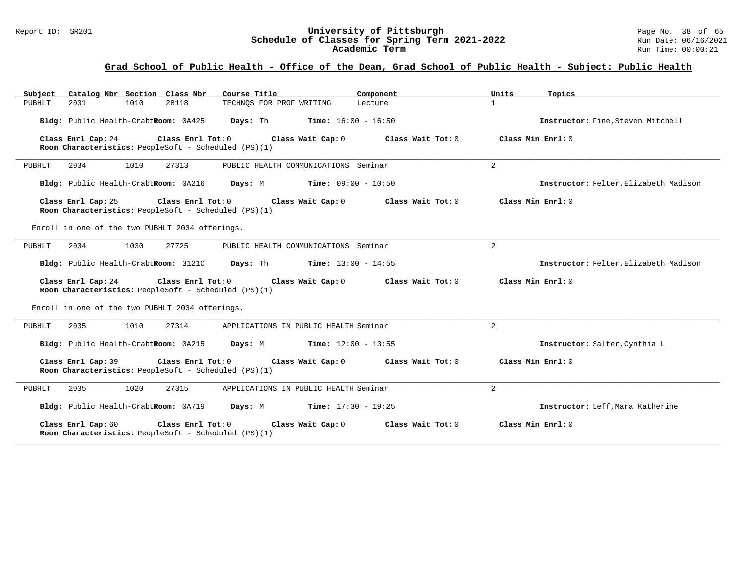## Grad School of Public Health - Office of the Dean, Grad School of Public Health - Subject: Public Health

| Subject | Catalog Nbr | Section | Class Nbr | Course Title | Component | Units | Topics |
|---|---|---|---|---|---|---|---|
| PUBHLT | 2031 | 1010 | 28118 | TECHNQS FOR PROF WRITING | Lecture | 1 | |

**Bldg:** Public Health-Crabtr **Room:** 0A425 **Days:** Th **Time:** 16:00 - 16:50 **Instructor:** Fine,Steven Mitchell

**Class Enrl Cap:** 24 **Class Enrl Tot:** 0 **Class Wait Cap:** 0 **Class Wait Tot:** 0 **Class Min Enrl:** 0

**Room Characteristics:** PeopleSoft - Scheduled (PS)(1)

---

| Subject | Catalog Nbr | Section | Class Nbr | Course Title | Component | Units | Topics |
|---|---|---|---|---|---|---|---|
| PUBHLT | 2034 | 1010 | 27313 | PUBLIC HEALTH COMMUNICATIONS | Seminar | 2 | |

**Bldg:** Public Health-Crabtr **Room:** 0A216 **Days:** M **Time:** 09:00 - 10:50 **Instructor:** Felter,Elizabeth Madison

**Class Enrl Cap:** 25 **Class Enrl Tot:** 0 **Class Wait Cap:** 0 **Class Wait Tot:** 0 **Class Min Enrl:** 0

**Room Characteristics:** PeopleSoft - Scheduled (PS)(1)

Enroll in one of the two PUBHLT 2034 offerings.

---

| Subject | Catalog Nbr | Section | Class Nbr | Course Title | Component | Units | Topics |
|---|---|---|---|---|---|---|---|
| PUBHLT | 2034 | 1030 | 27725 | PUBLIC HEALTH COMMUNICATIONS | Seminar | 2 | |

**Bldg:** Public Health-Crabtr **Room:** 3121C **Days:** Th **Time:** 13:00 - 14:55 **Instructor:** Felter,Elizabeth Madison

**Class Enrl Cap:** 24 **Class Enrl Tot:** 0 **Class Wait Cap:** 0 **Class Wait Tot:** 0 **Class Min Enrl:** 0

**Room Characteristics:** PeopleSoft - Scheduled (PS)(1)

Enroll in one of the two PUBHLT 2034 offerings.

---

| Subject | Catalog Nbr | Section | Class Nbr | Course Title | Component | Units | Topics |
|---|---|---|---|---|---|---|---|
| PUBHLT | 2035 | 1010 | 27314 | APPLICATIONS IN PUBLIC HEALTH | Seminar | 2 | |

**Bldg:** Public Health-Crabtr **Room:** 0A215 **Days:** M **Time:** 12:00 - 13:55 **Instructor:** Salter,Cynthia L

**Class Enrl Cap:** 39 **Class Enrl Tot:** 0 **Class Wait Cap:** 0 **Class Wait Tot:** 0 **Class Min Enrl:** 0

**Room Characteristics:** PeopleSoft - Scheduled (PS)(1)

---

| Subject | Catalog Nbr | Section | Class Nbr | Course Title | Component | Units | Topics |
|---|---|---|---|---|---|---|---|
| PUBHLT | 2035 | 1020 | 27315 | APPLICATIONS IN PUBLIC HEALTH | Seminar | 2 | |

**Bldg:** Public Health-Crabtr **Room:** 0A719 **Days:** M **Time:** 17:30 - 19:25 **Instructor:** Leff,Mara Katherine

**Class Enrl Cap:** 60 **Class Enrl Tot:** 0 **Class Wait Cap:** 0 **Class Wait Tot:** 0 **Class Min Enrl:** 0

**Room Characteristics:** PeopleSoft - Scheduled (PS)(1)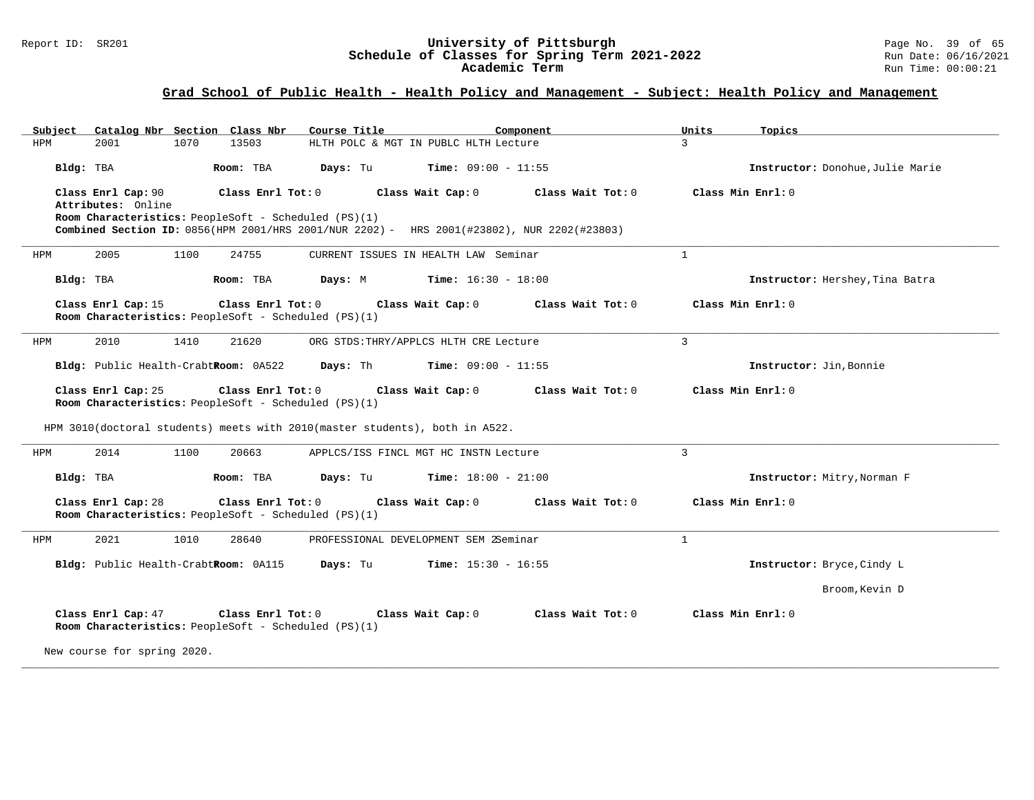## Grad School of Public Health - Health Policy and Management - Subject: Health Policy and Management

| Subject | Catalog Nbr | Section | Class Nbr | Course Title | Component | Units | Topics |
|---|---|---|---|---|---|---|---|
| HPM | 2001 | 1070 | 13503 | HLTH POLC & MGT IN PUBLC HLTH | Lecture | 3 | |

**Bldg:** TBA **Room:** TBA **Days:** Tu **Time:** 09:00 - 11:55 **Instructor:** Donohue,Julie Marie

**Class Enrl Cap:** 90 **Class Enrl Tot:** 0 **Class Wait Cap:** 0 **Class Wait Tot:** 0 **Class Min Enrl:** 0
**Attributes:** Online
**Room Characteristics:** PeopleSoft - Scheduled (PS)(1)
**Combined Section ID:** 0856(HPM 2001/HRS 2001/NUR 2202) - HRS 2001(#23802), NUR 2202(#23803)

---

| Subject | Catalog Nbr | Section | Class Nbr | Course Title | Component | Units | Topics |
|---|---|---|---|---|---|---|---|
| HPM | 2005 | 1100 | 24755 | CURRENT ISSUES IN HEALTH LAW | Seminar | 1 | |

**Bldg:** TBA **Room:** TBA **Days:** M **Time:** 16:30 - 18:00 **Instructor:** Hershey,Tina Batra

**Class Enrl Cap:** 15 **Class Enrl Tot:** 0 **Class Wait Cap:** 0 **Class Wait Tot:** 0 **Class Min Enrl:** 0
**Room Characteristics:** PeopleSoft - Scheduled (PS)(1)

---

| Subject | Catalog Nbr | Section | Class Nbr | Course Title | Component | Units | Topics |
|---|---|---|---|---|---|---|---|
| HPM | 2010 | 1410 | 21620 | ORG STDS:THRY/APPLCS HLTH CRE | Lecture | 3 | |

**Bldg:** Public Health-Crabt **Room:** 0A522 **Days:** Th **Time:** 09:00 - 11:55 **Instructor:** Jin,Bonnie

**Class Enrl Cap:** 25 **Class Enrl Tot:** 0 **Class Wait Cap:** 0 **Class Wait Tot:** 0 **Class Min Enrl:** 0
**Room Characteristics:** PeopleSoft - Scheduled (PS)(1)

HPM 3010(doctoral students) meets with 2010(master students), both in A522.

---

| Subject | Catalog Nbr | Section | Class Nbr | Course Title | Component | Units | Topics |
|---|---|---|---|---|---|---|---|
| HPM | 2014 | 1100 | 20663 | APPLCS/ISS FINCL MGT HC INSTN | Lecture | 3 | |

**Bldg:** TBA **Room:** TBA **Days:** Tu **Time:** 18:00 - 21:00 **Instructor:** Mitry,Norman F

**Class Enrl Cap:** 28 **Class Enrl Tot:** 0 **Class Wait Cap:** 0 **Class Wait Tot:** 0 **Class Min Enrl:** 0
**Room Characteristics:** PeopleSoft - Scheduled (PS)(1)

---

| Subject | Catalog Nbr | Section | Class Nbr | Course Title | Component | Units | Topics |
|---|---|---|---|---|---|---|---|
| HPM | 2021 | 1010 | 28640 | PROFESSIONAL DEVELOPMENT SEM 2 | Seminar | 1 | |

**Bldg:** Public Health-Crabt **Room:** 0A115 **Days:** Tu **Time:** 15:30 - 16:55 **Instructor:** Bryce,Cindy L
Broom,Kevin D

**Class Enrl Cap:** 47 **Class Enrl Tot:** 0 **Class Wait Cap:** 0 **Class Wait Tot:** 0 **Class Min Enrl:** 0
**Room Characteristics:** PeopleSoft - Scheduled (PS)(1)

New course for spring 2020.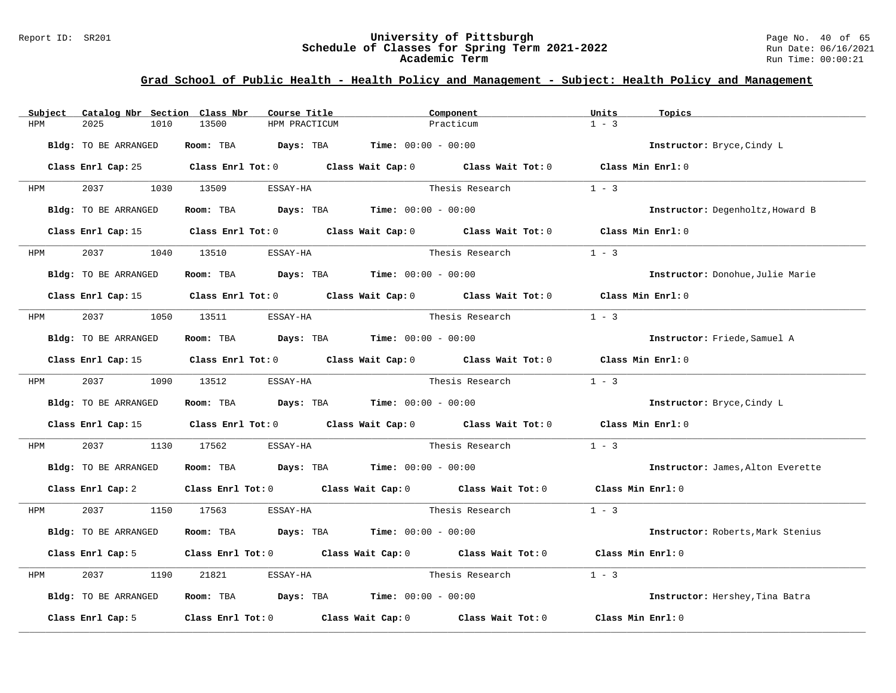# Grad School of Public Health - Health Policy and Management - Subject: Health Policy and Management

| Subject | Catalog Nbr | Section | Class Nbr | Course Title | Component | Units | Topics |
|---|---|---|---|---|---|---|---|
| HPM | 2025 | 1010 | 13500 | HPM PRACTICUM | Practicum | 1 - 3 | |

**Bldg:** TO BE ARRANGED **Room:** TBA **Days:** TBA **Time:** 00:00 - 00:00 **Instructor:** Bryce,Cindy L

**Class Enrl Cap:** 25 **Class Enrl Tot:** 0 **Class Wait Cap:** 0 **Class Wait Tot:** 0 **Class Min Enrl:** 0

| Subject | Catalog Nbr | Section | Class Nbr | Course Title | Component | Units | Topics |
|---|---|---|---|---|---|---|---|
| HPM | 2037 | 1030 | 13509 | ESSAY-HA | Thesis Research | 1 - 3 | |

**Bldg:** TO BE ARRANGED **Room:** TBA **Days:** TBA **Time:** 00:00 - 00:00 **Instructor:** Degenholtz,Howard B

**Class Enrl Cap:** 15 **Class Enrl Tot:** 0 **Class Wait Cap:** 0 **Class Wait Tot:** 0 **Class Min Enrl:** 0

| Subject | Catalog Nbr | Section | Class Nbr | Course Title | Component | Units | Topics |
|---|---|---|---|---|---|---|---|
| HPM | 2037 | 1040 | 13510 | ESSAY-HA | Thesis Research | 1 - 3 | |

**Bldg:** TO BE ARRANGED **Room:** TBA **Days:** TBA **Time:** 00:00 - 00:00 **Instructor:** Donohue,Julie Marie

**Class Enrl Cap:** 15 **Class Enrl Tot:** 0 **Class Wait Cap:** 0 **Class Wait Tot:** 0 **Class Min Enrl:** 0

| Subject | Catalog Nbr | Section | Class Nbr | Course Title | Component | Units | Topics |
|---|---|---|---|---|---|---|---|
| HPM | 2037 | 1050 | 13511 | ESSAY-HA | Thesis Research | 1 - 3 | |

**Bldg:** TO BE ARRANGED **Room:** TBA **Days:** TBA **Time:** 00:00 - 00:00 **Instructor:** Friede,Samuel A

**Class Enrl Cap:** 15 **Class Enrl Tot:** 0 **Class Wait Cap:** 0 **Class Wait Tot:** 0 **Class Min Enrl:** 0

| Subject | Catalog Nbr | Section | Class Nbr | Course Title | Component | Units | Topics |
|---|---|---|---|---|---|---|---|
| HPM | 2037 | 1090 | 13512 | ESSAY-HA | Thesis Research | 1 - 3 | |

**Bldg:** TO BE ARRANGED **Room:** TBA **Days:** TBA **Time:** 00:00 - 00:00 **Instructor:** Bryce,Cindy L

**Class Enrl Cap:** 15 **Class Enrl Tot:** 0 **Class Wait Cap:** 0 **Class Wait Tot:** 0 **Class Min Enrl:** 0

| Subject | Catalog Nbr | Section | Class Nbr | Course Title | Component | Units | Topics |
|---|---|---|---|---|---|---|---|
| HPM | 2037 | 1130 | 17562 | ESSAY-HA | Thesis Research | 1 - 3 | |

**Bldg:** TO BE ARRANGED **Room:** TBA **Days:** TBA **Time:** 00:00 - 00:00 **Instructor:** James,Alton Everette

**Class Enrl Cap:** 2 **Class Enrl Tot:** 0 **Class Wait Cap:** 0 **Class Wait Tot:** 0 **Class Min Enrl:** 0

| Subject | Catalog Nbr | Section | Class Nbr | Course Title | Component | Units | Topics |
|---|---|---|---|---|---|---|---|
| HPM | 2037 | 1150 | 17563 | ESSAY-HA | Thesis Research | 1 - 3 | |

**Bldg:** TO BE ARRANGED **Room:** TBA **Days:** TBA **Time:** 00:00 - 00:00 **Instructor:** Roberts,Mark Stenius

**Class Enrl Cap:** 5 **Class Enrl Tot:** 0 **Class Wait Cap:** 0 **Class Wait Tot:** 0 **Class Min Enrl:** 0

| Subject | Catalog Nbr | Section | Class Nbr | Course Title | Component | Units | Topics |
|---|---|---|---|---|---|---|---|
| HPM | 2037 | 1190 | 21821 | ESSAY-HA | Thesis Research | 1 - 3 | |

**Bldg:** TO BE ARRANGED **Room:** TBA **Days:** TBA **Time:** 00:00 - 00:00 **Instructor:** Hershey,Tina Batra

**Class Enrl Cap:** 5 **Class Enrl Tot:** 0 **Class Wait Cap:** 0 **Class Wait Tot:** 0 **Class Min Enrl:** 0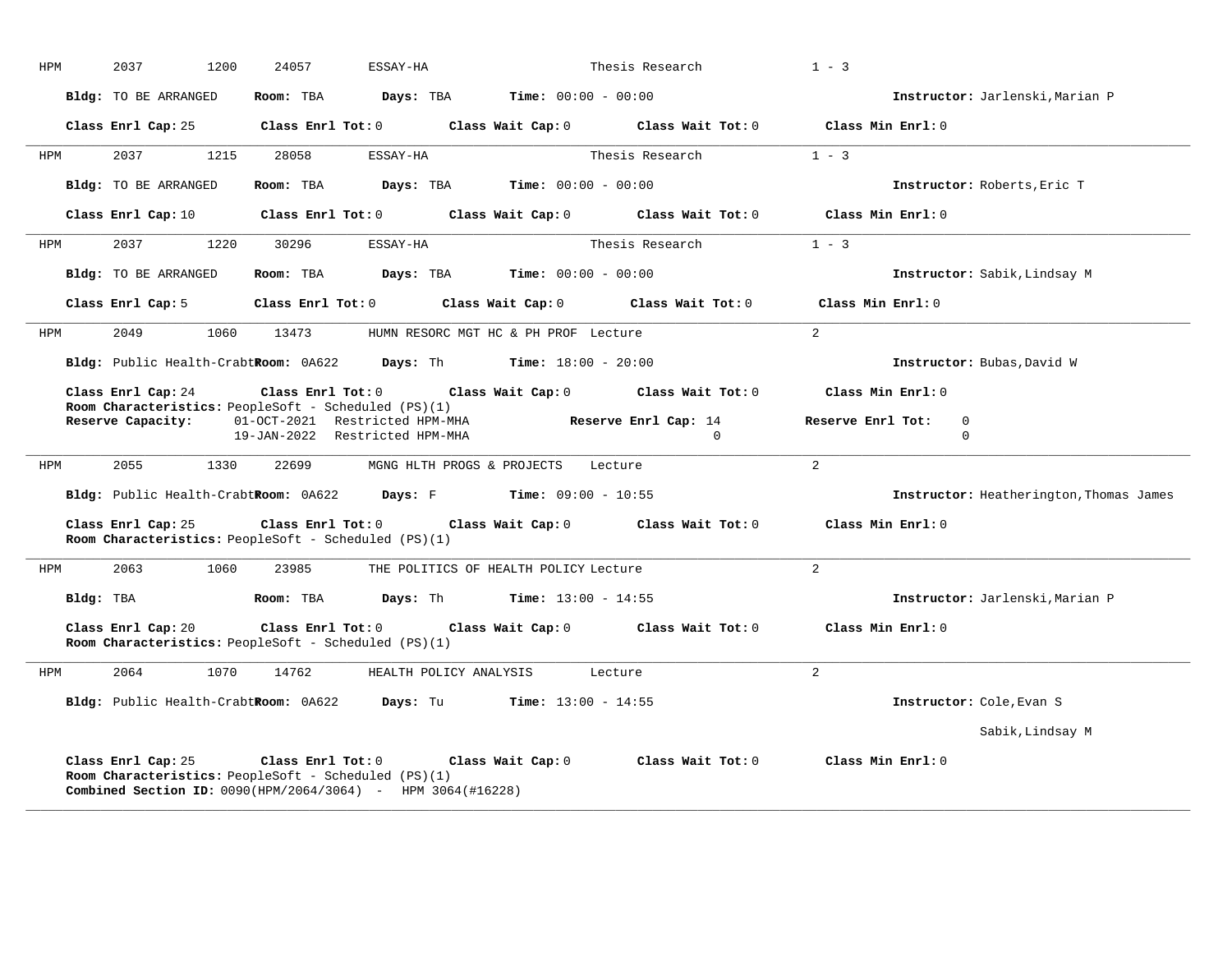HPM 2037 1200 24057 ESSAY-HA Thesis Research 1 - 3

**Bldg:** TO BE ARRANGED **Room:** TBA **Days:** TBA **Time:** 00:00 - 00:00 **Instructor:** Jarlenski,Marian P

**Class Enrl Cap:** 25 **Class Enrl Tot:** 0 **Class Wait Cap:** 0 **Class Wait Tot:** 0 **Class Min Enrl:** 0

---

HPM 2037 1215 28058 ESSAY-HA Thesis Research 1 - 3

**Bldg:** TO BE ARRANGED **Room:** TBA **Days:** TBA **Time:** 00:00 - 00:00 **Instructor:** Roberts,Eric T

**Class Enrl Cap:** 10 **Class Enrl Tot:** 0 **Class Wait Cap:** 0 **Class Wait Tot:** 0 **Class Min Enrl:** 0

---

HPM 2037 1220 30296 ESSAY-HA Thesis Research 1 - 3

**Bldg:** TO BE ARRANGED **Room:** TBA **Days:** TBA **Time:** 00:00 - 00:00 **Instructor:** Sabik,Lindsay M

**Class Enrl Cap:** 5 **Class Enrl Tot:** 0 **Class Wait Cap:** 0 **Class Wait Tot:** 0 **Class Min Enrl:** 0

---

HPM 2049 1060 13473 HUMN RESORC MGT HC & PH PROF Lecture 2

**Bldg:** Public Health-Crabt **Room:** 0A622 **Days:** Th **Time:** 18:00 - 20:00 **Instructor:** Bubas,David W

**Class Enrl Cap:** 24 **Class Enrl Tot:** 0 **Class Wait Cap:** 0 **Class Wait Tot:** 0 **Class Min Enrl:** 0

**Room Characteristics:** PeopleSoft - Scheduled (PS)(1)

| Reserve Capacity: | | Reserve Enrl Cap: | Reserve Enrl Tot: |
|---|---|---|---|
| 01-OCT-2021 | Restricted HPM-MHA | 14 | 0 |
| 19-JAN-2022 | Restricted HPM-MHA | 0 | 0 |

---

HPM 2055 1330 22699 MGNG HLTH PROGS & PROJECTS Lecture 2

**Bldg:** Public Health-Crabt **Room:** 0A622 **Days:** F **Time:** 09:00 - 10:55 **Instructor:** Heatherington,Thomas James

**Class Enrl Cap:** 25 **Class Enrl Tot:** 0 **Class Wait Cap:** 0 **Class Wait Tot:** 0 **Class Min Enrl:** 0

**Room Characteristics:** PeopleSoft - Scheduled (PS)(1)

---

HPM 2063 1060 23985 THE POLITICS OF HEALTH POLICY Lecture 2

**Bldg:** TBA **Room:** TBA **Days:** Th **Time:** 13:00 - 14:55 **Instructor:** Jarlenski,Marian P

**Class Enrl Cap:** 20 **Class Enrl Tot:** 0 **Class Wait Cap:** 0 **Class Wait Tot:** 0 **Class Min Enrl:** 0

**Room Characteristics:** PeopleSoft - Scheduled (PS)(1)

---

HPM 2064 1070 14762 HEALTH POLICY ANALYSIS Lecture 2

**Bldg:** Public Health-Crabt **Room:** 0A622 **Days:** Tu **Time:** 13:00 - 14:55 **Instructor:** Cole,Evan S

Sabik,Lindsay M

**Class Enrl Cap:** 25 **Class Enrl Tot:** 0 **Class Wait Cap:** 0 **Class Wait Tot:** 0 **Class Min Enrl:** 0

**Room Characteristics:** PeopleSoft - Scheduled (PS)(1)

**Combined Section ID:** 0090(HPM/2064/3064) - HPM 3064(#16228)

---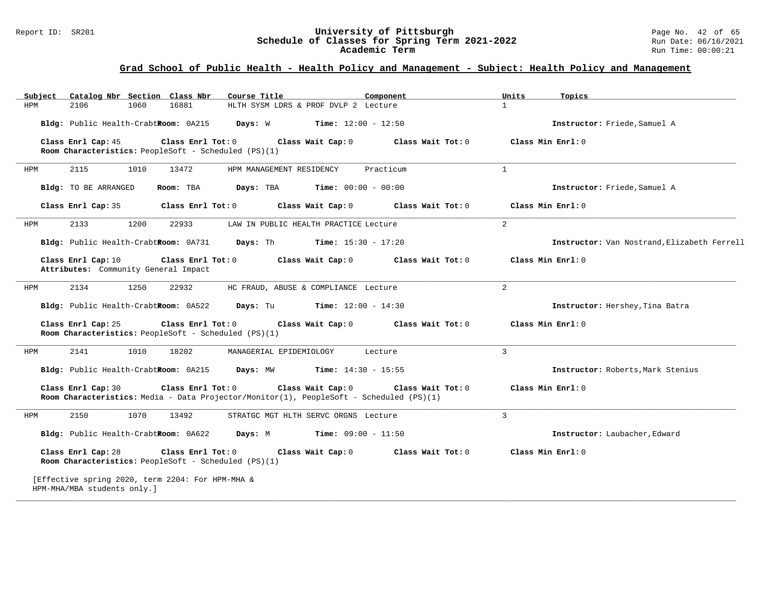## Grad School of Public Health - Health Policy and Management - Subject: Health Policy and Management

| Subject | Catalog Nbr | Section | Class Nbr | Course Title | Component | Units | Topics |
|---|---|---|---|---|---|---|---|
| HPM | 2106 | 1060 | 16881 | HLTH SYSM LDRS & PROF DVLP 2 | Lecture | 1 | |

**Bldg:** Public Health-Crabt **Room:** 0A215 **Days:** W **Time:** 12:00 - 12:50 **Instructor:** Friede,Samuel A

**Class Enrl Cap:** 45 **Class Enrl Tot:** 0 **Class Wait Cap:** 0 **Class Wait Tot:** 0 **Class Min Enrl:** 0

**Room Characteristics:** PeopleSoft - Scheduled (PS)(1)

---

| Subject | Catalog Nbr | Section | Class Nbr | Course Title | Component | Units | Topics |
|---|---|---|---|---|---|---|---|
| HPM | 2115 | 1010 | 13472 | HPM MANAGEMENT RESIDENCY | Practicum | 1 | |

**Bldg:** TO BE ARRANGED **Room:** TBA **Days:** TBA **Time:** 00:00 - 00:00 **Instructor:** Friede,Samuel A

**Class Enrl Cap:** 35 **Class Enrl Tot:** 0 **Class Wait Cap:** 0 **Class Wait Tot:** 0 **Class Min Enrl:** 0

---

| Subject | Catalog Nbr | Section | Class Nbr | Course Title | Component | Units | Topics |
|---|---|---|---|---|---|---|---|
| HPM | 2133 | 1200 | 22933 | LAW IN PUBLIC HEALTH PRACTICE | Lecture | 2 | |

**Bldg:** Public Health-Crabt **Room:** 0A731 **Days:** Th **Time:** 15:30 - 17:20 **Instructor:** Van Nostrand,Elizabeth Ferrell

**Class Enrl Cap:** 10 **Class Enrl Tot:** 0 **Class Wait Cap:** 0 **Class Wait Tot:** 0 **Class Min Enrl:** 0

**Attributes:** Community General Impact

---

| Subject | Catalog Nbr | Section | Class Nbr | Course Title | Component | Units | Topics |
|---|---|---|---|---|---|---|---|
| HPM | 2134 | 1250 | 22932 | HC FRAUD, ABUSE & COMPLIANCE | Lecture | 2 | |

**Bldg:** Public Health-Crabt **Room:** 0A522 **Days:** Tu **Time:** 12:00 - 14:30 **Instructor:** Hershey,Tina Batra

**Class Enrl Cap:** 25 **Class Enrl Tot:** 0 **Class Wait Cap:** 0 **Class Wait Tot:** 0 **Class Min Enrl:** 0

**Room Characteristics:** PeopleSoft - Scheduled (PS)(1)

---

| Subject | Catalog Nbr | Section | Class Nbr | Course Title | Component | Units | Topics |
|---|---|---|---|---|---|---|---|
| HPM | 2141 | 1010 | 18202 | MANAGERIAL EPIDEMIOLOGY | Lecture | 3 | |

**Bldg:** Public Health-Crabt **Room:** 0A215 **Days:** MW **Time:** 14:30 - 15:55 **Instructor:** Roberts,Mark Stenius

**Class Enrl Cap:** 30 **Class Enrl Tot:** 0 **Class Wait Cap:** 0 **Class Wait Tot:** 0 **Class Min Enrl:** 0

**Room Characteristics:** Media - Data Projector/Monitor(1), PeopleSoft - Scheduled (PS)(1)

---

| Subject | Catalog Nbr | Section | Class Nbr | Course Title | Component | Units | Topics |
|---|---|---|---|---|---|---|---|
| HPM | 2150 | 1070 | 13492 | STRATGC MGT HLTH SERVC ORGNS | Lecture | 3 | |

**Bldg:** Public Health-Crabt **Room:** 0A622 **Days:** M **Time:** 09:00 - 11:50 **Instructor:** Laubacher,Edward

**Class Enrl Cap:** 28 **Class Enrl Tot:** 0 **Class Wait Cap:** 0 **Class Wait Tot:** 0 **Class Min Enrl:** 0

**Room Characteristics:** PeopleSoft - Scheduled (PS)(1)

[Effective spring 2020, term 2204: For HPM-MHA & HPM-MHA/MBA students only.]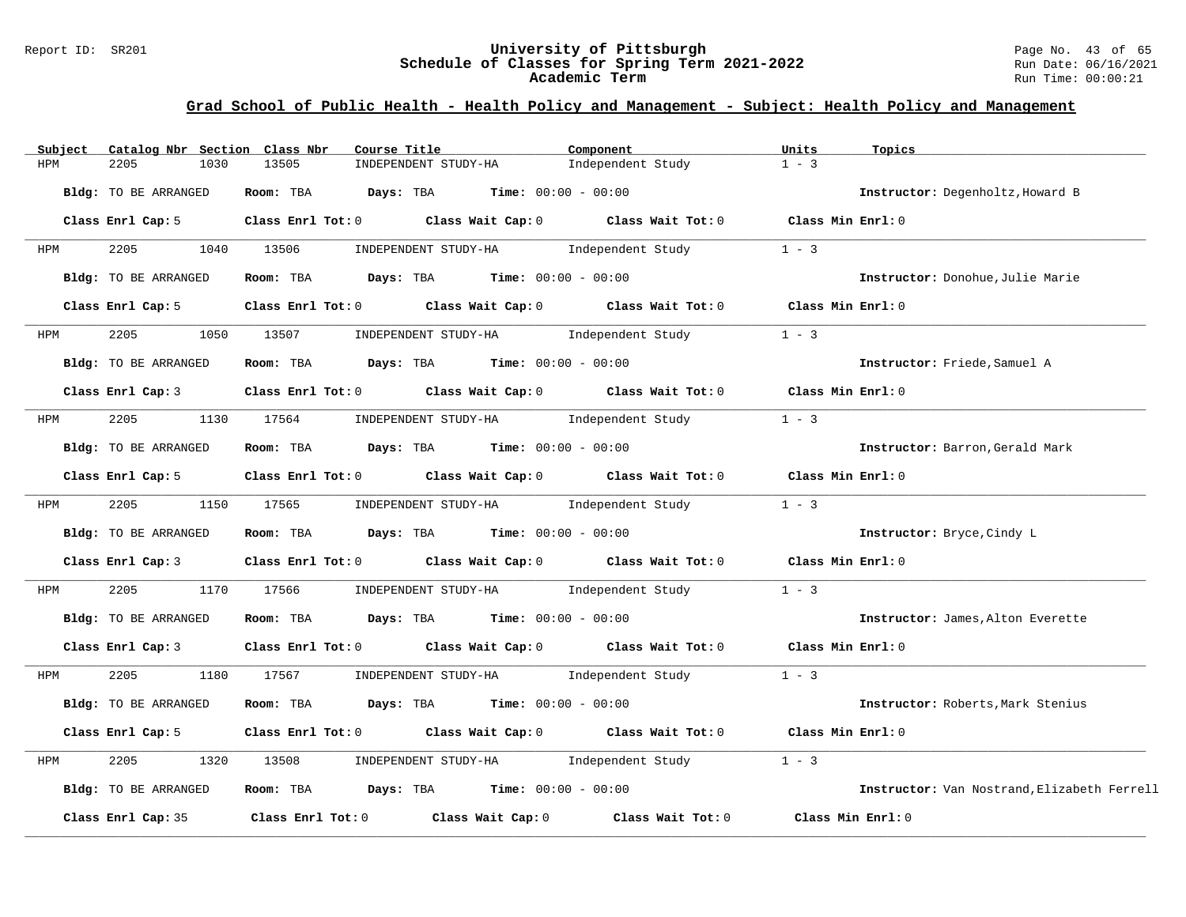## Grad School of Public Health - Health Policy and Management - Subject: Health Policy and Management

| Subject | Catalog Nbr | Section | Class Nbr | Course Title | Component | Units | Topics |
|---|---|---|---|---|---|---|---|
| HPM | 2205 | 1030 | 13505 | INDEPENDENT STUDY-HA | Independent Study | 1 - 3 | |

**Bldg:** TO BE ARRANGED **Room:** TBA **Days:** TBA **Time:** 00:00 - 00:00 **Instructor:** Degenholtz,Howard B

**Class Enrl Cap:** 5 **Class Enrl Tot:** 0 **Class Wait Cap:** 0 **Class Wait Tot:** 0 **Class Min Enrl:** 0

| Subject | Catalog Nbr | Section | Class Nbr | Course Title | Component | Units | Topics |
|---|---|---|---|---|---|---|---|
| HPM | 2205 | 1040 | 13506 | INDEPENDENT STUDY-HA | Independent Study | 1 - 3 | |

**Bldg:** TO BE ARRANGED **Room:** TBA **Days:** TBA **Time:** 00:00 - 00:00 **Instructor:** Donohue,Julie Marie

**Class Enrl Cap:** 5 **Class Enrl Tot:** 0 **Class Wait Cap:** 0 **Class Wait Tot:** 0 **Class Min Enrl:** 0

| Subject | Catalog Nbr | Section | Class Nbr | Course Title | Component | Units | Topics |
|---|---|---|---|---|---|---|---|
| HPM | 2205 | 1050 | 13507 | INDEPENDENT STUDY-HA | Independent Study | 1 - 3 | |

**Bldg:** TO BE ARRANGED **Room:** TBA **Days:** TBA **Time:** 00:00 - 00:00 **Instructor:** Friede,Samuel A

**Class Enrl Cap:** 3 **Class Enrl Tot:** 0 **Class Wait Cap:** 0 **Class Wait Tot:** 0 **Class Min Enrl:** 0

| Subject | Catalog Nbr | Section | Class Nbr | Course Title | Component | Units | Topics |
|---|---|---|---|---|---|---|---|
| HPM | 2205 | 1130 | 17564 | INDEPENDENT STUDY-HA | Independent Study | 1 - 3 | |

**Bldg:** TO BE ARRANGED **Room:** TBA **Days:** TBA **Time:** 00:00 - 00:00 **Instructor:** Barron,Gerald Mark

**Class Enrl Cap:** 5 **Class Enrl Tot:** 0 **Class Wait Cap:** 0 **Class Wait Tot:** 0 **Class Min Enrl:** 0

| Subject | Catalog Nbr | Section | Class Nbr | Course Title | Component | Units | Topics |
|---|---|---|---|---|---|---|---|
| HPM | 2205 | 1150 | 17565 | INDEPENDENT STUDY-HA | Independent Study | 1 - 3 | |

**Bldg:** TO BE ARRANGED **Room:** TBA **Days:** TBA **Time:** 00:00 - 00:00 **Instructor:** Bryce,Cindy L

**Class Enrl Cap:** 3 **Class Enrl Tot:** 0 **Class Wait Cap:** 0 **Class Wait Tot:** 0 **Class Min Enrl:** 0

| Subject | Catalog Nbr | Section | Class Nbr | Course Title | Component | Units | Topics |
|---|---|---|---|---|---|---|---|
| HPM | 2205 | 1170 | 17566 | INDEPENDENT STUDY-HA | Independent Study | 1 - 3 | |

**Bldg:** TO BE ARRANGED **Room:** TBA **Days:** TBA **Time:** 00:00 - 00:00 **Instructor:** James,Alton Everette

**Class Enrl Cap:** 3 **Class Enrl Tot:** 0 **Class Wait Cap:** 0 **Class Wait Tot:** 0 **Class Min Enrl:** 0

| Subject | Catalog Nbr | Section | Class Nbr | Course Title | Component | Units | Topics |
|---|---|---|---|---|---|---|---|
| HPM | 2205 | 1180 | 17567 | INDEPENDENT STUDY-HA | Independent Study | 1 - 3 | |

**Bldg:** TO BE ARRANGED **Room:** TBA **Days:** TBA **Time:** 00:00 - 00:00 **Instructor:** Roberts,Mark Stenius

**Class Enrl Cap:** 5 **Class Enrl Tot:** 0 **Class Wait Cap:** 0 **Class Wait Tot:** 0 **Class Min Enrl:** 0

| Subject | Catalog Nbr | Section | Class Nbr | Course Title | Component | Units | Topics |
|---|---|---|---|---|---|---|---|
| HPM | 2205 | 1320 | 13508 | INDEPENDENT STUDY-HA | Independent Study | 1 - 3 | |

**Bldg:** TO BE ARRANGED **Room:** TBA **Days:** TBA **Time:** 00:00 - 00:00 **Instructor:** Van Nostrand,Elizabeth Ferrell

**Class Enrl Cap:** 35 **Class Enrl Tot:** 0 **Class Wait Cap:** 0 **Class Wait Tot:** 0 **Class Min Enrl:** 0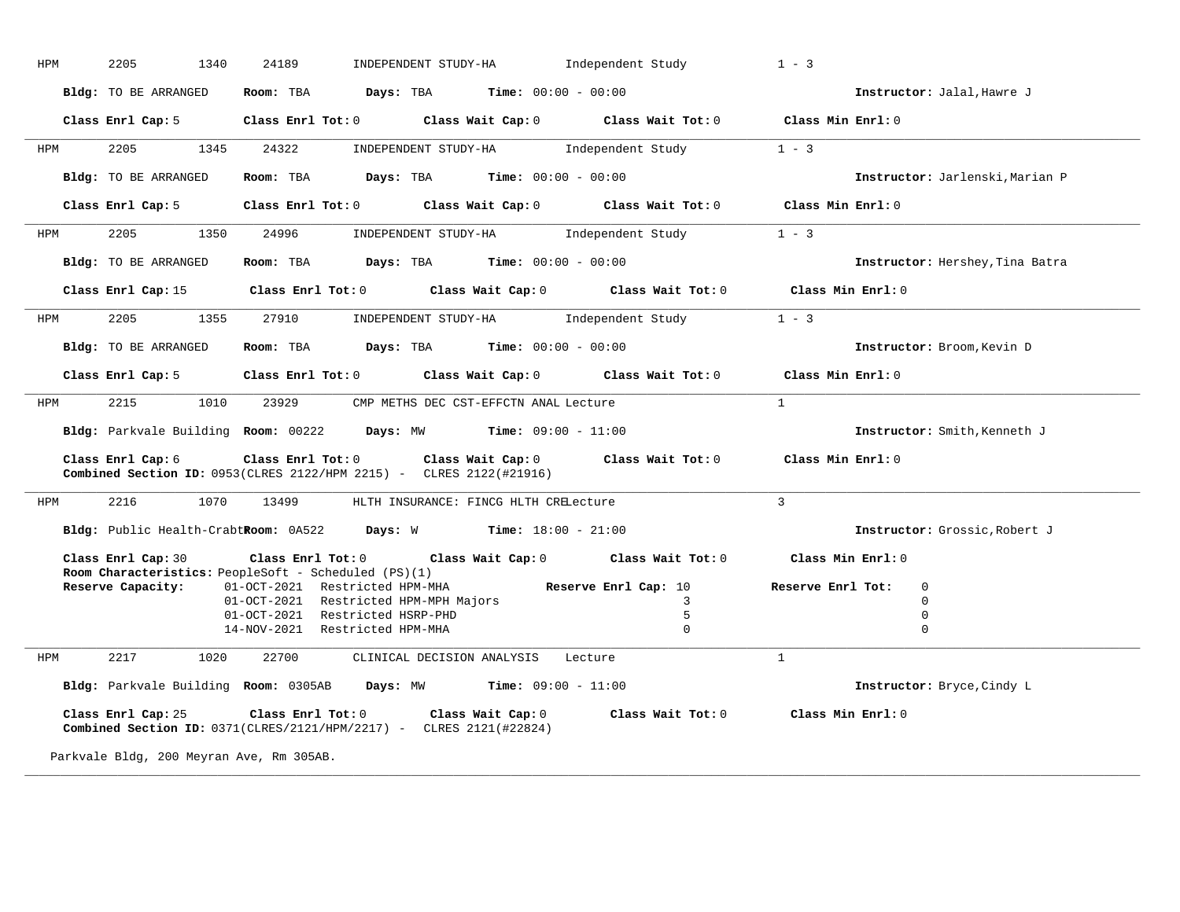HPM 2205 1340 24189 INDEPENDENT STUDY-HA Independent Study 1 - 3

**Bldg:** TO BE ARRANGED **Room:** TBA **Days:** TBA **Time:** 00:00 - 00:00 **Instructor:** Jalal,Hawre J

**Class Enrl Cap:** 5 **Class Enrl Tot:** 0 **Class Wait Cap:** 0 **Class Wait Tot:** 0 **Class Min Enrl:** 0

---

HPM 2205 1345 24322 INDEPENDENT STUDY-HA Independent Study 1 - 3

**Bldg:** TO BE ARRANGED **Room:** TBA **Days:** TBA **Time:** 00:00 - 00:00 **Instructor:** Jarlenski,Marian P

**Class Enrl Cap:** 5 **Class Enrl Tot:** 0 **Class Wait Cap:** 0 **Class Wait Tot:** 0 **Class Min Enrl:** 0

---

HPM 2205 1350 24996 INDEPENDENT STUDY-HA Independent Study 1 - 3

**Bldg:** TO BE ARRANGED **Room:** TBA **Days:** TBA **Time:** 00:00 - 00:00 **Instructor:** Hershey,Tina Batra

**Class Enrl Cap:** 15 **Class Enrl Tot:** 0 **Class Wait Cap:** 0 **Class Wait Tot:** 0 **Class Min Enrl:** 0

---

HPM 2205 1355 27910 INDEPENDENT STUDY-HA Independent Study 1 - 3

**Bldg:** TO BE ARRANGED **Room:** TBA **Days:** TBA **Time:** 00:00 - 00:00 **Instructor:** Broom,Kevin D

**Class Enrl Cap:** 5 **Class Enrl Tot:** 0 **Class Wait Cap:** 0 **Class Wait Tot:** 0 **Class Min Enrl:** 0

---

HPM 2215 1010 23929 CMP METHS DEC CST-EFFCTN ANAL Lecture 1

**Bldg:** Parkvale Building **Room:** 00222 **Days:** MW **Time:** 09:00 - 11:00 **Instructor:** Smith,Kenneth J

**Class Enrl Cap:** 6 **Class Enrl Tot:** 0 **Class Wait Cap:** 0 **Class Wait Tot:** 0 **Class Min Enrl:** 0
**Combined Section ID:** 0953(CLRES 2122/HPM 2215) - CLRES 2122(#21916)

---

HPM 2216 1070 13499 HLTH INSURANCE: FINCG HLTH CRE Lecture 3

**Bldg:** Public Health-Crabtr **Room:** 0A522 **Days:** W **Time:** 18:00 - 21:00 **Instructor:** Grossic,Robert J

**Class Enrl Cap:** 30 **Class Enrl Tot:** 0 **Class Wait Cap:** 0 **Class Wait Tot:** 0 **Class Min Enrl:** 0
**Room Characteristics:** PeopleSoft - Scheduled (PS)(1)

| **Reserve Capacity:** | | **Reserve Enrl Cap:** | **Reserve Enrl Tot:** |
|---|---|---|---|
| 01-OCT-2021 | Restricted HPM-MHA | 10 | 0 |
| 01-OCT-2021 | Restricted HPM-MPH Majors | 3 | 0 |
| 01-OCT-2021 | Restricted HSRP-PHD | 5 | 0 |
| 14-NOV-2021 | Restricted HPM-MHA | 0 | 0 |

---

HPM 2217 1020 22700 CLINICAL DECISION ANALYSIS Lecture 1

**Bldg:** Parkvale Building **Room:** 0305AB **Days:** MW **Time:** 09:00 - 11:00 **Instructor:** Bryce,Cindy L

**Class Enrl Cap:** 25 **Class Enrl Tot:** 0 **Class Wait Cap:** 0 **Class Wait Tot:** 0 **Class Min Enrl:** 0
**Combined Section ID:** 0371(CLRES/2121/HPM/2217) - CLRES 2121(#22824)

Parkvale Bldg, 200 Meyran Ave, Rm 305AB.

---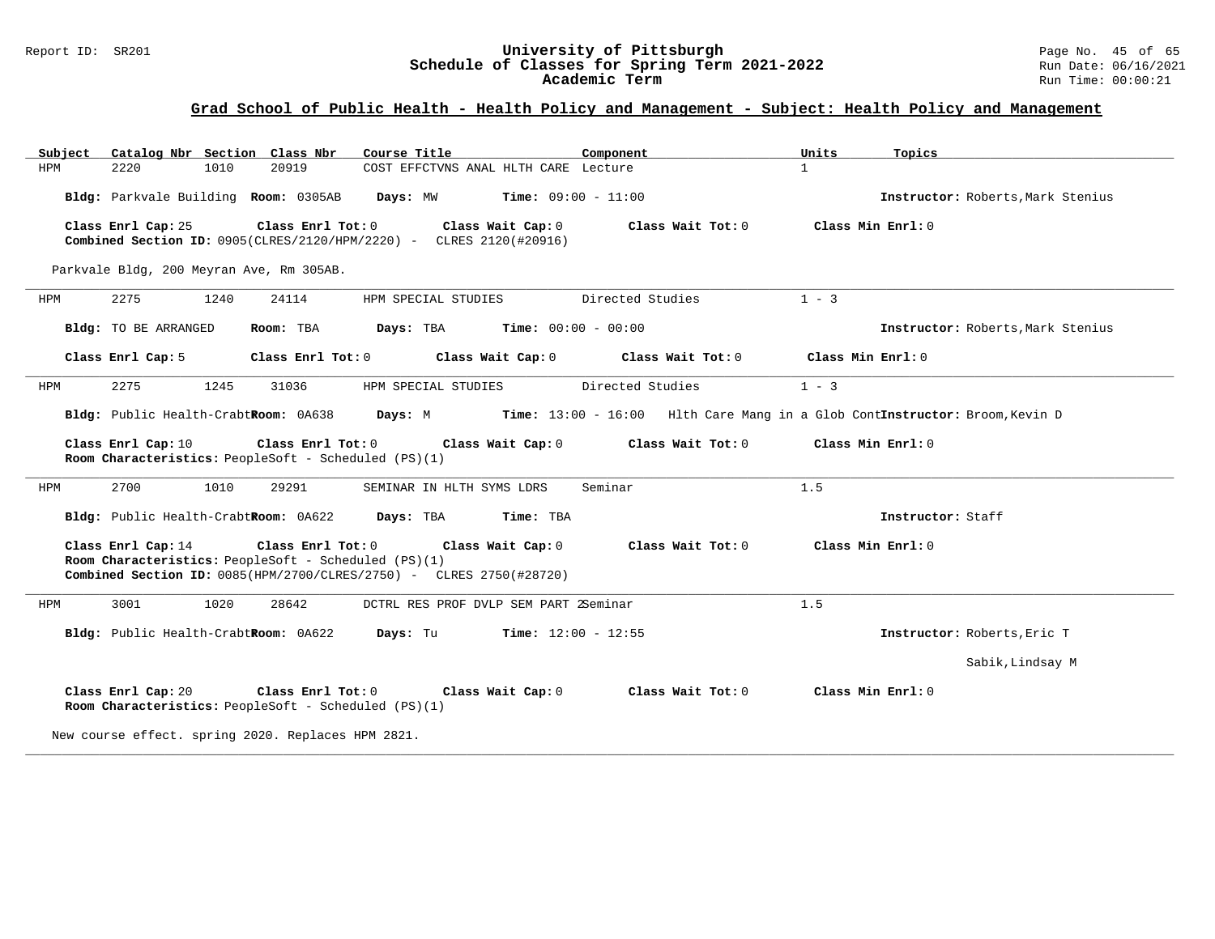## Grad School of Public Health - Health Policy and Management - Subject: Health Policy and Management

| Subject | Catalog Nbr | Section | Class Nbr | Course Title | Component | Units | Topics |
|---|---|---|---|---|---|---|---|
| HPM | 2220 | 1010 | 20919 | COST EFFCTVNS ANAL HLTH CARE | Lecture | 1 | |

**Bldg:** Parkvale Building **Room:** 0305AB **Days:** MW **Time:** 09:00 - 11:00 **Instructor:** Roberts,Mark Stenius

**Class Enrl Cap:** 25 **Class Enrl Tot:** 0 **Class Wait Cap:** 0 **Class Wait Tot:** 0 **Class Min Enrl:** 0

**Combined Section ID:** 0905(CLRES/2120/HPM/2220) - CLRES 2120(#20916)

Parkvale Bldg, 200 Meyran Ave, Rm 305AB.

---

| Subject | Catalog Nbr | Section | Class Nbr | Course Title | Component | Units | Topics |
|---|---|---|---|---|---|---|---|
| HPM | 2275 | 1240 | 24114 | HPM SPECIAL STUDIES | Directed Studies | 1 - 3 | |

**Bldg:** TO BE ARRANGED **Room:** TBA **Days:** TBA **Time:** 00:00 - 00:00 **Instructor:** Roberts,Mark Stenius

**Class Enrl Cap:** 5 **Class Enrl Tot:** 0 **Class Wait Cap:** 0 **Class Wait Tot:** 0 **Class Min Enrl:** 0

---

| Subject | Catalog Nbr | Section | Class Nbr | Course Title | Component | Units | Topics |
|---|---|---|---|---|---|---|---|
| HPM | 2275 | 1245 | 31036 | HPM SPECIAL STUDIES | Directed Studies | 1 - 3 | Hlth Care Mang in a Glob Cont |

**Bldg:** Public Health-Crabtr **Room:** 0A638 **Days:** M **Time:** 13:00 - 16:00 **Instructor:** Broom,Kevin D

**Class Enrl Cap:** 10 **Class Enrl Tot:** 0 **Class Wait Cap:** 0 **Class Wait Tot:** 0 **Class Min Enrl:** 0

**Room Characteristics:** PeopleSoft - Scheduled (PS)(1)

---

| Subject | Catalog Nbr | Section | Class Nbr | Course Title | Component | Units | Topics |
|---|---|---|---|---|---|---|---|
| HPM | 2700 | 1010 | 29291 | SEMINAR IN HLTH SYMS LDRS | Seminar | 1.5 | |

**Bldg:** Public Health-Crabtr **Room:** 0A622 **Days:** TBA **Time:** TBA **Instructor:** Staff

**Class Enrl Cap:** 14 **Class Enrl Tot:** 0 **Class Wait Cap:** 0 **Class Wait Tot:** 0 **Class Min Enrl:** 0

**Room Characteristics:** PeopleSoft - Scheduled (PS)(1)

**Combined Section ID:** 0085(HPM/2700/CLRES/2750) - CLRES 2750(#28720)

---

| Subject | Catalog Nbr | Section | Class Nbr | Course Title | Component | Units | Topics |
|---|---|---|---|---|---|---|---|
| HPM | 3001 | 1020 | 28642 | DCTRL RES PROF DVLP SEM PART 2 | Seminar | 1.5 | |

**Bldg:** Public Health-Crabtr **Room:** 0A622 **Days:** Tu **Time:** 12:00 - 12:55 **Instructor:** Roberts,Eric T; Sabik,Lindsay M

**Class Enrl Cap:** 20 **Class Enrl Tot:** 0 **Class Wait Cap:** 0 **Class Wait Tot:** 0 **Class Min Enrl:** 0

**Room Characteristics:** PeopleSoft - Scheduled (PS)(1)

New course effect. spring 2020. Replaces HPM 2821.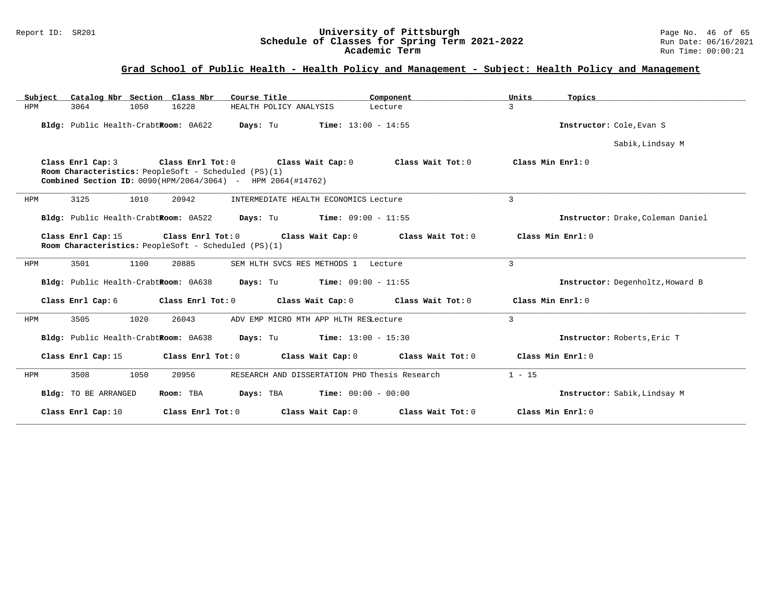## Grad School of Public Health - Health Policy and Management - Subject: Health Policy and Management

| Subject | Catalog Nbr | Section | Class Nbr | Course Title | Component | Units | Topics |
|---|---|---|---|---|---|---|---|
| HPM | 3064 | 1050 | 16228 | HEALTH POLICY ANALYSIS | Lecture | 3 | |

**Bldg:** Public Health-Crabtr **Room:** 0A622 **Days:** Tu **Time:** 13:00 - 14:55 **Instructor:** Cole,Evan S

Sabik,Lindsay M

**Class Enrl Cap:** 3 **Class Enrl Tot:** 0 **Class Wait Cap:** 0 **Class Wait Tot:** 0 **Class Min Enrl:** 0
**Room Characteristics:** PeopleSoft - Scheduled (PS)(1)
**Combined Section ID:** 0090(HPM/2064/3064) - HPM 2064(#14762)

---

| Subject | Catalog Nbr | Section | Class Nbr | Course Title | Component | Units | Topics |
|---|---|---|---|---|---|---|---|
| HPM | 3125 | 1010 | 20942 | INTERMEDIATE HEALTH ECONOMICS | Lecture | 3 | |

**Bldg:** Public Health-Crabtr **Room:** 0A522 **Days:** Tu **Time:** 09:00 - 11:55 **Instructor:** Drake,Coleman Daniel

**Class Enrl Cap:** 15 **Class Enrl Tot:** 0 **Class Wait Cap:** 0 **Class Wait Tot:** 0 **Class Min Enrl:** 0
**Room Characteristics:** PeopleSoft - Scheduled (PS)(1)

---

| Subject | Catalog Nbr | Section | Class Nbr | Course Title | Component | Units | Topics |
|---|---|---|---|---|---|---|---|
| HPM | 3501 | 1100 | 20885 | SEM HLTH SVCS RES METHODS 1 | Lecture | 3 | |

**Bldg:** Public Health-Crabtr **Room:** 0A638 **Days:** Tu **Time:** 09:00 - 11:55 **Instructor:** Degenholtz,Howard B

**Class Enrl Cap:** 6 **Class Enrl Tot:** 0 **Class Wait Cap:** 0 **Class Wait Tot:** 0 **Class Min Enrl:** 0

---

| Subject | Catalog Nbr | Section | Class Nbr | Course Title | Component | Units | Topics |
|---|---|---|---|---|---|---|---|
| HPM | 3505 | 1020 | 26043 | ADV EMP MICRO MTH APP HLTH RES | Lecture | 3 | |

**Bldg:** Public Health-Crabtr **Room:** 0A638 **Days:** Tu **Time:** 13:00 - 15:30 **Instructor:** Roberts,Eric T

**Class Enrl Cap:** 15 **Class Enrl Tot:** 0 **Class Wait Cap:** 0 **Class Wait Tot:** 0 **Class Min Enrl:** 0

---

| Subject | Catalog Nbr | Section | Class Nbr | Course Title | Component | Units | Topics |
|---|---|---|---|---|---|---|---|
| HPM | 3508 | 1050 | 20956 | RESEARCH AND DISSERTATION PHD | Thesis Research | 1 - 15 | |

**Bldg:** TO BE ARRANGED **Room:** TBA **Days:** TBA **Time:** 00:00 - 00:00 **Instructor:** Sabik,Lindsay M

**Class Enrl Cap:** 10 **Class Enrl Tot:** 0 **Class Wait Cap:** 0 **Class Wait Tot:** 0 **Class Min Enrl:** 0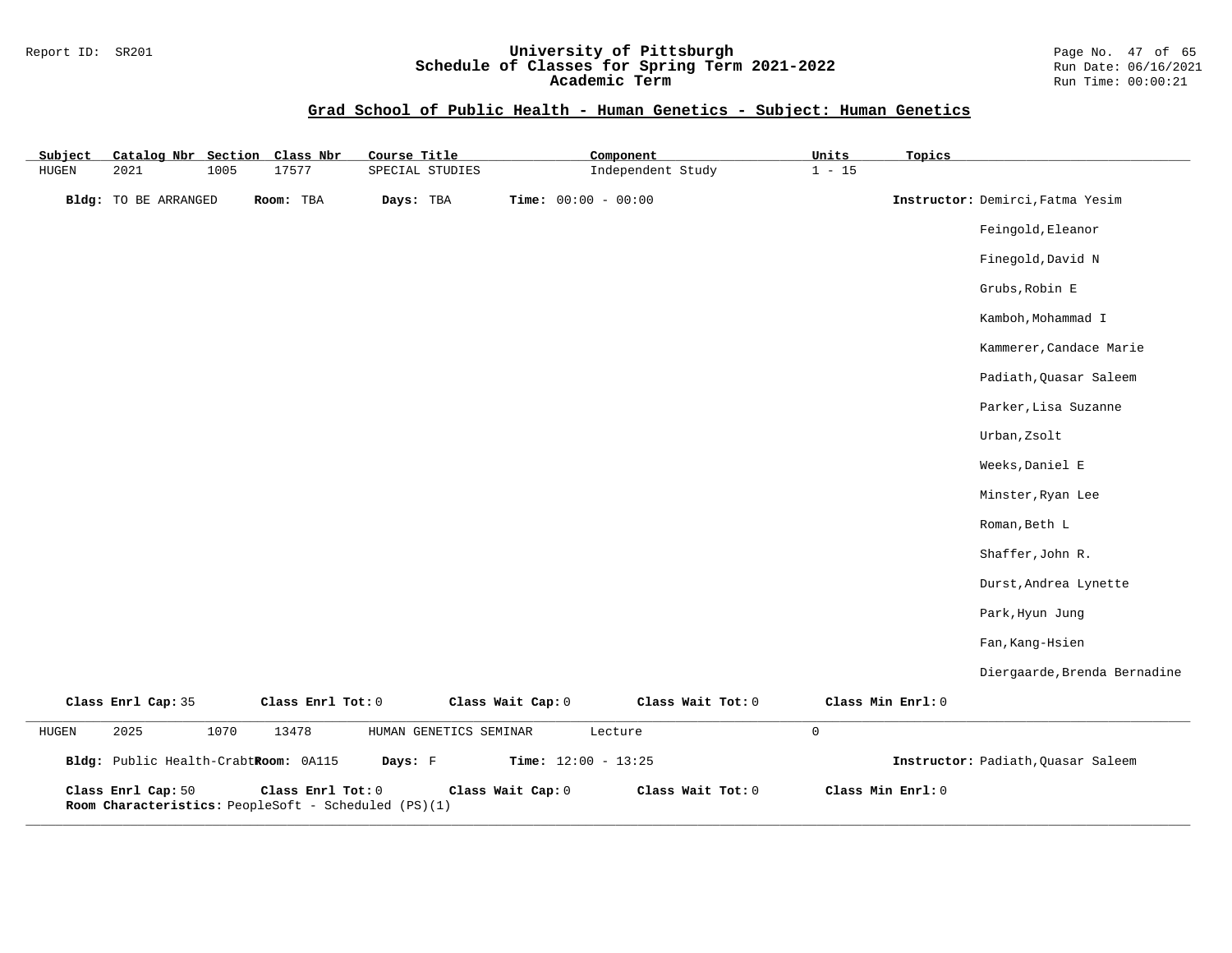## Grad School of Public Health - Human Genetics - Subject: Human Genetics

| Subject | Catalog Nbr | Section | Class Nbr | Course Title | Component | Units | Topics |
|---|---|---|---|---|---|---|---|
| HUGEN | 2021 | 1005 | 17577 | SPECIAL STUDIES | Independent Study | 1 - 15 | |

**Bldg:** TO BE ARRANGED **Room:** TBA **Days:** TBA **Time:** 00:00 - 00:00 **Instructor:** Demirci,Fatma Yesim

Feingold,Eleanor

Finegold,David N

Grubs,Robin E

Kamboh,Mohammad I

Kammerer,Candace Marie

Padiath,Quasar Saleem

Parker,Lisa Suzanne

Urban,Zsolt

Weeks,Daniel E

Minster,Ryan Lee

Roman,Beth L

Shaffer,John R.

Durst,Andrea Lynette

Park,Hyun Jung

Fan,Kang-Hsien

Diergaarde,Brenda Bernadine

**Class Enrl Cap:** 35 **Class Enrl Tot:** 0 **Class Wait Cap:** 0 **Class Wait Tot:** 0 **Class Min Enrl:** 0

---

| Subject | Catalog Nbr | Section | Class Nbr | Course Title | Component | Units | Topics |
|---|---|---|---|---|---|---|---|
| HUGEN | 2025 | 1070 | 13478 | HUMAN GENETICS SEMINAR | Lecture | 0 | |

**Bldg:** Public Health-Crabt **Room:** 0A115 **Days:** F **Time:** 12:00 - 13:25 **Instructor:** Padiath,Quasar Saleem

**Class Enrl Cap:** 50 **Class Enrl Tot:** 0 **Class Wait Cap:** 0 **Class Wait Tot:** 0 **Class Min Enrl:** 0

**Room Characteristics:** PeopleSoft - Scheduled (PS)(1)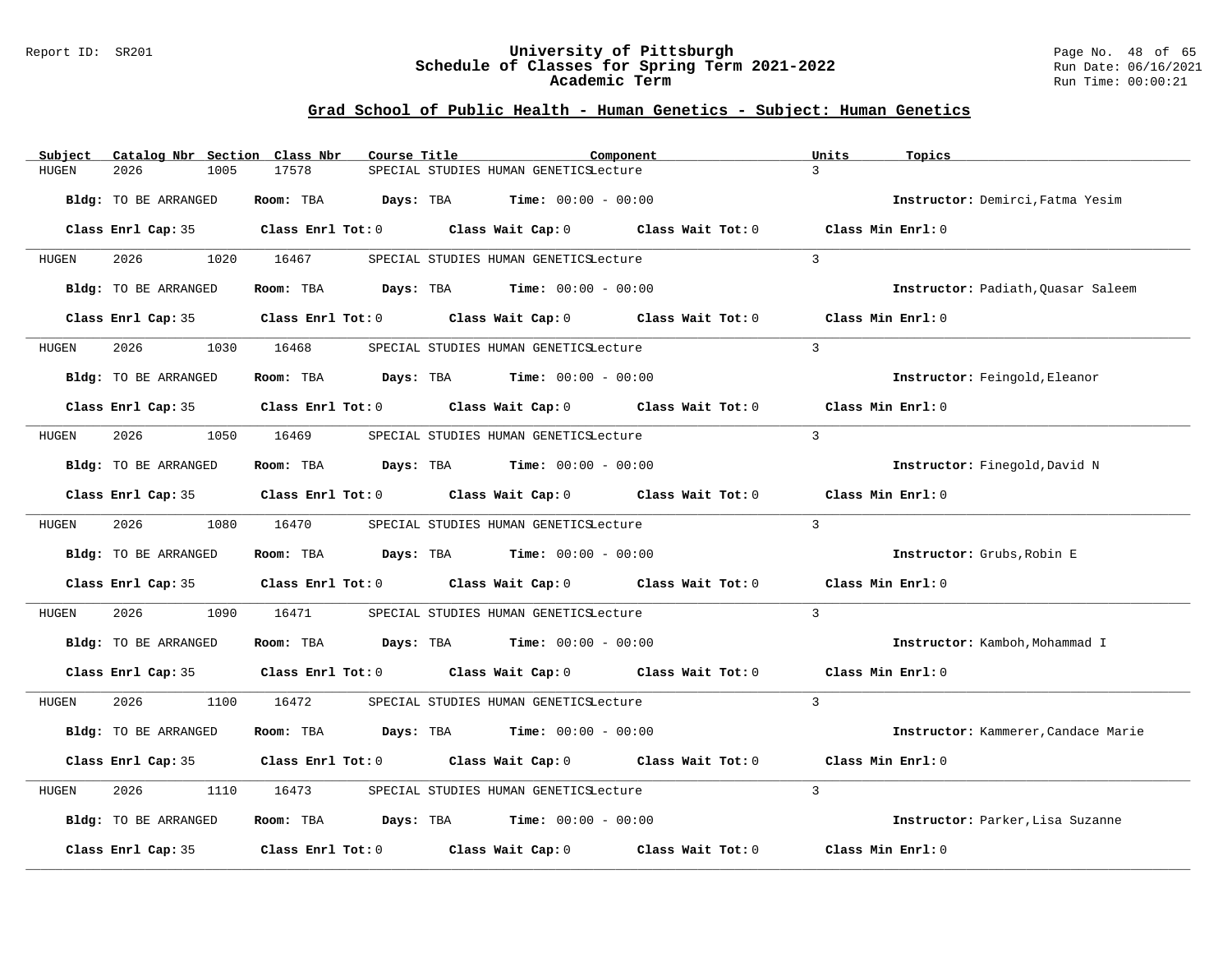## Grad School of Public Health - Human Genetics - Subject: Human Genetics

| Subject | Catalog Nbr | Section | Class Nbr | Course Title | Component | Units | Topics |
|---|---|---|---|---|---|---|---|
| HUGEN | 2026 | 1005 | 17578 | SPECIAL STUDIES HUMAN GENETICS | Lecture | 3 | |

**Bldg:** TO BE ARRANGED **Room:** TBA **Days:** TBA **Time:** 00:00 - 00:00 **Instructor:** Demirci,Fatma Yesim

**Class Enrl Cap:** 35 **Class Enrl Tot:** 0 **Class Wait Cap:** 0 **Class Wait Tot:** 0 **Class Min Enrl:** 0

| Subject | Catalog Nbr | Section | Class Nbr | Course Title | Component | Units | Topics |
|---|---|---|---|---|---|---|---|
| HUGEN | 2026 | 1020 | 16467 | SPECIAL STUDIES HUMAN GENETICS | Lecture | 3 | |

**Bldg:** TO BE ARRANGED **Room:** TBA **Days:** TBA **Time:** 00:00 - 00:00 **Instructor:** Padiath,Quasar Saleem

**Class Enrl Cap:** 35 **Class Enrl Tot:** 0 **Class Wait Cap:** 0 **Class Wait Tot:** 0 **Class Min Enrl:** 0

| Subject | Catalog Nbr | Section | Class Nbr | Course Title | Component | Units | Topics |
|---|---|---|---|---|---|---|---|
| HUGEN | 2026 | 1030 | 16468 | SPECIAL STUDIES HUMAN GENETICS | Lecture | 3 | |

**Bldg:** TO BE ARRANGED **Room:** TBA **Days:** TBA **Time:** 00:00 - 00:00 **Instructor:** Feingold,Eleanor

**Class Enrl Cap:** 35 **Class Enrl Tot:** 0 **Class Wait Cap:** 0 **Class Wait Tot:** 0 **Class Min Enrl:** 0

| Subject | Catalog Nbr | Section | Class Nbr | Course Title | Component | Units | Topics |
|---|---|---|---|---|---|---|---|
| HUGEN | 2026 | 1050 | 16469 | SPECIAL STUDIES HUMAN GENETICS | Lecture | 3 | |

**Bldg:** TO BE ARRANGED **Room:** TBA **Days:** TBA **Time:** 00:00 - 00:00 **Instructor:** Finegold,David N

**Class Enrl Cap:** 35 **Class Enrl Tot:** 0 **Class Wait Cap:** 0 **Class Wait Tot:** 0 **Class Min Enrl:** 0

| Subject | Catalog Nbr | Section | Class Nbr | Course Title | Component | Units | Topics |
|---|---|---|---|---|---|---|---|
| HUGEN | 2026 | 1080 | 16470 | SPECIAL STUDIES HUMAN GENETICS | Lecture | 3 | |

**Bldg:** TO BE ARRANGED **Room:** TBA **Days:** TBA **Time:** 00:00 - 00:00 **Instructor:** Grubs,Robin E

**Class Enrl Cap:** 35 **Class Enrl Tot:** 0 **Class Wait Cap:** 0 **Class Wait Tot:** 0 **Class Min Enrl:** 0

| Subject | Catalog Nbr | Section | Class Nbr | Course Title | Component | Units | Topics |
|---|---|---|---|---|---|---|---|
| HUGEN | 2026 | 1090 | 16471 | SPECIAL STUDIES HUMAN GENETICS | Lecture | 3 | |

**Bldg:** TO BE ARRANGED **Room:** TBA **Days:** TBA **Time:** 00:00 - 00:00 **Instructor:** Kamboh,Mohammad I

**Class Enrl Cap:** 35 **Class Enrl Tot:** 0 **Class Wait Cap:** 0 **Class Wait Tot:** 0 **Class Min Enrl:** 0

| Subject | Catalog Nbr | Section | Class Nbr | Course Title | Component | Units | Topics |
|---|---|---|---|---|---|---|---|
| HUGEN | 2026 | 1100 | 16472 | SPECIAL STUDIES HUMAN GENETICS | Lecture | 3 | |

**Bldg:** TO BE ARRANGED **Room:** TBA **Days:** TBA **Time:** 00:00 - 00:00 **Instructor:** Kammerer,Candace Marie

**Class Enrl Cap:** 35 **Class Enrl Tot:** 0 **Class Wait Cap:** 0 **Class Wait Tot:** 0 **Class Min Enrl:** 0

| Subject | Catalog Nbr | Section | Class Nbr | Course Title | Component | Units | Topics |
|---|---|---|---|---|---|---|---|
| HUGEN | 2026 | 1110 | 16473 | SPECIAL STUDIES HUMAN GENETICS | Lecture | 3 | |

**Bldg:** TO BE ARRANGED **Room:** TBA **Days:** TBA **Time:** 00:00 - 00:00 **Instructor:** Parker,Lisa Suzanne

**Class Enrl Cap:** 35 **Class Enrl Tot:** 0 **Class Wait Cap:** 0 **Class Wait Tot:** 0 **Class Min Enrl:** 0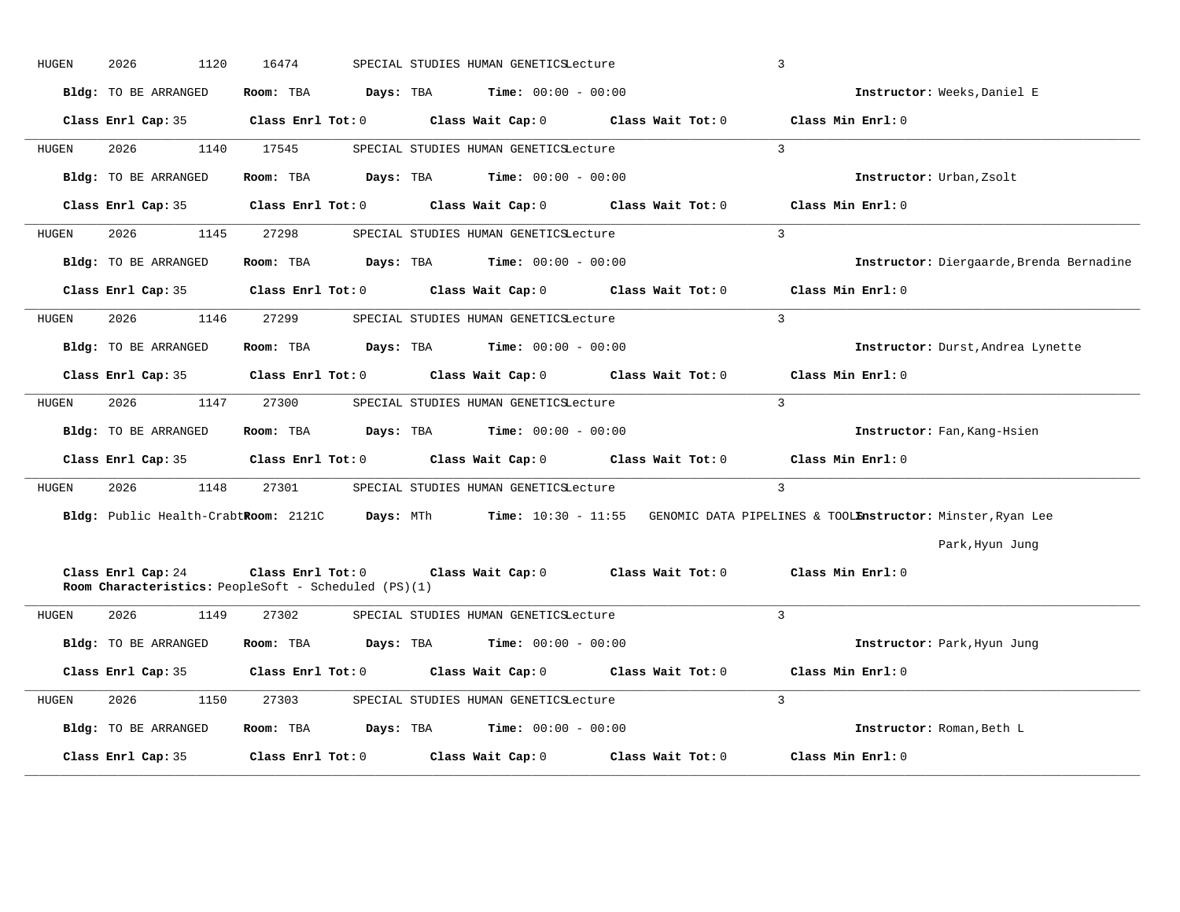HUGEN 2026 1120 16474 SPECIAL STUDIES HUMAN GENETICS Lecture 3

**Bldg:** TO BE ARRANGED **Room:** TBA **Days:** TBA **Time:** 00:00 - 00:00 **Instructor:** Weeks,Daniel E

**Class Enrl Cap:** 35 **Class Enrl Tot:** 0 **Class Wait Cap:** 0 **Class Wait Tot:** 0 **Class Min Enrl:** 0

---

HUGEN 2026 1140 17545 SPECIAL STUDIES HUMAN GENETICS Lecture 3

**Bldg:** TO BE ARRANGED **Room:** TBA **Days:** TBA **Time:** 00:00 - 00:00 **Instructor:** Urban,Zsolt

**Class Enrl Cap:** 35 **Class Enrl Tot:** 0 **Class Wait Cap:** 0 **Class Wait Tot:** 0 **Class Min Enrl:** 0

---

HUGEN 2026 1145 27298 SPECIAL STUDIES HUMAN GENETICS Lecture 3

**Bldg:** TO BE ARRANGED **Room:** TBA **Days:** TBA **Time:** 00:00 - 00:00 **Instructor:** Diergaarde,Brenda Bernadine

**Class Enrl Cap:** 35 **Class Enrl Tot:** 0 **Class Wait Cap:** 0 **Class Wait Tot:** 0 **Class Min Enrl:** 0

---

HUGEN 2026 1146 27299 SPECIAL STUDIES HUMAN GENETICS Lecture 3

**Bldg:** TO BE ARRANGED **Room:** TBA **Days:** TBA **Time:** 00:00 - 00:00 **Instructor:** Durst,Andrea Lynette

**Class Enrl Cap:** 35 **Class Enrl Tot:** 0 **Class Wait Cap:** 0 **Class Wait Tot:** 0 **Class Min Enrl:** 0

---

HUGEN 2026 1147 27300 SPECIAL STUDIES HUMAN GENETICS Lecture 3

**Bldg:** TO BE ARRANGED **Room:** TBA **Days:** TBA **Time:** 00:00 - 00:00 **Instructor:** Fan,Kang-Hsien

**Class Enrl Cap:** 35 **Class Enrl Tot:** 0 **Class Wait Cap:** 0 **Class Wait Tot:** 0 **Class Min Enrl:** 0

---

HUGEN 2026 1148 27301 SPECIAL STUDIES HUMAN GENETICS Lecture 3

**Bldg:** Public Health-Crabtr **Room:** 2121C **Days:** MTh **Time:** 10:30 - 11:55 GENOMIC DATA PIPELINES & TOOLS **Instructor:** Minster,Ryan Lee
Park,Hyun Jung

**Class Enrl Cap:** 24 **Class Enrl Tot:** 0 **Class Wait Cap:** 0 **Class Wait Tot:** 0 **Class Min Enrl:** 0
**Room Characteristics:** PeopleSoft - Scheduled (PS)(1)

---

HUGEN 2026 1149 27302 SPECIAL STUDIES HUMAN GENETICS Lecture 3

**Bldg:** TO BE ARRANGED **Room:** TBA **Days:** TBA **Time:** 00:00 - 00:00 **Instructor:** Park,Hyun Jung

**Class Enrl Cap:** 35 **Class Enrl Tot:** 0 **Class Wait Cap:** 0 **Class Wait Tot:** 0 **Class Min Enrl:** 0

---

HUGEN 2026 1150 27303 SPECIAL STUDIES HUMAN GENETICS Lecture 3

**Bldg:** TO BE ARRANGED **Room:** TBA **Days:** TBA **Time:** 00:00 - 00:00 **Instructor:** Roman,Beth L

**Class Enrl Cap:** 35 **Class Enrl Tot:** 0 **Class Wait Cap:** 0 **Class Wait Tot:** 0 **Class Min Enrl:** 0

---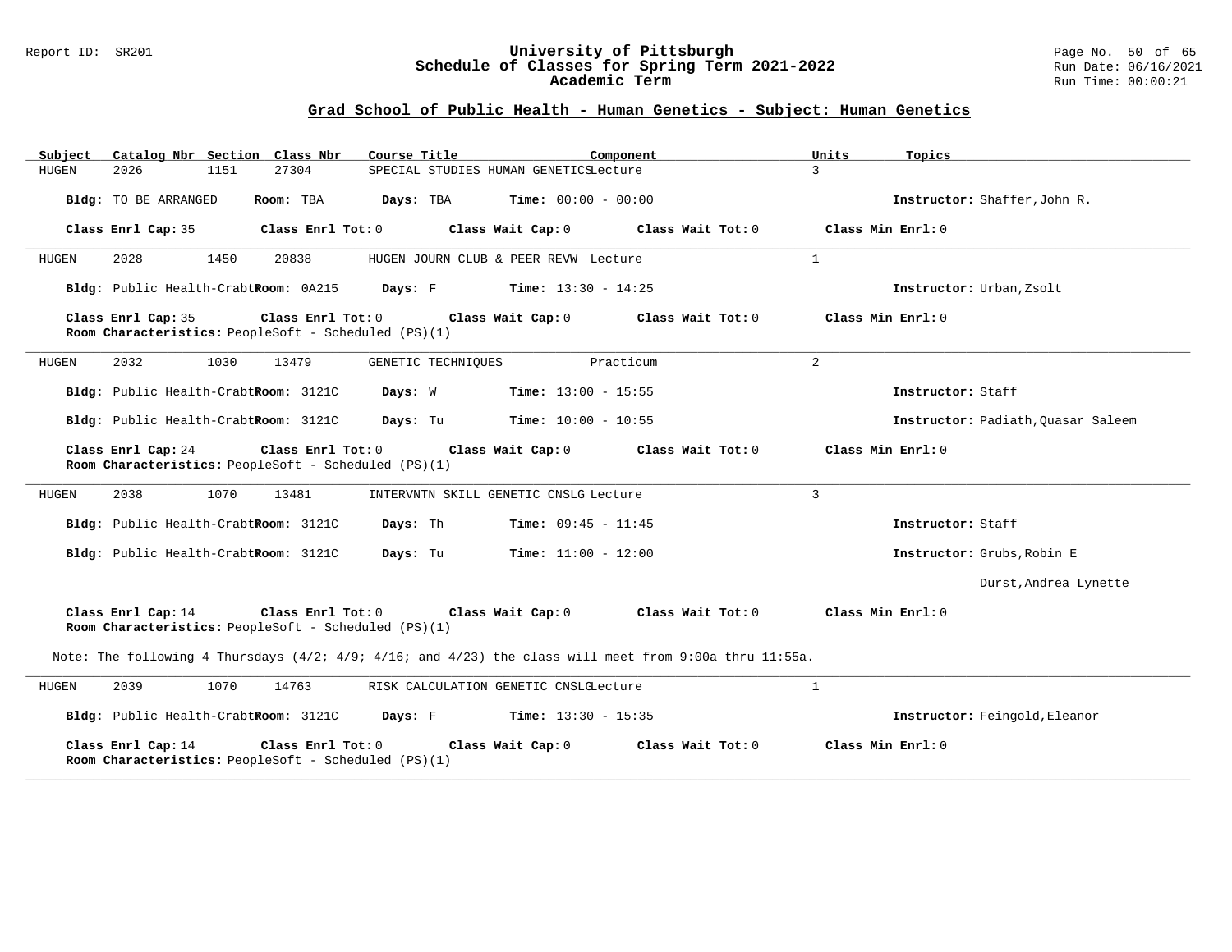## Grad School of Public Health - Human Genetics - Subject: Human Genetics

| Subject | Catalog Nbr | Section | Class Nbr | Course Title | Component | Units | Topics |
|---|---|---|---|---|---|---|---|
| HUGEN | 2026 | 1151 | 27304 | SPECIAL STUDIES HUMAN GENETICS | Lecture | 3 | |

**Bldg:** TO BE ARRANGED **Room:** TBA **Days:** TBA **Time:** 00:00 - 00:00 **Instructor:** Shaffer,John R.

**Class Enrl Cap:** 35 **Class Enrl Tot:** 0 **Class Wait Cap:** 0 **Class Wait Tot:** 0 **Class Min Enrl:** 0

---

| Subject | Catalog Nbr | Section | Class Nbr | Course Title | Component | Units | Topics |
|---|---|---|---|---|---|---|---|
| HUGEN | 2028 | 1450 | 20838 | HUGEN JOURN CLUB & PEER REVW | Lecture | 1 | |

**Bldg:** Public Health-Crabt **Room:** 0A215 **Days:** F **Time:** 13:30 - 14:25 **Instructor:** Urban,Zsolt

**Class Enrl Cap:** 35 **Class Enrl Tot:** 0 **Class Wait Cap:** 0 **Class Wait Tot:** 0 **Class Min Enrl:** 0

**Room Characteristics:** PeopleSoft - Scheduled (PS)(1)

---

| Subject | Catalog Nbr | Section | Class Nbr | Course Title | Component | Units | Topics |
|---|---|---|---|---|---|---|---|
| HUGEN | 2032 | 1030 | 13479 | GENETIC TECHNIQUES | Practicum | 2 | |

**Bldg:** Public Health-Crabt **Room:** 3121C **Days:** W **Time:** 13:00 - 15:55 **Instructor:** Staff

**Bldg:** Public Health-Crabt **Room:** 3121C **Days:** Tu **Time:** 10:00 - 10:55 **Instructor:** Padiath,Quasar Saleem

**Class Enrl Cap:** 24 **Class Enrl Tot:** 0 **Class Wait Cap:** 0 **Class Wait Tot:** 0 **Class Min Enrl:** 0

**Room Characteristics:** PeopleSoft - Scheduled (PS)(1)

---

| Subject | Catalog Nbr | Section | Class Nbr | Course Title | Component | Units | Topics |
|---|---|---|---|---|---|---|---|
| HUGEN | 2038 | 1070 | 13481 | INTERVNTN SKILL GENETIC CNSLG | Lecture | 3 | |

**Bldg:** Public Health-Crabt **Room:** 3121C **Days:** Th **Time:** 09:45 - 11:45 **Instructor:** Staff

**Bldg:** Public Health-Crabt **Room:** 3121C **Days:** Tu **Time:** 11:00 - 12:00 **Instructor:** Grubs,Robin E; Durst,Andrea Lynette

**Class Enrl Cap:** 14 **Class Enrl Tot:** 0 **Class Wait Cap:** 0 **Class Wait Tot:** 0 **Class Min Enrl:** 0

**Room Characteristics:** PeopleSoft - Scheduled (PS)(1)

Note: The following 4 Thursdays (4/2; 4/9; 4/16; and 4/23) the class will meet from 9:00a thru 11:55a.

---

| Subject | Catalog Nbr | Section | Class Nbr | Course Title | Component | Units | Topics |
|---|---|---|---|---|---|---|---|
| HUGEN | 2039 | 1070 | 14763 | RISK CALCULATION GENETIC CNSLG | Lecture | 1 | |

**Bldg:** Public Health-Crabt **Room:** 3121C **Days:** F **Time:** 13:30 - 15:35 **Instructor:** Feingold,Eleanor

**Class Enrl Cap:** 14 **Class Enrl Tot:** 0 **Class Wait Cap:** 0 **Class Wait Tot:** 0 **Class Min Enrl:** 0

**Room Characteristics:** PeopleSoft - Scheduled (PS)(1)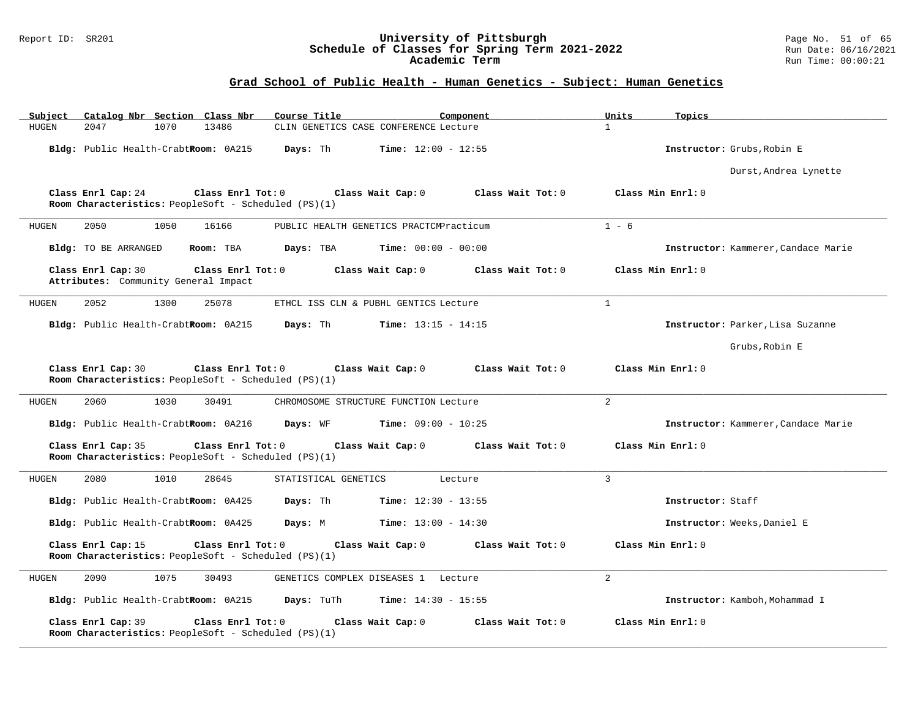## Grad School of Public Health - Human Genetics - Subject: Human Genetics

| Subject | Catalog Nbr | Section | Class Nbr | Course Title | Component | Units | Topics |
|---|---|---|---|---|---|---|---|
| HUGEN | 2047 | 1070 | 13486 | CLIN GENETICS CASE CONFERENCE | Lecture | 1 | |

**Bldg:** Public Health-Crabtr **Room:** 0A215 **Days:** Th **Time:** 12:00 - 12:55 **Instructor:** Grubs,Robin E

Durst,Andrea Lynette

**Class Enrl Cap:** 24 **Class Enrl Tot:** 0 **Class Wait Cap:** 0 **Class Wait Tot:** 0 **Class Min Enrl:** 0

**Room Characteristics:** PeopleSoft - Scheduled (PS)(1)

---

| Subject | Catalog Nbr | Section | Class Nbr | Course Title | Component | Units | Topics |
|---|---|---|---|---|---|---|---|
| HUGEN | 2050 | 1050 | 16166 | PUBLIC HEALTH GENETICS PRACTCM | Practicum | 1 - 6 | |

**Bldg:** TO BE ARRANGED **Room:** TBA **Days:** TBA **Time:** 00:00 - 00:00 **Instructor:** Kammerer,Candace Marie

**Class Enrl Cap:** 30 **Class Enrl Tot:** 0 **Class Wait Cap:** 0 **Class Wait Tot:** 0 **Class Min Enrl:** 0

**Attributes:** Community General Impact

---

| Subject | Catalog Nbr | Section | Class Nbr | Course Title | Component | Units | Topics |
|---|---|---|---|---|---|---|---|
| HUGEN | 2052 | 1300 | 25078 | ETHCL ISS CLN & PUBHL GENTICS | Lecture | 1 | |

**Bldg:** Public Health-Crabtr **Room:** 0A215 **Days:** Th **Time:** 13:15 - 14:15 **Instructor:** Parker,Lisa Suzanne

Grubs,Robin E

**Class Enrl Cap:** 30 **Class Enrl Tot:** 0 **Class Wait Cap:** 0 **Class Wait Tot:** 0 **Class Min Enrl:** 0

**Room Characteristics:** PeopleSoft - Scheduled (PS)(1)

---

| Subject | Catalog Nbr | Section | Class Nbr | Course Title | Component | Units | Topics |
|---|---|---|---|---|---|---|---|
| HUGEN | 2060 | 1030 | 30491 | CHROMOSOME STRUCTURE FUNCTION | Lecture | 2 | |

**Bldg:** Public Health-Crabtr **Room:** 0A216 **Days:** WF **Time:** 09:00 - 10:25 **Instructor:** Kammerer,Candace Marie

**Class Enrl Cap:** 35 **Class Enrl Tot:** 0 **Class Wait Cap:** 0 **Class Wait Tot:** 0 **Class Min Enrl:** 0

**Room Characteristics:** PeopleSoft - Scheduled (PS)(1)

---

| Subject | Catalog Nbr | Section | Class Nbr | Course Title | Component | Units | Topics |
|---|---|---|---|---|---|---|---|
| HUGEN | 2080 | 1010 | 28645 | STATISTICAL GENETICS | Lecture | 3 | |

**Bldg:** Public Health-Crabtr **Room:** 0A425 **Days:** Th **Time:** 12:30 - 13:55 **Instructor:** Staff

**Bldg:** Public Health-Crabtr **Room:** 0A425 **Days:** M **Time:** 13:00 - 14:30 **Instructor:** Weeks,Daniel E

**Class Enrl Cap:** 15 **Class Enrl Tot:** 0 **Class Wait Cap:** 0 **Class Wait Tot:** 0 **Class Min Enrl:** 0

**Room Characteristics:** PeopleSoft - Scheduled (PS)(1)

---

| Subject | Catalog Nbr | Section | Class Nbr | Course Title | Component | Units | Topics |
|---|---|---|---|---|---|---|---|
| HUGEN | 2090 | 1075 | 30493 | GENETICS COMPLEX DISEASES 1 | Lecture | 2 | |

**Bldg:** Public Health-Crabtr **Room:** 0A215 **Days:** TuTh **Time:** 14:30 - 15:55 **Instructor:** Kamboh,Mohammad I

**Class Enrl Cap:** 39 **Class Enrl Tot:** 0 **Class Wait Cap:** 0 **Class Wait Tot:** 0 **Class Min Enrl:** 0

**Room Characteristics:** PeopleSoft - Scheduled (PS)(1)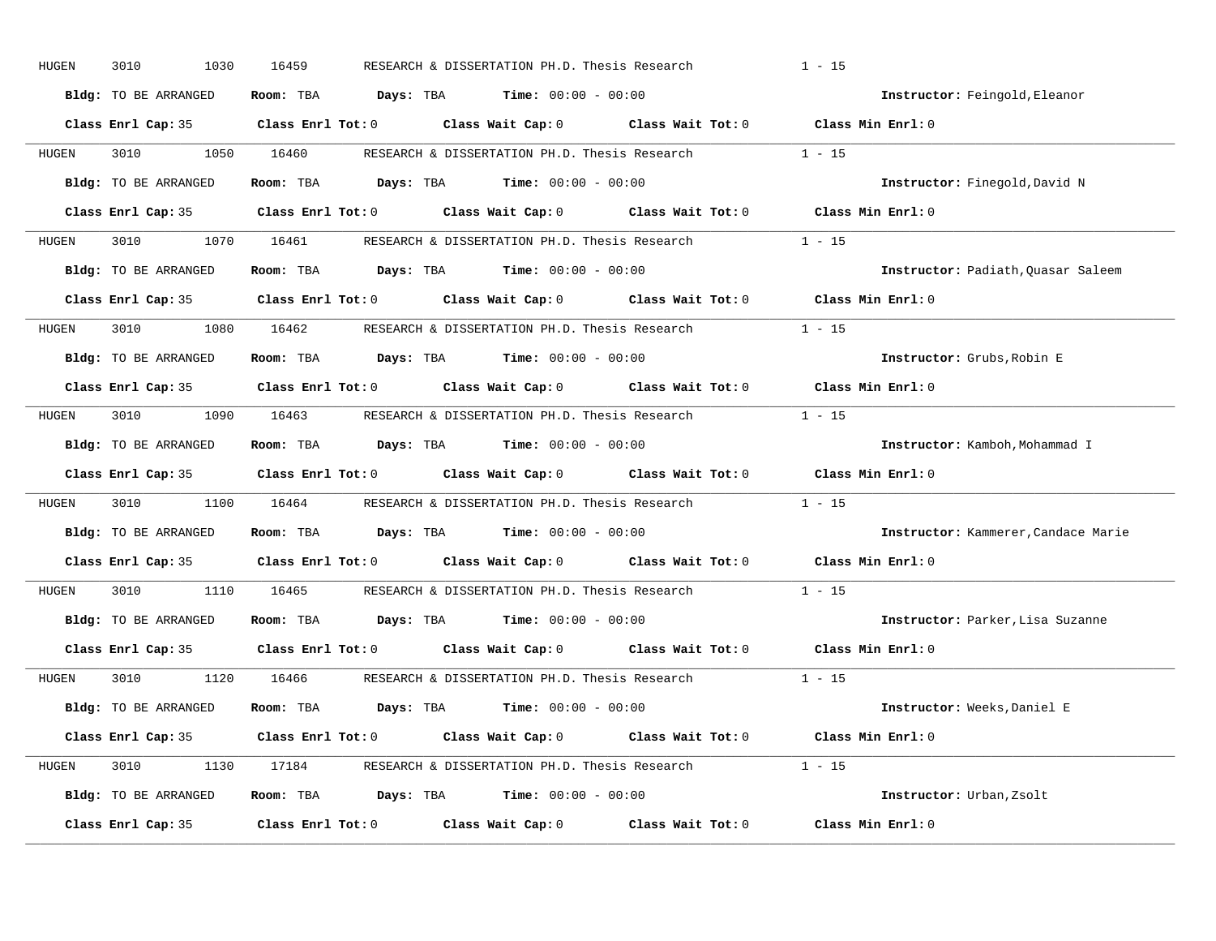HUGEN 3010 1030 16459 RESEARCH & DISSERTATION PH.D. Thesis Research 1 - 15

**Bldg:** TO BE ARRANGED **Room:** TBA **Days:** TBA **Time:** 00:00 - 00:00 **Instructor:** Feingold,Eleanor

**Class Enrl Cap:** 35 **Class Enrl Tot:** 0 **Class Wait Cap:** 0 **Class Wait Tot:** 0 **Class Min Enrl:** 0

---

HUGEN 3010 1050 16460 RESEARCH & DISSERTATION PH.D. Thesis Research 1 - 15

**Bldg:** TO BE ARRANGED **Room:** TBA **Days:** TBA **Time:** 00:00 - 00:00 **Instructor:** Finegold,David N

**Class Enrl Cap:** 35 **Class Enrl Tot:** 0 **Class Wait Cap:** 0 **Class Wait Tot:** 0 **Class Min Enrl:** 0

---

HUGEN 3010 1070 16461 RESEARCH & DISSERTATION PH.D. Thesis Research 1 - 15

**Bldg:** TO BE ARRANGED **Room:** TBA **Days:** TBA **Time:** 00:00 - 00:00 **Instructor:** Padiath,Quasar Saleem

**Class Enrl Cap:** 35 **Class Enrl Tot:** 0 **Class Wait Cap:** 0 **Class Wait Tot:** 0 **Class Min Enrl:** 0

---

HUGEN 3010 1080 16462 RESEARCH & DISSERTATION PH.D. Thesis Research 1 - 15

**Bldg:** TO BE ARRANGED **Room:** TBA **Days:** TBA **Time:** 00:00 - 00:00 **Instructor:** Grubs,Robin E

**Class Enrl Cap:** 35 **Class Enrl Tot:** 0 **Class Wait Cap:** 0 **Class Wait Tot:** 0 **Class Min Enrl:** 0

---

HUGEN 3010 1090 16463 RESEARCH & DISSERTATION PH.D. Thesis Research 1 - 15

**Bldg:** TO BE ARRANGED **Room:** TBA **Days:** TBA **Time:** 00:00 - 00:00 **Instructor:** Kamboh,Mohammad I

**Class Enrl Cap:** 35 **Class Enrl Tot:** 0 **Class Wait Cap:** 0 **Class Wait Tot:** 0 **Class Min Enrl:** 0

---

HUGEN 3010 1100 16464 RESEARCH & DISSERTATION PH.D. Thesis Research 1 - 15

**Bldg:** TO BE ARRANGED **Room:** TBA **Days:** TBA **Time:** 00:00 - 00:00 **Instructor:** Kammerer,Candace Marie

**Class Enrl Cap:** 35 **Class Enrl Tot:** 0 **Class Wait Cap:** 0 **Class Wait Tot:** 0 **Class Min Enrl:** 0

---

HUGEN 3010 1110 16465 RESEARCH & DISSERTATION PH.D. Thesis Research 1 - 15

**Bldg:** TO BE ARRANGED **Room:** TBA **Days:** TBA **Time:** 00:00 - 00:00 **Instructor:** Parker,Lisa Suzanne

**Class Enrl Cap:** 35 **Class Enrl Tot:** 0 **Class Wait Cap:** 0 **Class Wait Tot:** 0 **Class Min Enrl:** 0

---

HUGEN 3010 1120 16466 RESEARCH & DISSERTATION PH.D. Thesis Research 1 - 15

**Bldg:** TO BE ARRANGED **Room:** TBA **Days:** TBA **Time:** 00:00 - 00:00 **Instructor:** Weeks,Daniel E

**Class Enrl Cap:** 35 **Class Enrl Tot:** 0 **Class Wait Cap:** 0 **Class Wait Tot:** 0 **Class Min Enrl:** 0

---

HUGEN 3010 1130 17184 RESEARCH & DISSERTATION PH.D. Thesis Research 1 - 15

**Bldg:** TO BE ARRANGED **Room:** TBA **Days:** TBA **Time:** 00:00 - 00:00 **Instructor:** Urban,Zsolt

**Class Enrl Cap:** 35 **Class Enrl Tot:** 0 **Class Wait Cap:** 0 **Class Wait Tot:** 0 **Class Min Enrl:** 0

---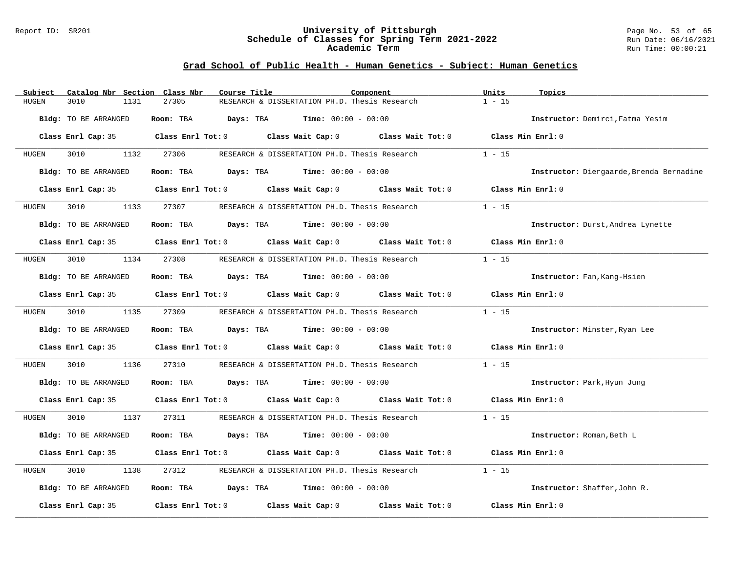## Grad School of Public Health - Human Genetics - Subject: Human Genetics

| Subject | Catalog Nbr | Section | Class Nbr | Course Title | Component | Units | Topics |
|---|---|---|---|---|---|---|---|
| HUGEN | 3010 | 1131 | 27305 | RESEARCH & DISSERTATION PH.D. | Thesis Research | 1 - 15 | |

**Bldg:** TO BE ARRANGED **Room:** TBA **Days:** TBA **Time:** 00:00 - 00:00 **Instructor:** Demirci,Fatma Yesim

**Class Enrl Cap:** 35 **Class Enrl Tot:** 0 **Class Wait Cap:** 0 **Class Wait Tot:** 0 **Class Min Enrl:** 0

| Subject | Catalog Nbr | Section | Class Nbr | Course Title | Component | Units | Topics |
|---|---|---|---|---|---|---|---|
| HUGEN | 3010 | 1132 | 27306 | RESEARCH & DISSERTATION PH.D. | Thesis Research | 1 - 15 | |

**Bldg:** TO BE ARRANGED **Room:** TBA **Days:** TBA **Time:** 00:00 - 00:00 **Instructor:** Diergaarde,Brenda Bernadine

**Class Enrl Cap:** 35 **Class Enrl Tot:** 0 **Class Wait Cap:** 0 **Class Wait Tot:** 0 **Class Min Enrl:** 0

| Subject | Catalog Nbr | Section | Class Nbr | Course Title | Component | Units | Topics |
|---|---|---|---|---|---|---|---|
| HUGEN | 3010 | 1133 | 27307 | RESEARCH & DISSERTATION PH.D. | Thesis Research | 1 - 15 | |

**Bldg:** TO BE ARRANGED **Room:** TBA **Days:** TBA **Time:** 00:00 - 00:00 **Instructor:** Durst,Andrea Lynette

**Class Enrl Cap:** 35 **Class Enrl Tot:** 0 **Class Wait Cap:** 0 **Class Wait Tot:** 0 **Class Min Enrl:** 0

| Subject | Catalog Nbr | Section | Class Nbr | Course Title | Component | Units | Topics |
|---|---|---|---|---|---|---|---|
| HUGEN | 3010 | 1134 | 27308 | RESEARCH & DISSERTATION PH.D. | Thesis Research | 1 - 15 | |

**Bldg:** TO BE ARRANGED **Room:** TBA **Days:** TBA **Time:** 00:00 - 00:00 **Instructor:** Fan,Kang-Hsien

**Class Enrl Cap:** 35 **Class Enrl Tot:** 0 **Class Wait Cap:** 0 **Class Wait Tot:** 0 **Class Min Enrl:** 0

| Subject | Catalog Nbr | Section | Class Nbr | Course Title | Component | Units | Topics |
|---|---|---|---|---|---|---|---|
| HUGEN | 3010 | 1135 | 27309 | RESEARCH & DISSERTATION PH.D. | Thesis Research | 1 - 15 | |

**Bldg:** TO BE ARRANGED **Room:** TBA **Days:** TBA **Time:** 00:00 - 00:00 **Instructor:** Minster,Ryan Lee

**Class Enrl Cap:** 35 **Class Enrl Tot:** 0 **Class Wait Cap:** 0 **Class Wait Tot:** 0 **Class Min Enrl:** 0

| Subject | Catalog Nbr | Section | Class Nbr | Course Title | Component | Units | Topics |
|---|---|---|---|---|---|---|---|
| HUGEN | 3010 | 1136 | 27310 | RESEARCH & DISSERTATION PH.D. | Thesis Research | 1 - 15 | |

**Bldg:** TO BE ARRANGED **Room:** TBA **Days:** TBA **Time:** 00:00 - 00:00 **Instructor:** Park,Hyun Jung

**Class Enrl Cap:** 35 **Class Enrl Tot:** 0 **Class Wait Cap:** 0 **Class Wait Tot:** 0 **Class Min Enrl:** 0

| Subject | Catalog Nbr | Section | Class Nbr | Course Title | Component | Units | Topics |
|---|---|---|---|---|---|---|---|
| HUGEN | 3010 | 1137 | 27311 | RESEARCH & DISSERTATION PH.D. | Thesis Research | 1 - 15 | |

**Bldg:** TO BE ARRANGED **Room:** TBA **Days:** TBA **Time:** 00:00 - 00:00 **Instructor:** Roman,Beth L

**Class Enrl Cap:** 35 **Class Enrl Tot:** 0 **Class Wait Cap:** 0 **Class Wait Tot:** 0 **Class Min Enrl:** 0

| Subject | Catalog Nbr | Section | Class Nbr | Course Title | Component | Units | Topics |
|---|---|---|---|---|---|---|---|
| HUGEN | 3010 | 1138 | 27312 | RESEARCH & DISSERTATION PH.D. | Thesis Research | 1 - 15 | |

**Bldg:** TO BE ARRANGED **Room:** TBA **Days:** TBA **Time:** 00:00 - 00:00 **Instructor:** Shaffer,John R.

**Class Enrl Cap:** 35 **Class Enrl Tot:** 0 **Class Wait Cap:** 0 **Class Wait Tot:** 0 **Class Min Enrl:** 0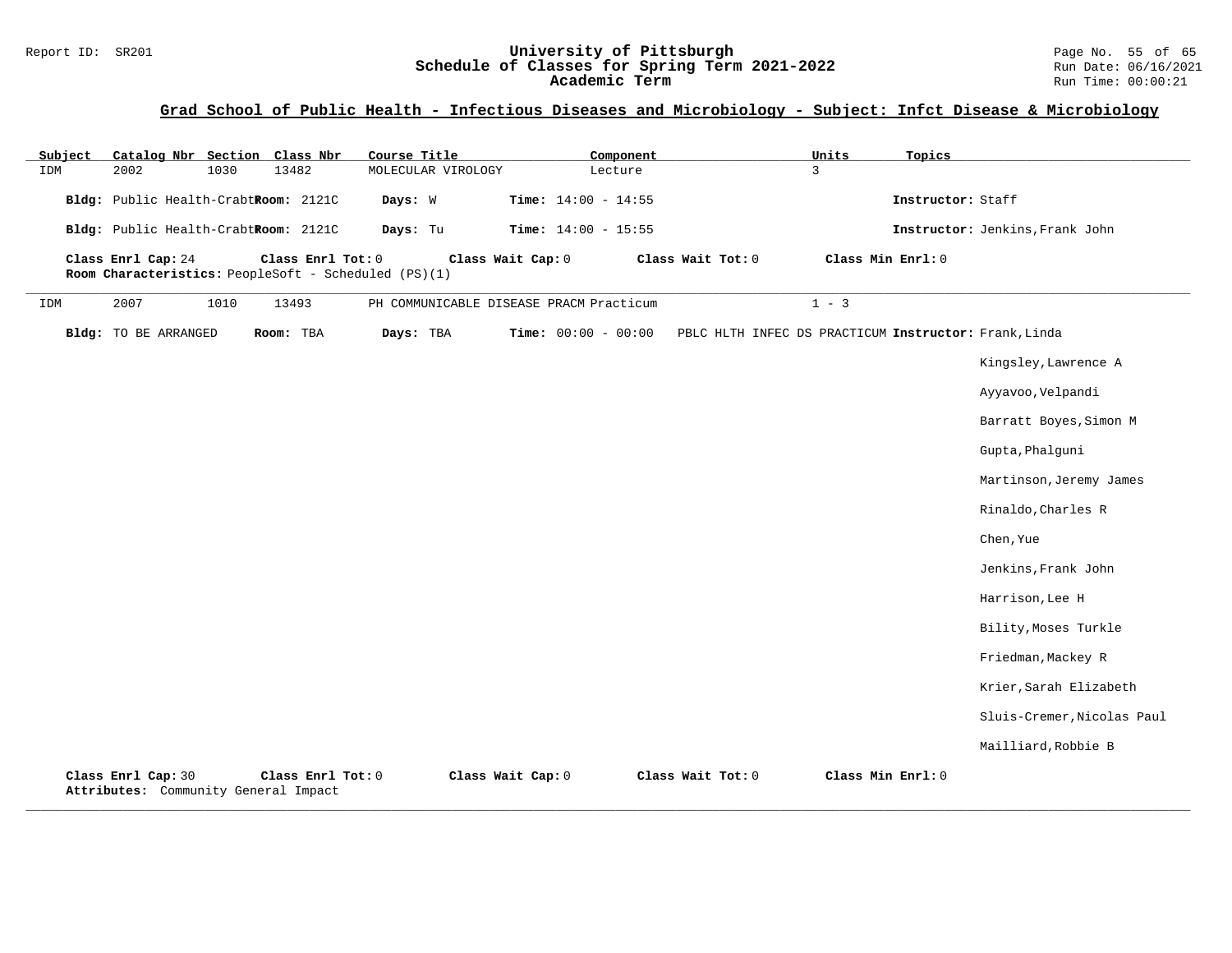## Grad School of Public Health - Infectious Diseases and Microbiology - Subject: Infct Disease & Microbiology

| Subject | Catalog Nbr | Section | Class Nbr | Course Title | Component | Units | Topics |
|---|---|---|---|---|---|---|---|
| IDM | 2002 | 1030 | 13482 | MOLECULAR VIROLOGY | Lecture | 3 | |

**Bldg:** Public Health-Crabtr **Room:** 2121C **Days:** W **Time:** 14:00 - 14:55 **Instructor:** Staff

**Bldg:** Public Health-Crabtr **Room:** 2121C **Days:** Tu **Time:** 14:00 - 15:55 **Instructor:** Jenkins,Frank John

**Class Enrl Cap:** 24 **Class Enrl Tot:** 0 **Class Wait Cap:** 0 **Class Wait Tot:** 0 **Class Min Enrl:** 0

**Room Characteristics:** PeopleSoft - Scheduled (PS)(1)

---

| Subject | Catalog Nbr | Section | Class Nbr | Course Title | Component | Units | Topics |
|---|---|---|---|---|---|---|---|
| IDM | 2007 | 1010 | 13493 | PH COMMUNICABLE DISEASE PRACM | Practicum | 1 - 3 | |

**Bldg:** TO BE ARRANGED **Room:** TBA **Days:** TBA **Time:** 00:00 - 00:00 PBLC HLTH INFEC DS PRACTICUM **Instructor:** Frank,Linda

Kingsley,Lawrence A

Ayyavoo,Velpandi

Barratt Boyes,Simon M

Gupta,Phalguni

Martinson,Jeremy James

Rinaldo,Charles R

Chen,Yue

Jenkins,Frank John

Harrison,Lee H

Bility,Moses Turkle

Friedman,Mackey R

Krier,Sarah Elizabeth

Sluis-Cremer,Nicolas Paul

Mailliard,Robbie B

**Class Enrl Cap:** 30 **Class Enrl Tot:** 0 **Class Wait Cap:** 0 **Class Wait Tot:** 0 **Class Min Enrl:** 0

**Attributes:** Community General Impact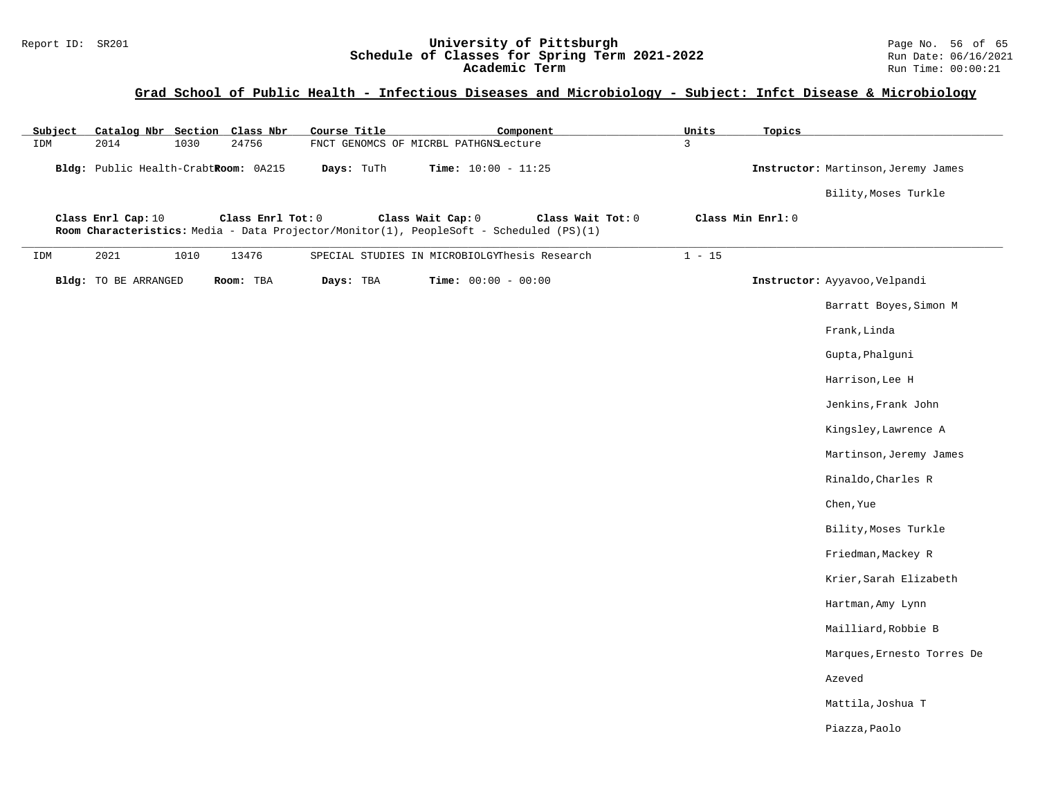## Grad School of Public Health - Infectious Diseases and Microbiology - Subject: Infct Disease & Microbiology

| Subject | Catalog Nbr | Section | Class Nbr | Course Title | Component | Units | Topics |
|---|---|---|---|---|---|---|---|
| IDM | 2014 | 1030 | 24756 | FNCT GENOMCS OF MICRBL PATHGNS | Lecture | 3 | |

**Bldg:** Public Health-Crabt **Room:** 0A215 **Days:** TuTh **Time:** 10:00 - 11:25 **Instructor:** Martinson,Jeremy James

Bility,Moses Turkle

**Class Enrl Cap:** 10 **Class Enrl Tot:** 0 **Class Wait Cap:** 0 **Class Wait Tot:** 0 **Class Min Enrl:** 0

**Room Characteristics:** Media - Data Projector/Monitor(1), PeopleSoft - Scheduled (PS)(1)

---

| Subject | Catalog Nbr | Section | Class Nbr | Course Title | Component | Units | Topics |
|---|---|---|---|---|---|---|---|
| IDM | 2021 | 1010 | 13476 | SPECIAL STUDIES IN MICROBIOLGY | Thesis Research | 1 - 15 | |

**Bldg:** TO BE ARRANGED **Room:** TBA **Days:** TBA **Time:** 00:00 - 00:00 **Instructor:** Ayyavoo,Velpandi

Barratt Boyes,Simon M

Frank,Linda

Gupta,Phalguni

Harrison,Lee H

Jenkins,Frank John

Kingsley,Lawrence A

Martinson,Jeremy James

Rinaldo,Charles R

Chen,Yue

Bility,Moses Turkle

Friedman,Mackey R

Krier,Sarah Elizabeth

Hartman,Amy Lynn

Mailliard,Robbie B

Marques,Ernesto Torres De Azeved

Mattila,Joshua T

Piazza,Paolo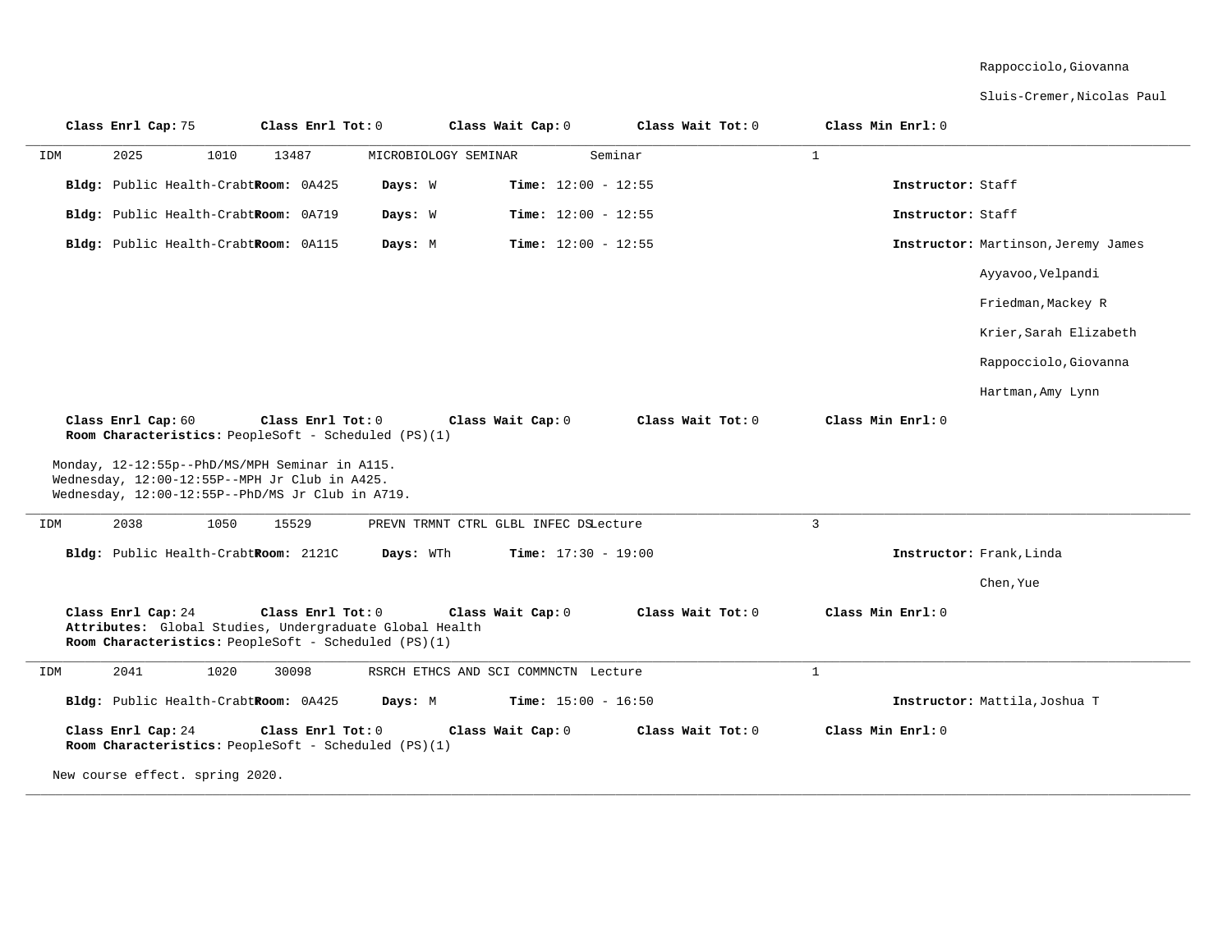Rappocciolo,Giovanna

Sluis-Cremer,Nicolas Paul

**Class Enrl Cap:** 75 **Class Enrl Tot:** 0 **Class Wait Cap:** 0 **Class Wait Tot:** 0 **Class Min Enrl:** 0

---

IDM 2025 1010 13487 MICROBIOLOGY SEMINAR Seminar 1

**Bldg:** Public Health-Crabtr **Room:** 0A425 **Days:** W **Time:** 12:00 - 12:55 **Instructor:** Staff

**Bldg:** Public Health-Crabtr **Room:** 0A719 **Days:** W **Time:** 12:00 - 12:55 **Instructor:** Staff

**Bldg:** Public Health-Crabtr **Room:** 0A115 **Days:** M **Time:** 12:00 - 12:55 **Instructor:** Martinson,Jeremy James

Ayyavoo,Velpandi

Friedman,Mackey R

Krier,Sarah Elizabeth

Rappocciolo,Giovanna

Hartman,Amy Lynn

**Class Enrl Cap:** 60 **Class Enrl Tot:** 0 **Class Wait Cap:** 0 **Class Wait Tot:** 0 **Class Min Enrl:** 0
**Room Characteristics:** PeopleSoft - Scheduled (PS)(1)

Monday, 12-12:55p--PhD/MS/MPH Seminar in A115.
Wednesday, 12:00-12:55P--MPH Jr Club in A425.
Wednesday, 12:00-12:55P--PhD/MS Jr Club in A719.

---

IDM 2038 1050 15529 PREVN TRMNT CTRL GLBL INFEC DS Lecture 3

**Bldg:** Public Health-Crabtr **Room:** 2121C **Days:** WTh **Time:** 17:30 - 19:00 **Instructor:** Frank,Linda

Chen,Yue

**Class Enrl Cap:** 24 **Class Enrl Tot:** 0 **Class Wait Cap:** 0 **Class Wait Tot:** 0 **Class Min Enrl:** 0
**Attributes:** Global Studies, Undergraduate Global Health
**Room Characteristics:** PeopleSoft - Scheduled (PS)(1)

---

IDM 2041 1020 30098 RSRCH ETHCS AND SCI COMMNCTN Lecture 1

**Bldg:** Public Health-Crabtr **Room:** 0A425 **Days:** M **Time:** 15:00 - 16:50 **Instructor:** Mattila,Joshua T

**Class Enrl Cap:** 24 **Class Enrl Tot:** 0 **Class Wait Cap:** 0 **Class Wait Tot:** 0 **Class Min Enrl:** 0
**Room Characteristics:** PeopleSoft - Scheduled (PS)(1)

New course effect. spring 2020.

---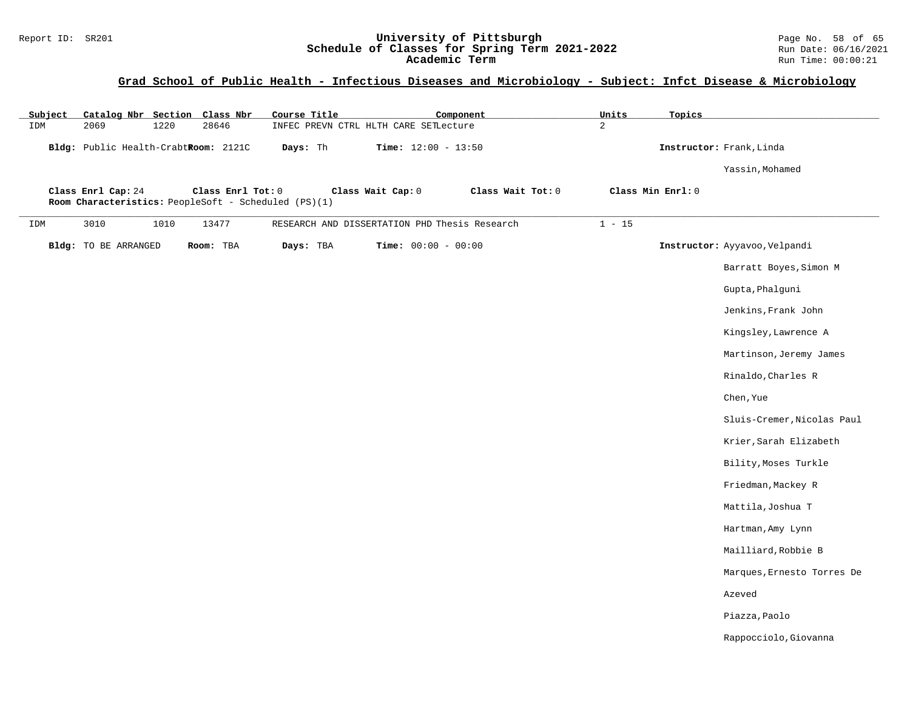## Grad School of Public Health - Infectious Diseases and Microbiology - Subject: Infct Disease & Microbiology

| Subject | Catalog Nbr | Section | Class Nbr | Course Title | Component | Units | Topics |
|---|---|---|---|---|---|---|---|
| IDM | 2069 | 1220 | 28646 | INFEC PREVN CTRL HLTH CARE SET | Lecture | 2 | |

**Bldg:** Public Health-Crabtr **Room:** 2121C **Days:** Th **Time:** 12:00 - 13:50 **Instructor:** Frank,Linda

Yassin,Mohamed

**Class Enrl Cap:** 24 **Class Enrl Tot:** 0 **Class Wait Cap:** 0 **Class Wait Tot:** 0 **Class Min Enrl:** 0

**Room Characteristics:** PeopleSoft - Scheduled (PS)(1)

---

| Subject | Catalog Nbr | Section | Class Nbr | Course Title | Component | Units | Topics |
|---|---|---|---|---|---|---|---|
| IDM | 3010 | 1010 | 13477 | RESEARCH AND DISSERTATION PHD | Thesis Research | 1 - 15 | |

**Bldg:** TO BE ARRANGED **Room:** TBA **Days:** TBA **Time:** 00:00 - 00:00 **Instructor:** Ayyavoo,Velpandi

Barratt Boyes,Simon M

Gupta,Phalguni

Jenkins,Frank John

Kingsley,Lawrence A

Martinson,Jeremy James

Rinaldo,Charles R

Chen,Yue

Sluis-Cremer,Nicolas Paul

Krier,Sarah Elizabeth

Bility,Moses Turkle

Friedman,Mackey R

Mattila,Joshua T

Hartman,Amy Lynn

Mailliard,Robbie B

Marques,Ernesto Torres De Azeved

Piazza,Paolo

Rappocciolo,Giovanna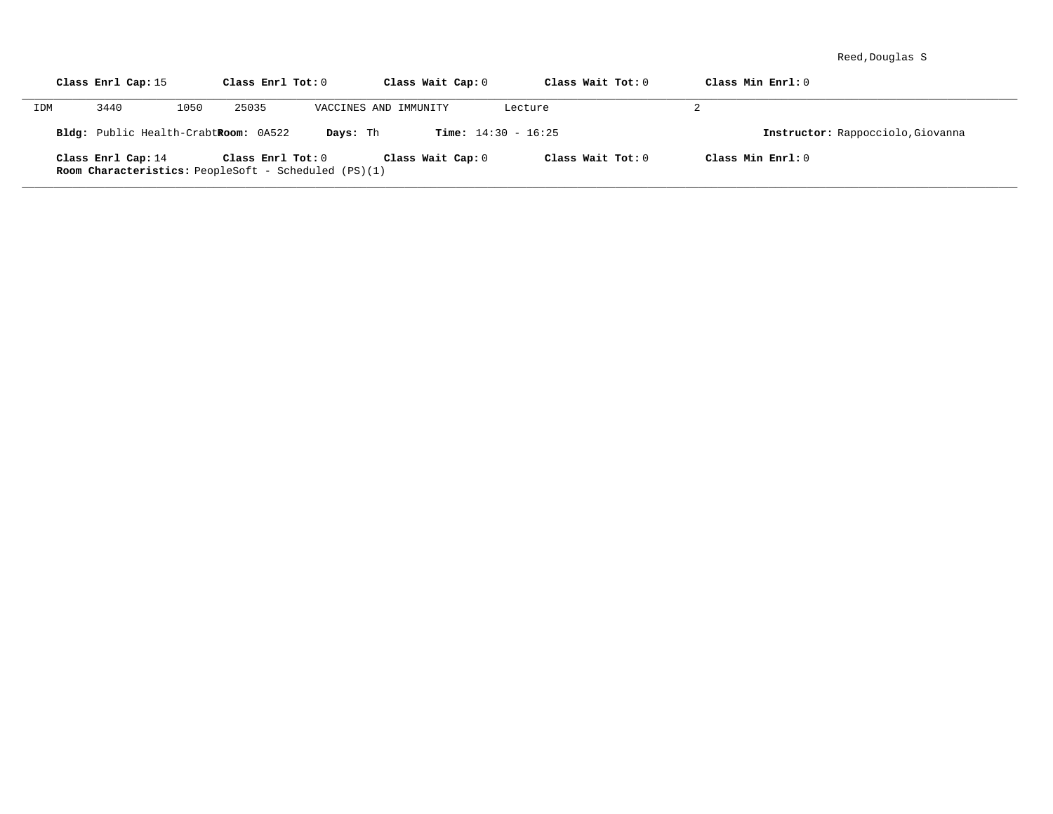Reed,Douglas S

**Class Enrl Cap:** 15 **Class Enrl Tot:** 0 **Class Wait Cap:** 0 **Class Wait Tot:** 0 **Class Min Enrl:** 0

---

IDM 3440 1050 25035 VACCINES AND IMMUNITY Lecture 2

**Bldg:** Public Health-Crabt **Room:** 0A522 **Days:** Th **Time:** 14:30 - 16:25 **Instructor:** Rappocciolo,Giovanna

**Class Enrl Cap:** 14 **Class Enrl Tot:** 0 **Class Wait Cap:** 0 **Class Wait Tot:** 0 **Class Min Enrl:** 0
**Room Characteristics:** PeopleSoft - Scheduled (PS)(1)

---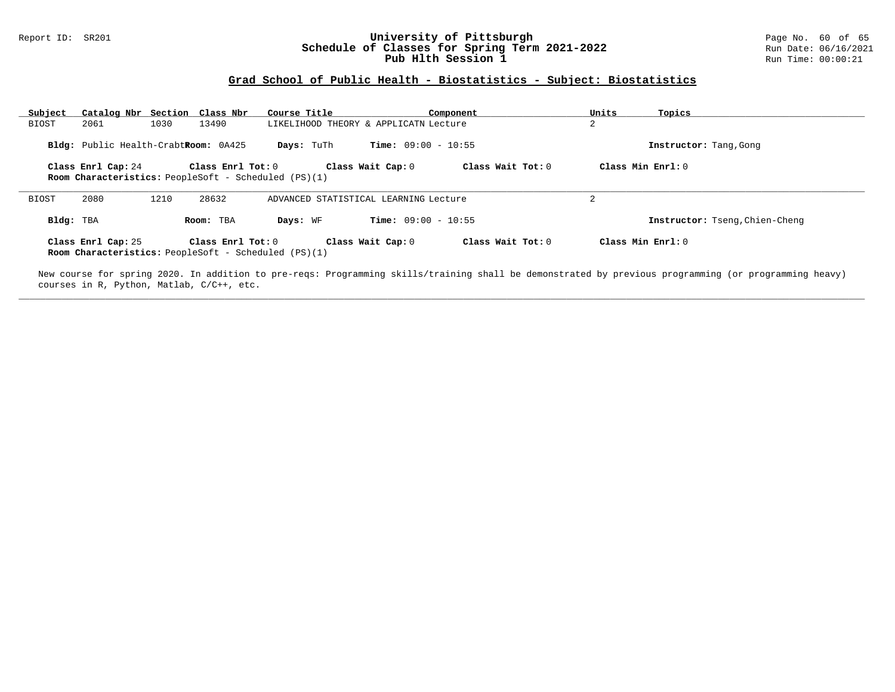## Grad School of Public Health - Biostatistics - Subject: Biostatistics

| Subject | Catalog Nbr | Section | Class Nbr | Course Title | Component | Units | Topics |
|---|---|---|---|---|---|---|---|
| BIOST | 2061 | 1030 | 13490 | LIKELIHOOD THEORY & APPLICATN | Lecture | 2 | |

**Bldg:** Public Health-Crabt **Room:** 0A425 **Days:** TuTh **Time:** 09:00 - 10:55 **Instructor:** Tang,Gong

**Class Enrl Cap:** 24 **Class Enrl Tot:** 0 **Class Wait Cap:** 0 **Class Wait Tot:** 0 **Class Min Enrl:** 0

**Room Characteristics:** PeopleSoft - Scheduled (PS)(1)

---

| Subject | Catalog Nbr | Section | Class Nbr | Course Title | Component | Units | Topics |
|---|---|---|---|---|---|---|---|
| BIOST | 2080 | 1210 | 28632 | ADVANCED STATISTICAL LEARNING | Lecture | 2 | |

**Bldg:** TBA **Room:** TBA **Days:** WF **Time:** 09:00 - 10:55 **Instructor:** Tseng,Chien-Cheng

**Class Enrl Cap:** 25 **Class Enrl Tot:** 0 **Class Wait Cap:** 0 **Class Wait Tot:** 0 **Class Min Enrl:** 0

**Room Characteristics:** PeopleSoft - Scheduled (PS)(1)

New course for spring 2020. In addition to pre-reqs: Programming skills/training shall be demonstrated by previous programming (or programming heavy) courses in R, Python, Matlab, C/C++, etc.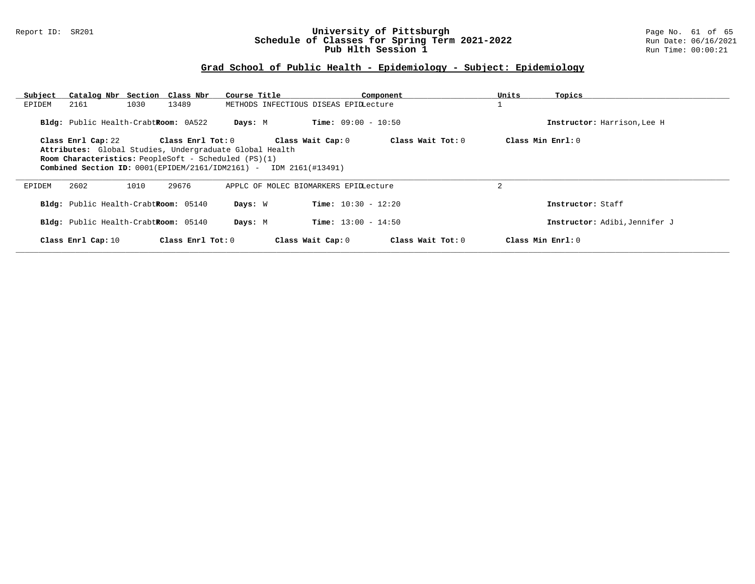# University of Pittsburgh
## Schedule of Classes for Spring Term 2021-2022
### Pub Hlth Session 1

Report ID: SR201

Run Date: 06/16/2021

Run Time: 00:00:21

## Grad School of Public Health - Epidemiology - Subject: Epidemiology

| Subject | Catalog Nbr | Section | Class Nbr | Course Title | Component | Units | Topics |
|---|---|---|---|---|---|---|---|
| EPIDEM | 2161 | 1030 | 13489 | METHODS INFECTIOUS DISEAS EPID | Lecture | 1 | |

**Bldg:** Public Health-Crabt **Room:** 0A522 **Days:** M **Time:** 09:00 - 10:50 **Instructor:** Harrison,Lee H

**Class Enrl Cap:** 22 **Class Enrl Tot:** 0 **Class Wait Cap:** 0 **Class Wait Tot:** 0 **Class Min Enrl:** 0

**Attributes:** Global Studies, Undergraduate Global Health

**Room Characteristics:** PeopleSoft - Scheduled (PS)(1)

**Combined Section ID:** 0001(EPIDEM/2161/IDM2161) - IDM 2161(#13491)

---

| Subject | Catalog Nbr | Section | Class Nbr | Course Title | Component | Units | Topics |
|---|---|---|---|---|---|---|---|
| EPIDEM | 2602 | 1010 | 29676 | APPLC OF MOLEC BIOMARKERS EPID | Lecture | 2 | |

**Bldg:** Public Health-Crabt **Room:** 05140 **Days:** W **Time:** 10:30 - 12:20 **Instructor:** Staff

**Bldg:** Public Health-Crabt **Room:** 05140 **Days:** M **Time:** 13:00 - 14:50 **Instructor:** Adibi,Jennifer J

**Class Enrl Cap:** 10 **Class Enrl Tot:** 0 **Class Wait Cap:** 0 **Class Wait Tot:** 0 **Class Min Enrl:** 0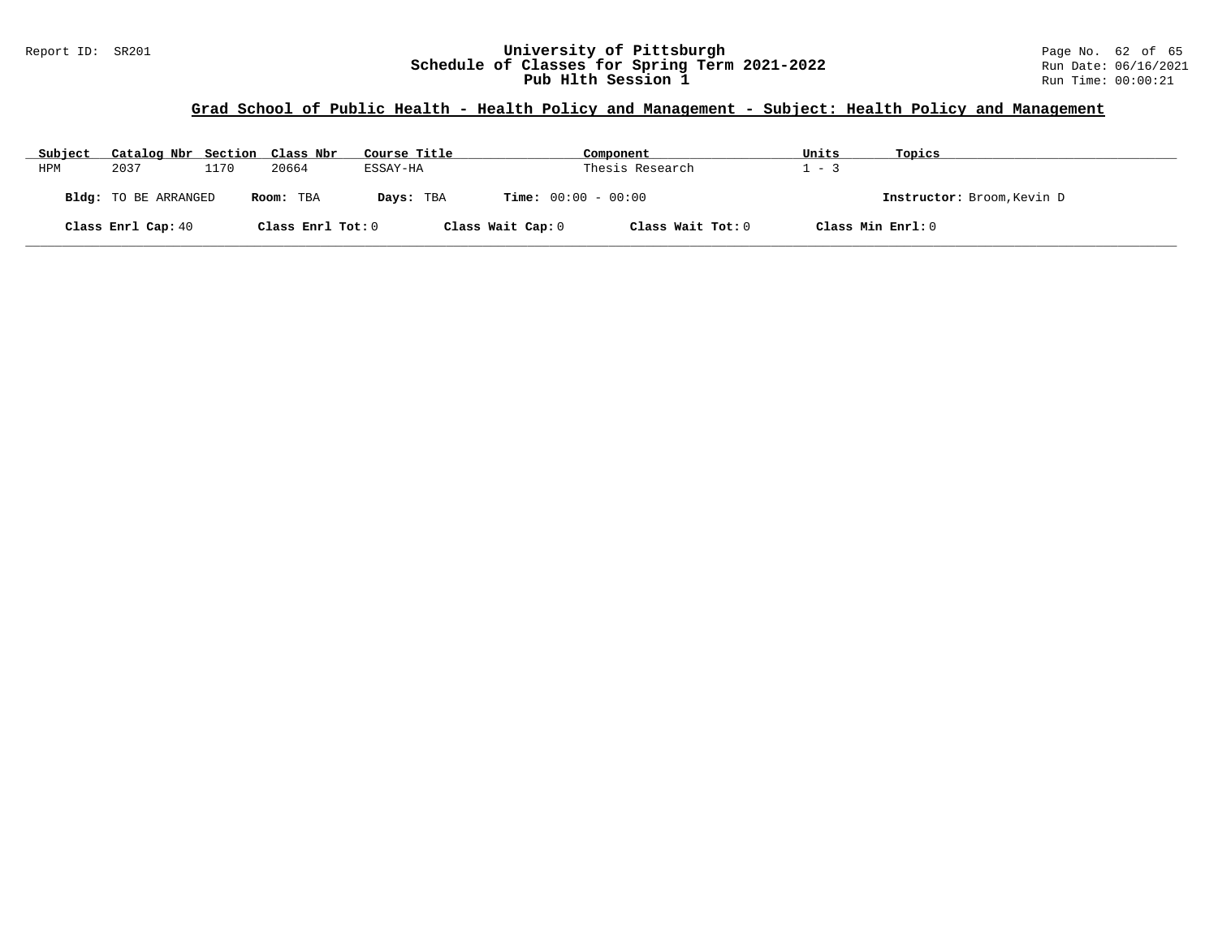## Grad School of Public Health - Health Policy and Management - Subject: Health Policy and Management

| Subject | Catalog Nbr | Section | Class Nbr | Course Title | Component | Units | Topics |
|---|---|---|---|---|---|---|---|
| HPM | 2037 | 1170 | 20664 | ESSAY-HA | Thesis Research | 1 - 3 | |

**Bldg:** TO BE ARRANGED **Room:** TBA **Days:** TBA **Time:** 00:00 - 00:00 **Instructor:** Broom,Kevin D

**Class Enrl Cap:** 40 **Class Enrl Tot:** 0 **Class Wait Cap:** 0 **Class Wait Tot:** 0 **Class Min Enrl:** 0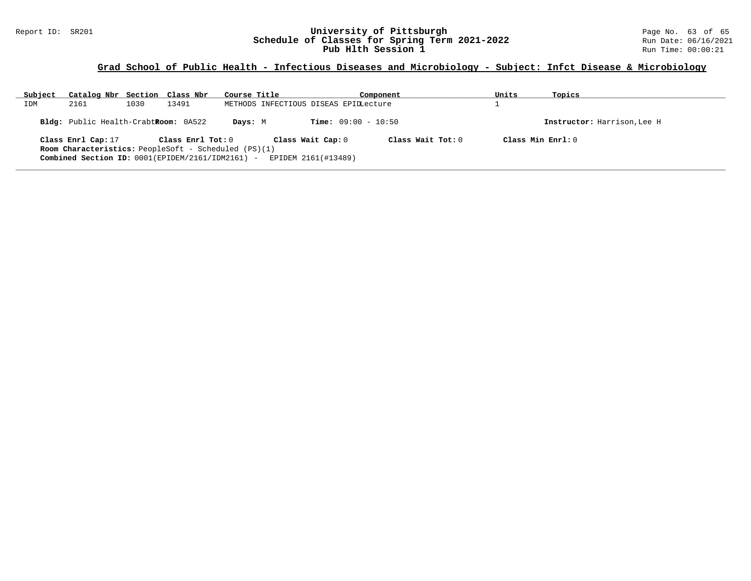## Grad School of Public Health - Infectious Diseases and Microbiology - Subject: Infct Disease & Microbiology

| Subject | Catalog Nbr | Section | Class Nbr | Course Title | Component | Units | Topics |
|---|---|---|---|---|---|---|---|
| IDM | 2161 | 1030 | 13491 | METHODS INFECTIOUS DISEAS EPID | Lecture | 1 | |

**Bldg:** Public Health-Crabt **Room:** 0A522 **Days:** M **Time:** 09:00 - 10:50 **Instructor:** Harrison,Lee H

**Class Enrl Cap:** 17 **Class Enrl Tot:** 0 **Class Wait Cap:** 0 **Class Wait Tot:** 0 **Class Min Enrl:** 0

**Room Characteristics:** PeopleSoft - Scheduled (PS)(1)

**Combined Section ID:** 0001(EPIDEM/2161/IDM2161) - EPIDEM 2161(#13489)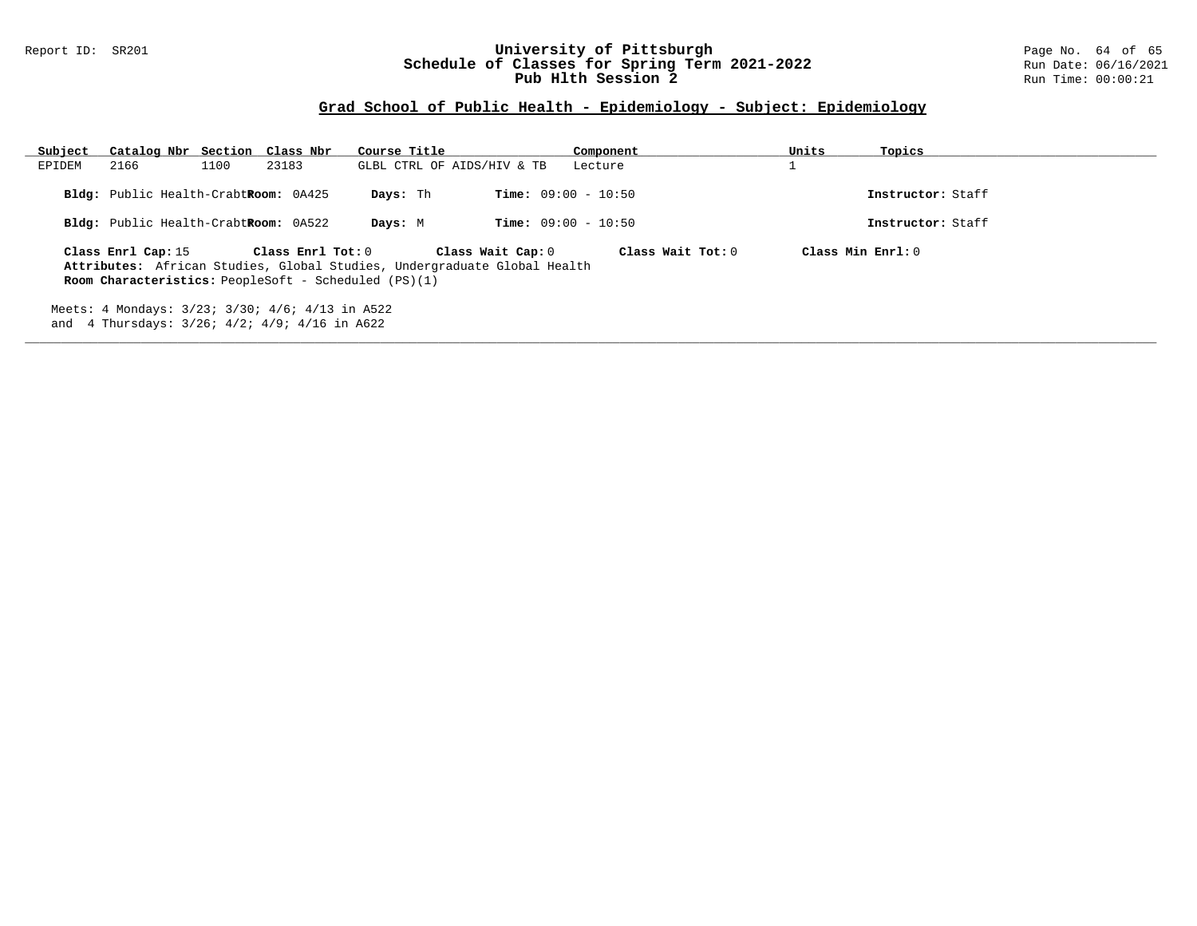## Grad School of Public Health - Epidemiology - Subject: Epidemiology

| Subject | Catalog Nbr | Section | Class Nbr | Course Title | Component | Units | Topics |
|---|---|---|---|---|---|---|---|
| EPIDEM | 2166 | 1100 | 23183 | GLBL CTRL OF AIDS/HIV & TB | Lecture | 1 | |

**Bldg:** Public Health-Crabt **Room:** 0A425 **Days:** Th **Time:** 09:00 - 10:50 **Instructor:** Staff

**Bldg:** Public Health-Crabt **Room:** 0A522 **Days:** M **Time:** 09:00 - 10:50 **Instructor:** Staff

**Class Enrl Cap:** 15 **Class Enrl Tot:** 0 **Class Wait Cap:** 0 **Class Wait Tot:** 0 **Class Min Enrl:** 0

**Attributes:** African Studies, Global Studies, Undergraduate Global Health

**Room Characteristics:** PeopleSoft - Scheduled (PS)(1)

Meets: 4 Mondays: 3/23; 3/30; 4/6; 4/13 in A522
and 4 Thursdays: 3/26; 4/2; 4/9; 4/16 in A622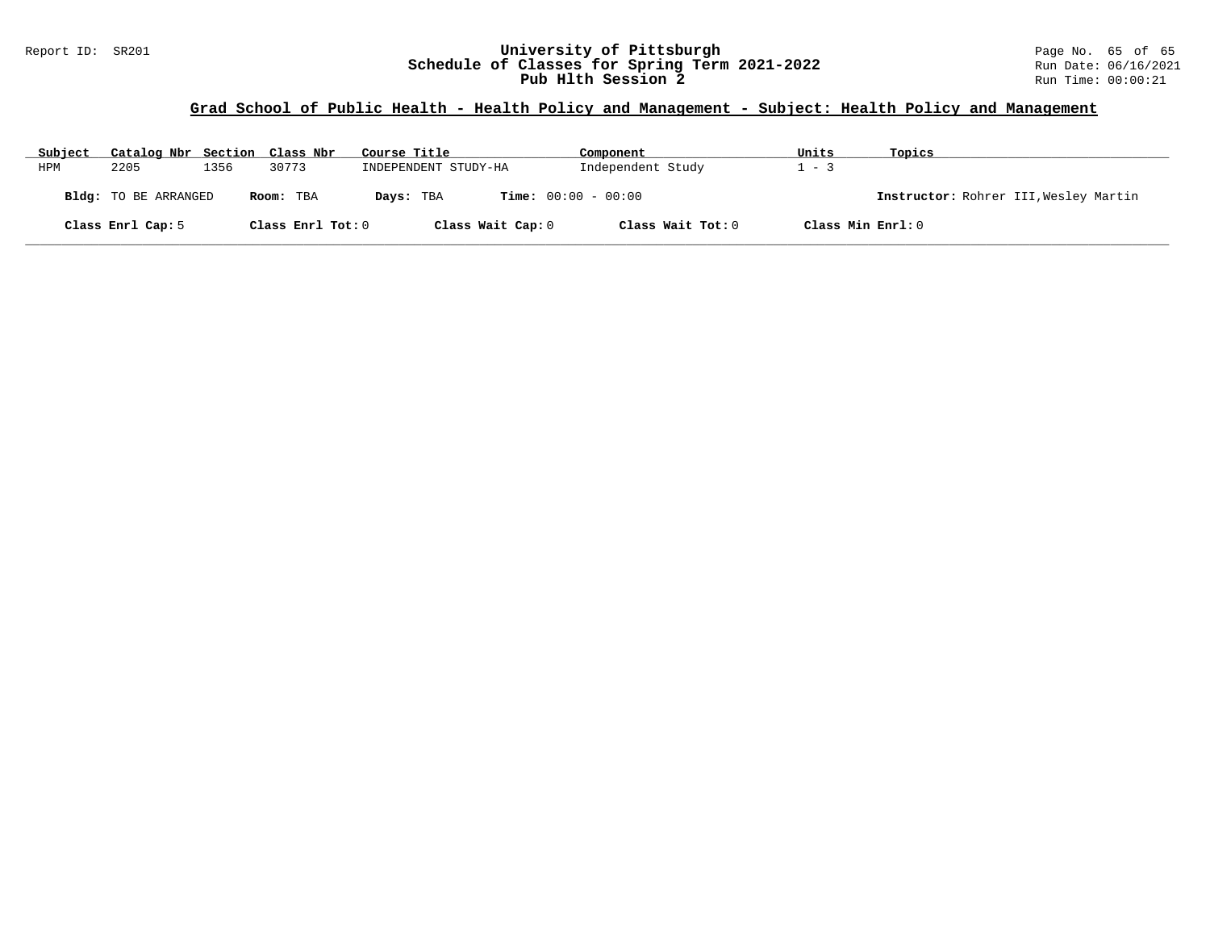## Grad School of Public Health - Health Policy and Management - Subject: Health Policy and Management

| Subject | Catalog Nbr | Section | Class Nbr | Course Title | Component | Units | Topics |
|---|---|---|---|---|---|---|---|
| HPM | 2205 | 1356 | 30773 | INDEPENDENT STUDY-HA | Independent Study | 1 - 3 | |

**Bldg:** TO BE ARRANGED **Room:** TBA **Days:** TBA **Time:** 00:00 - 00:00 **Instructor:** Rohrer III,Wesley Martin

**Class Enrl Cap:** 5 **Class Enrl Tot:** 0 **Class Wait Cap:** 0 **Class Wait Tot:** 0 **Class Min Enrl:** 0